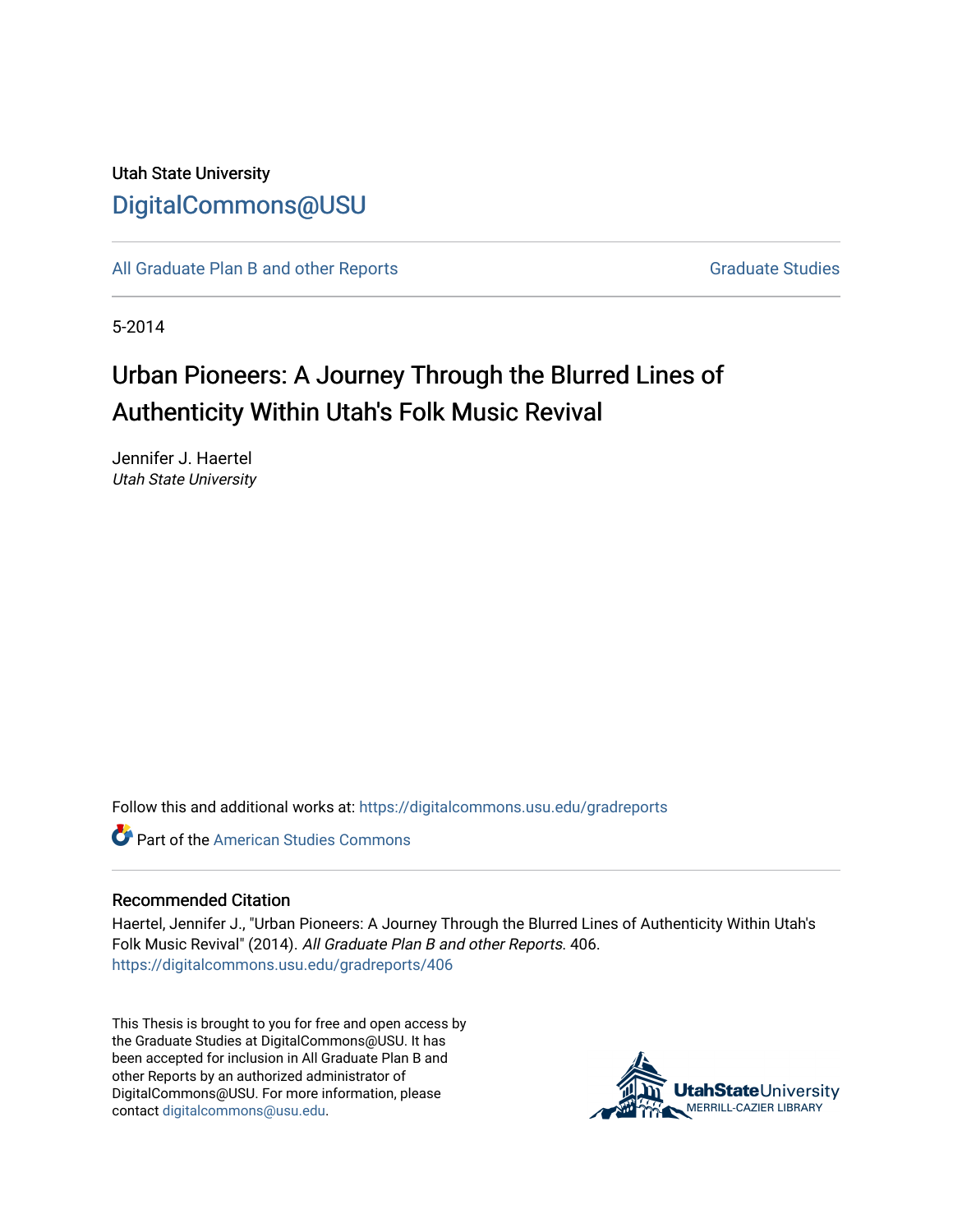Utah State University

DigitalCommons@USU

All Graduate Plan B and other Reports

Graduate Studies

5-2014

# Urban Pioneers: A Journey Through the Blurred Lines of Authenticity Within Utah's Folk Music Revival

Jennifer J. Haertel
*Utah State University*

Follow this and additional works at: https://digitalcommons.usu.edu/gradreports

Part of the American Studies Commons

### Recommended Citation

Haertel, Jennifer J., "Urban Pioneers: A Journey Through the Blurred Lines of Authenticity Within Utah's Folk Music Revival" (2014). *All Graduate Plan B and other Reports*. 406.
https://digitalcommons.usu.edu/gradreports/406

This Thesis is brought to you for free and open access by the Graduate Studies at DigitalCommons@USU. It has been accepted for inclusion in All Graduate Plan B and other Reports by an authorized administrator of DigitalCommons@USU. For more information, please contact digitalcommons@usu.edu.

UtahStateUniversity
MERRILL-CAZIER LIBRARY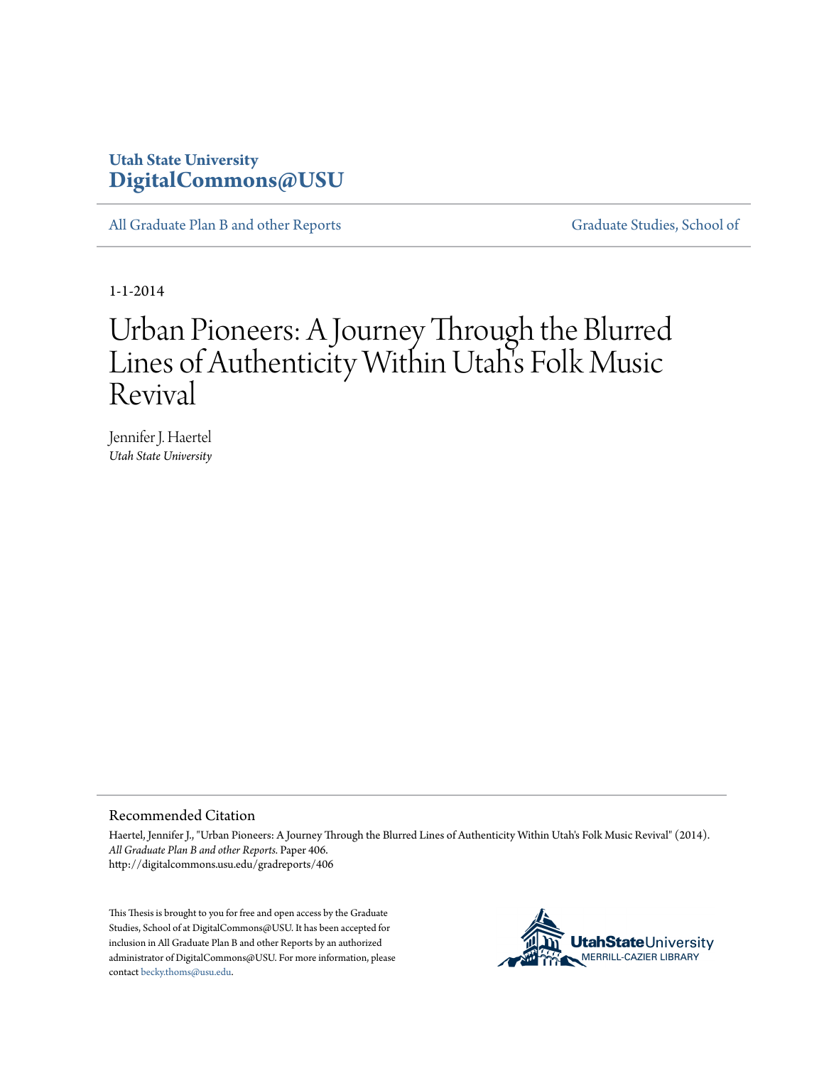Utah State University
DigitalCommons@USU

All Graduate Plan B and other Reports

Graduate Studies, School of

1-1-2014

# Urban Pioneers: A Journey Through the Blurred Lines of Authenticity Within Utah's Folk Music Revival

Jennifer J. Haertel
*Utah State University*

## Recommended Citation

Haertel, Jennifer J., "Urban Pioneers: A Journey Through the Blurred Lines of Authenticity Within Utah's Folk Music Revival" (2014). *All Graduate Plan B and other Reports.* Paper 406.
http://digitalcommons.usu.edu/gradreports/406

This Thesis is brought to you for free and open access by the Graduate Studies, School of at DigitalCommons@USU. It has been accepted for inclusion in All Graduate Plan B and other Reports by an authorized administrator of DigitalCommons@USU. For more information, please contact becky.thoms@usu.edu.

UtahStateUniversity
MERRILL-CAZIER LIBRARY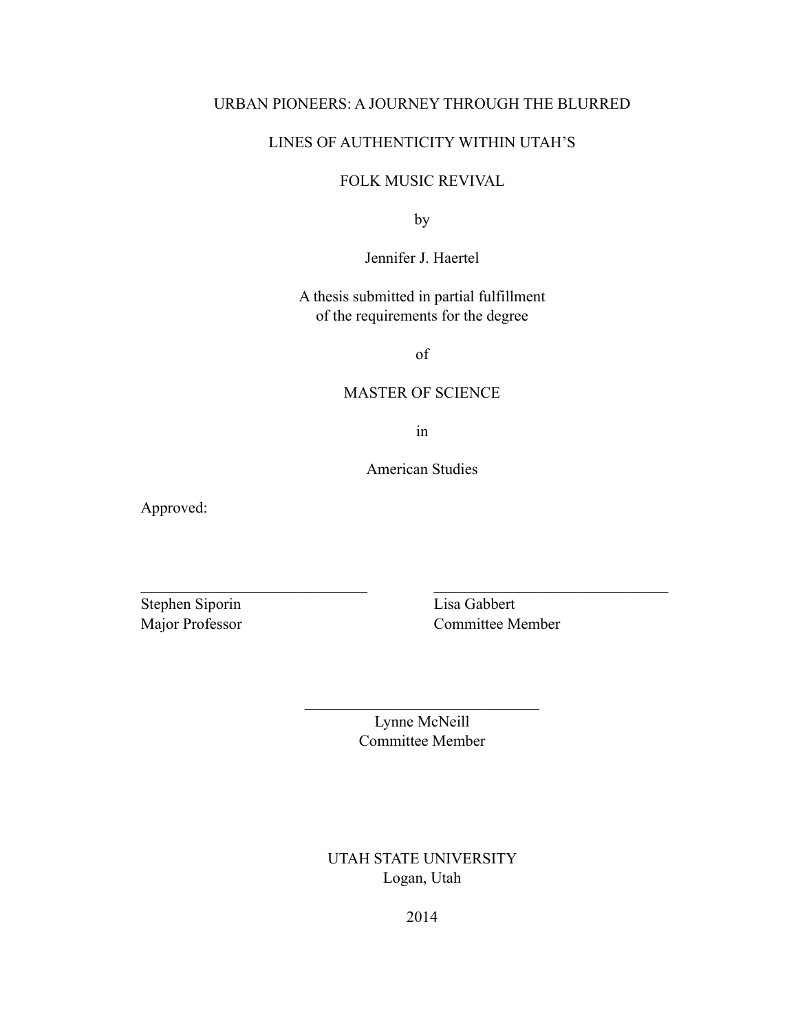URBAN PIONEERS: A JOURNEY THROUGH THE BLURRED

LINES OF AUTHENTICITY WITHIN UTAH'S

FOLK MUSIC REVIVAL

by

Jennifer J. Haertel

A thesis submitted in partial fulfillment
of the requirements for the degree

of

MASTER OF SCIENCE

in

American Studies

Approved:

| | |
|---|---|
| Stephen Siporin | Lisa Gabbert |
| Major Professor | Committee Member |

Lynne McNeill
Committee Member

UTAH STATE UNIVERSITY
Logan, Utah

2014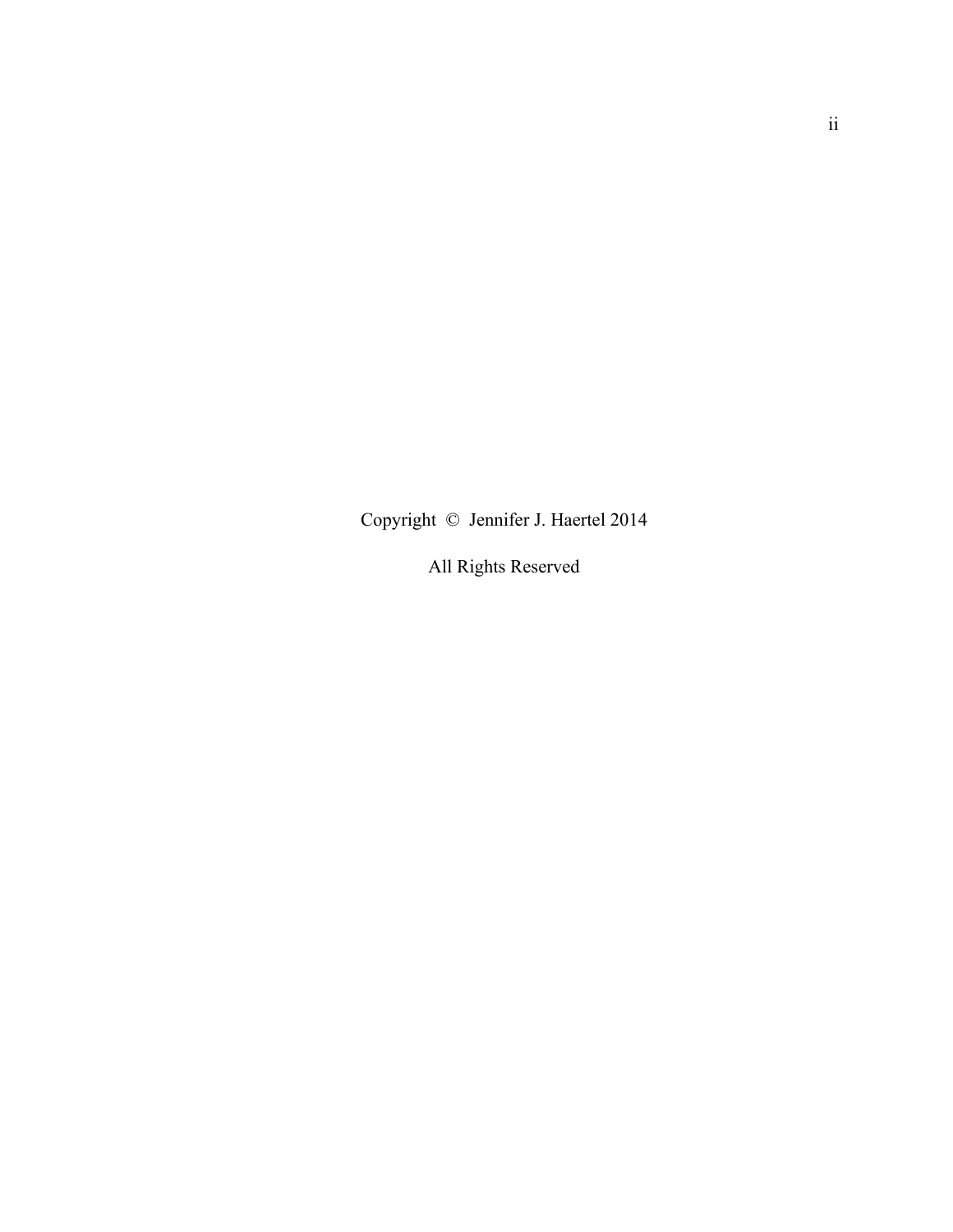Copyright © Jennifer J. Haertel 2014

All Rights Reserved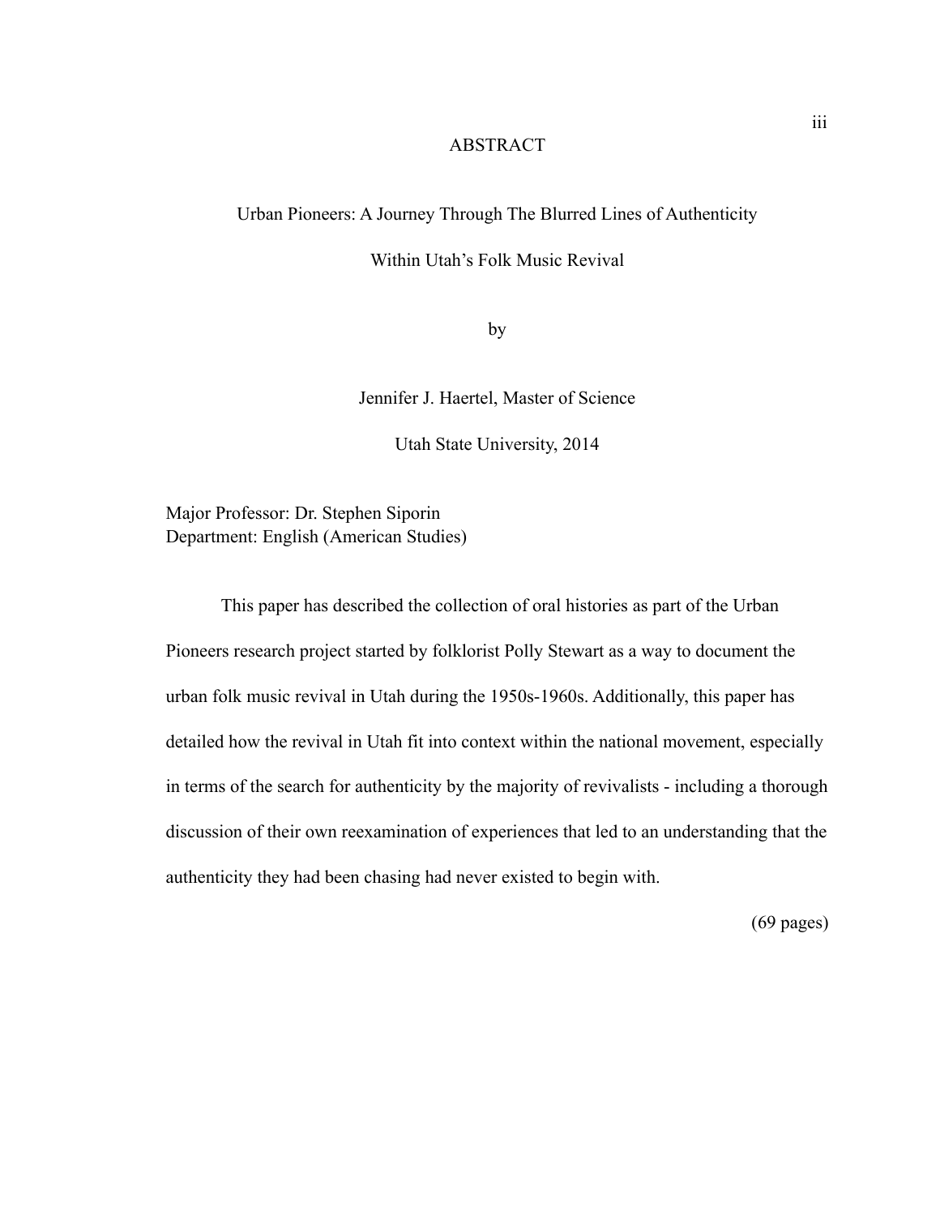# ABSTRACT

## Urban Pioneers: A Journey Through The Blurred Lines of Authenticity Within Utah's Folk Music Revival

by

Jennifer J. Haertel, Master of Science

Utah State University, 2014

Major Professor: Dr. Stephen Siporin
Department: English (American Studies)

This paper has described the collection of oral histories as part of the Urban Pioneers research project started by folklorist Polly Stewart as a way to document the urban folk music revival in Utah during the 1950s-1960s. Additionally, this paper has detailed how the revival in Utah fit into context within the national movement, especially in terms of the search for authenticity by the majority of revivalists - including a thorough discussion of their own reexamination of experiences that led to an understanding that the authenticity they had been chasing had never existed to begin with.

(69 pages)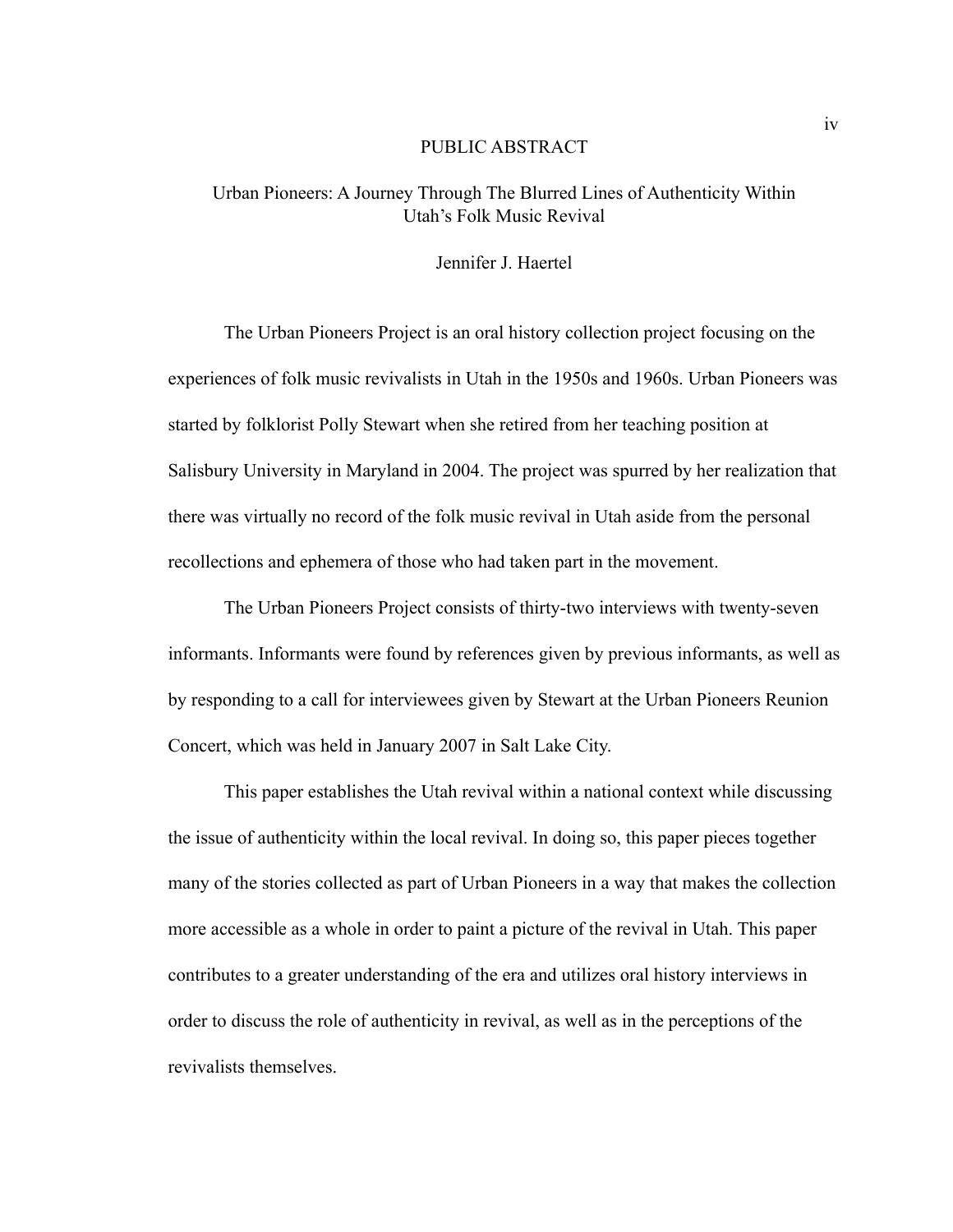# PUBLIC ABSTRACT

## Urban Pioneers: A Journey Through The Blurred Lines of Authenticity Within Utah's Folk Music Revival

Jennifer J. Haertel

The Urban Pioneers Project is an oral history collection project focusing on the experiences of folk music revivalists in Utah in the 1950s and 1960s. Urban Pioneers was started by folklorist Polly Stewart when she retired from her teaching position at Salisbury University in Maryland in 2004. The project was spurred by her realization that there was virtually no record of the folk music revival in Utah aside from the personal recollections and ephemera of those who had taken part in the movement.

The Urban Pioneers Project consists of thirty-two interviews with twenty-seven informants. Informants were found by references given by previous informants, as well as by responding to a call for interviewees given by Stewart at the Urban Pioneers Reunion Concert, which was held in January 2007 in Salt Lake City.

This paper establishes the Utah revival within a national context while discussing the issue of authenticity within the local revival. In doing so, this paper pieces together many of the stories collected as part of Urban Pioneers in a way that makes the collection more accessible as a whole in order to paint a picture of the revival in Utah. This paper contributes to a greater understanding of the era and utilizes oral history interviews in order to discuss the role of authenticity in revival, as well as in the perceptions of the revivalists themselves.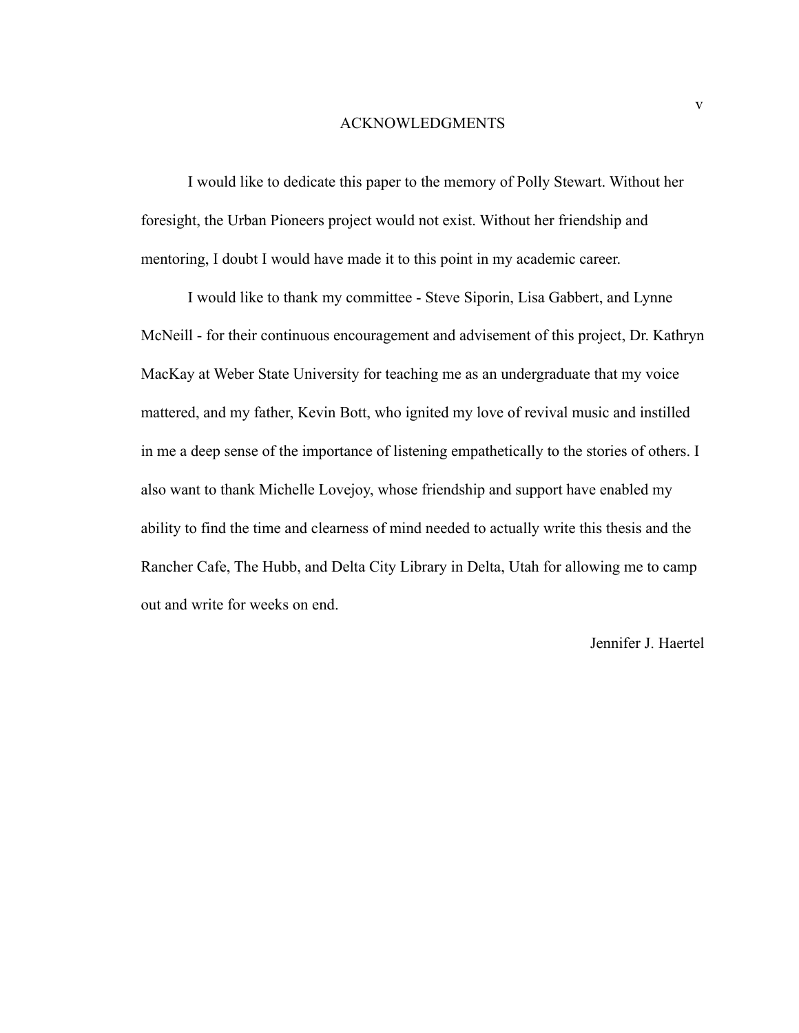# ACKNOWLEDGMENTS

I would like to dedicate this paper to the memory of Polly Stewart. Without her foresight, the Urban Pioneers project would not exist. Without her friendship and mentoring, I doubt I would have made it to this point in my academic career.

I would like to thank my committee - Steve Siporin, Lisa Gabbert, and Lynne McNeill - for their continuous encouragement and advisement of this project, Dr. Kathryn MacKay at Weber State University for teaching me as an undergraduate that my voice mattered, and my father, Kevin Bott, who ignited my love of revival music and instilled in me a deep sense of the importance of listening empathetically to the stories of others. I also want to thank Michelle Lovejoy, whose friendship and support have enabled my ability to find the time and clearness of mind needed to actually write this thesis and the Rancher Cafe, The Hubb, and Delta City Library in Delta, Utah for allowing me to camp out and write for weeks on end.

Jennifer J. Haertel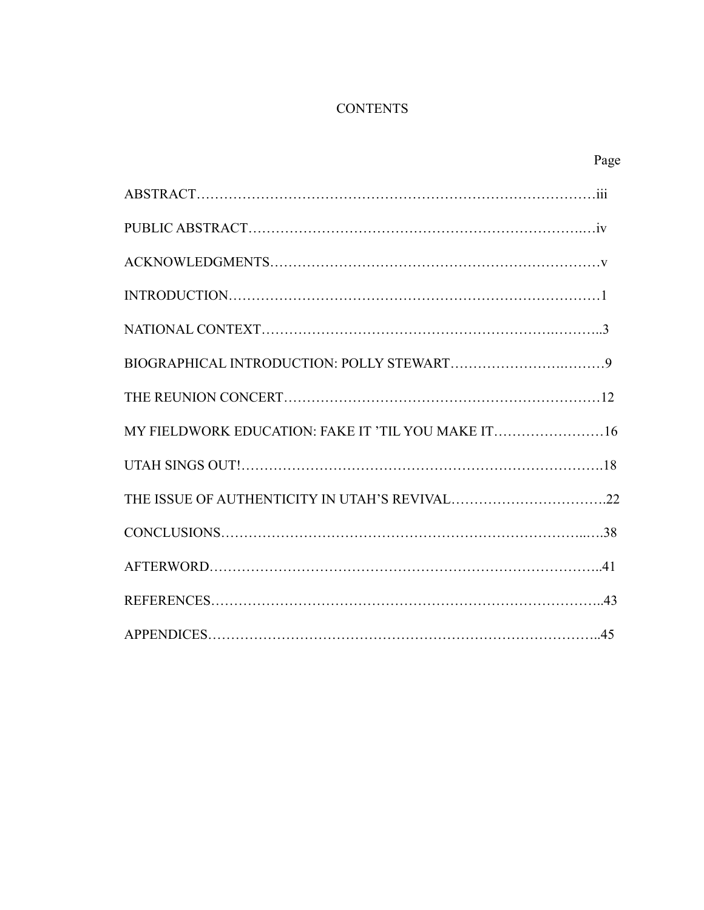# CONTENTS

| | Page |
|---|---|
| ABSTRACT | iii |
| PUBLIC ABSTRACT | iv |
| ACKNOWLEDGMENTS | v |
| INTRODUCTION | 1 |
| NATIONAL CONTEXT | 3 |
| BIOGRAPHICAL INTRODUCTION: POLLY STEWART | 9 |
| THE REUNION CONCERT | 12 |
| MY FIELDWORK EDUCATION: FAKE IT 'TIL YOU MAKE IT | 16 |
| UTAH SINGS OUT! | 18 |
| THE ISSUE OF AUTHENTICITY IN UTAH'S REVIVAL | 22 |
| CONCLUSIONS | 38 |
| AFTERWORD | 41 |
| REFERENCES | 43 |
| APPENDICES | 45 |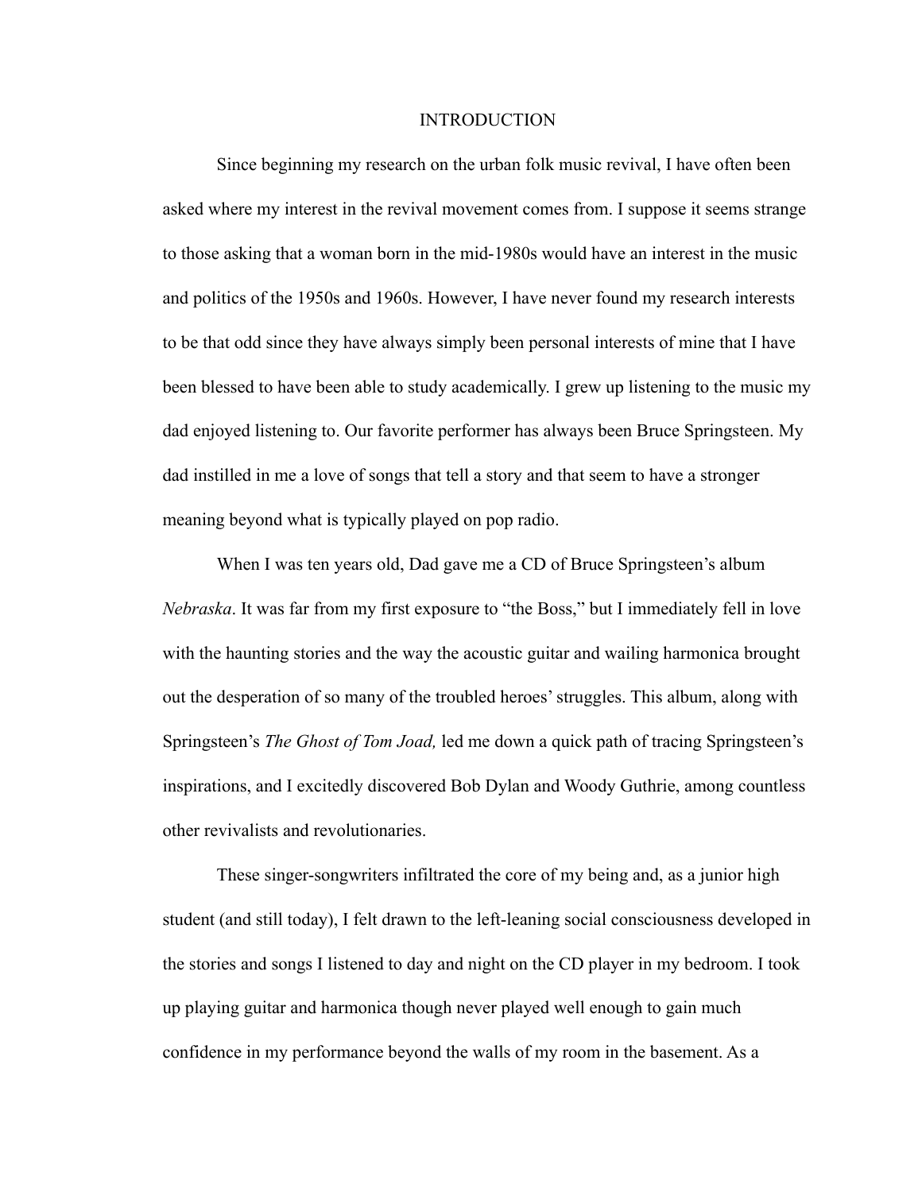# INTRODUCTION

Since beginning my research on the urban folk music revival, I have often been asked where my interest in the revival movement comes from. I suppose it seems strange to those asking that a woman born in the mid-1980s would have an interest in the music and politics of the 1950s and 1960s. However, I have never found my research interests to be that odd since they have always simply been personal interests of mine that I have been blessed to have been able to study academically. I grew up listening to the music my dad enjoyed listening to. Our favorite performer has always been Bruce Springsteen. My dad instilled in me a love of songs that tell a story and that seem to have a stronger meaning beyond what is typically played on pop radio.

When I was ten years old, Dad gave me a CD of Bruce Springsteen's album *Nebraska*. It was far from my first exposure to "the Boss," but I immediately fell in love with the haunting stories and the way the acoustic guitar and wailing harmonica brought out the desperation of so many of the troubled heroes' struggles. This album, along with Springsteen's *The Ghost of Tom Joad,* led me down a quick path of tracing Springsteen's inspirations, and I excitedly discovered Bob Dylan and Woody Guthrie, among countless other revivalists and revolutionaries.

These singer-songwriters infiltrated the core of my being and, as a junior high student (and still today), I felt drawn to the left-leaning social consciousness developed in the stories and songs I listened to day and night on the CD player in my bedroom. I took up playing guitar and harmonica though never played well enough to gain much confidence in my performance beyond the walls of my room in the basement. As a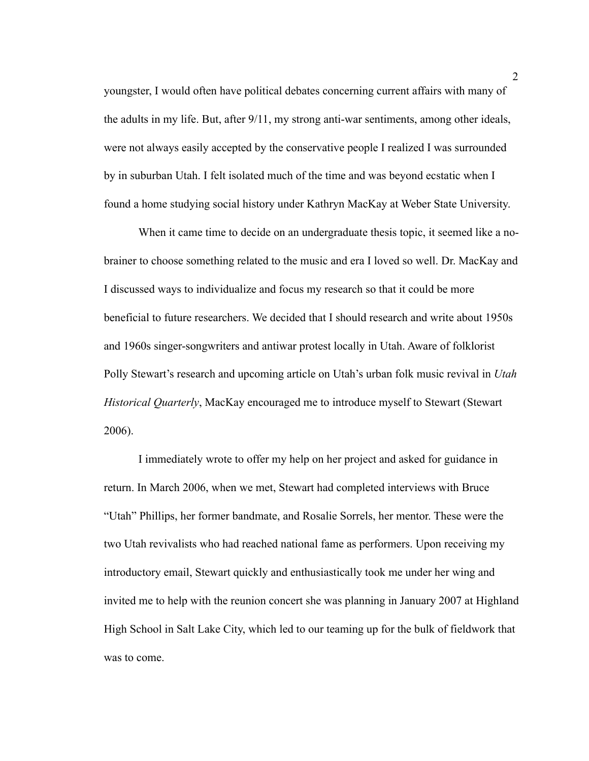youngster, I would often have political debates concerning current affairs with many of the adults in my life. But, after 9/11, my strong anti-war sentiments, among other ideals, were not always easily accepted by the conservative people I realized I was surrounded by in suburban Utah. I felt isolated much of the time and was beyond ecstatic when I found a home studying social history under Kathryn MacKay at Weber State University.

When it came time to decide on an undergraduate thesis topic, it seemed like a no-brainer to choose something related to the music and era I loved so well. Dr. MacKay and I discussed ways to individualize and focus my research so that it could be more beneficial to future researchers. We decided that I should research and write about 1950s and 1960s singer-songwriters and antiwar protest locally in Utah. Aware of folklorist Polly Stewart's research and upcoming article on Utah's urban folk music revival in *Utah Historical Quarterly*, MacKay encouraged me to introduce myself to Stewart (Stewart 2006).

I immediately wrote to offer my help on her project and asked for guidance in return. In March 2006, when we met, Stewart had completed interviews with Bruce "Utah" Phillips, her former bandmate, and Rosalie Sorrels, her mentor. These were the two Utah revivalists who had reached national fame as performers. Upon receiving my introductory email, Stewart quickly and enthusiastically took me under her wing and invited me to help with the reunion concert she was planning in January 2007 at Highland High School in Salt Lake City, which led to our teaming up for the bulk of fieldwork that was to come.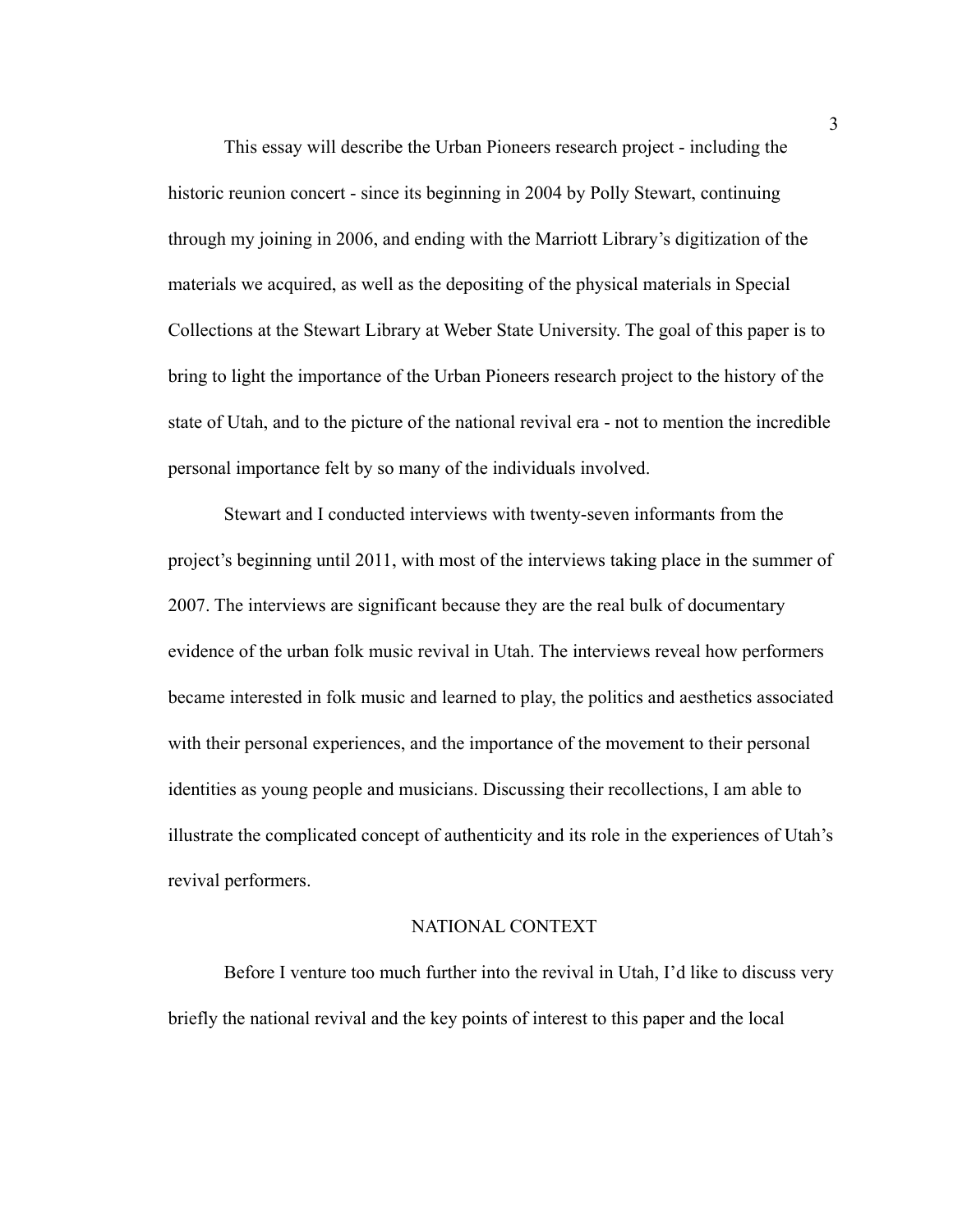This essay will describe the Urban Pioneers research project - including the historic reunion concert - since its beginning in 2004 by Polly Stewart, continuing through my joining in 2006, and ending with the Marriott Library's digitization of the materials we acquired, as well as the depositing of the physical materials in Special Collections at the Stewart Library at Weber State University. The goal of this paper is to bring to light the importance of the Urban Pioneers research project to the history of the state of Utah, and to the picture of the national revival era - not to mention the incredible personal importance felt by so many of the individuals involved.

Stewart and I conducted interviews with twenty-seven informants from the project's beginning until 2011, with most of the interviews taking place in the summer of 2007. The interviews are significant because they are the real bulk of documentary evidence of the urban folk music revival in Utah. The interviews reveal how performers became interested in folk music and learned to play, the politics and aesthetics associated with their personal experiences, and the importance of the movement to their personal identities as young people and musicians. Discussing their recollections, I am able to illustrate the complicated concept of authenticity and its role in the experiences of Utah's revival performers.

## NATIONAL CONTEXT

Before I venture too much further into the revival in Utah, I'd like to discuss very briefly the national revival and the key points of interest to this paper and the local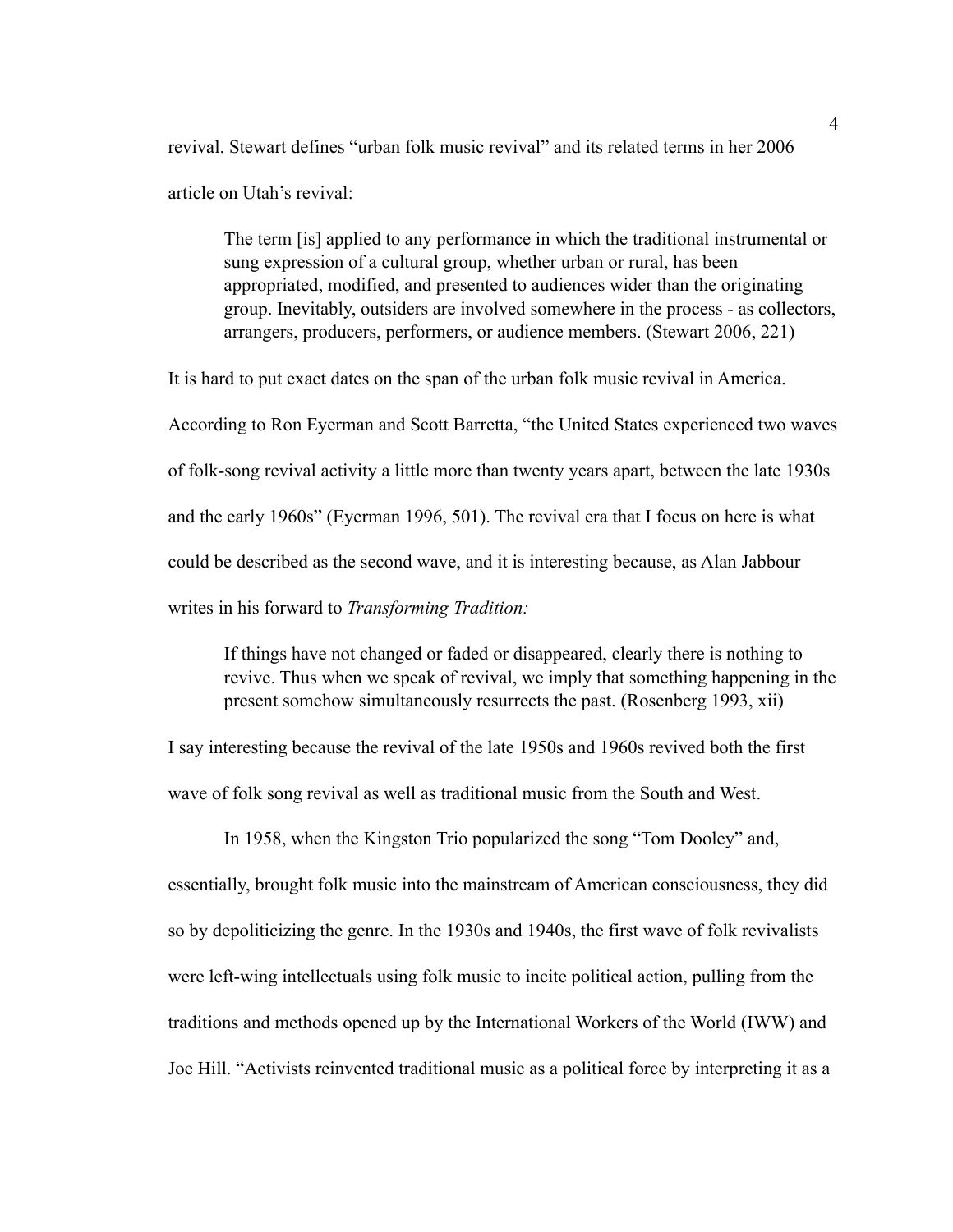revival. Stewart defines "urban folk music revival" and its related terms in her 2006 article on Utah's revival:

> The term [is] applied to any performance in which the traditional instrumental or sung expression of a cultural group, whether urban or rural, has been appropriated, modified, and presented to audiences wider than the originating group. Inevitably, outsiders are involved somewhere in the process - as collectors, arrangers, producers, performers, or audience members. (Stewart 2006, 221)

It is hard to put exact dates on the span of the urban folk music revival in America. According to Ron Eyerman and Scott Barretta, "the United States experienced two waves of folk-song revival activity a little more than twenty years apart, between the late 1930s and the early 1960s" (Eyerman 1996, 501). The revival era that I focus on here is what could be described as the second wave, and it is interesting because, as Alan Jabbour writes in his forward to *Transforming Tradition:*

> If things have not changed or faded or disappeared, clearly there is nothing to revive. Thus when we speak of revival, we imply that something happening in the present somehow simultaneously resurrects the past. (Rosenberg 1993, xii)

I say interesting because the revival of the late 1950s and 1960s revived both the first wave of folk song revival as well as traditional music from the South and West.

In 1958, when the Kingston Trio popularized the song "Tom Dooley" and, essentially, brought folk music into the mainstream of American consciousness, they did so by depoliticizing the genre. In the 1930s and 1940s, the first wave of folk revivalists were left-wing intellectuals using folk music to incite political action, pulling from the traditions and methods opened up by the International Workers of the World (IWW) and Joe Hill. "Activists reinvented traditional music as a political force by interpreting it as a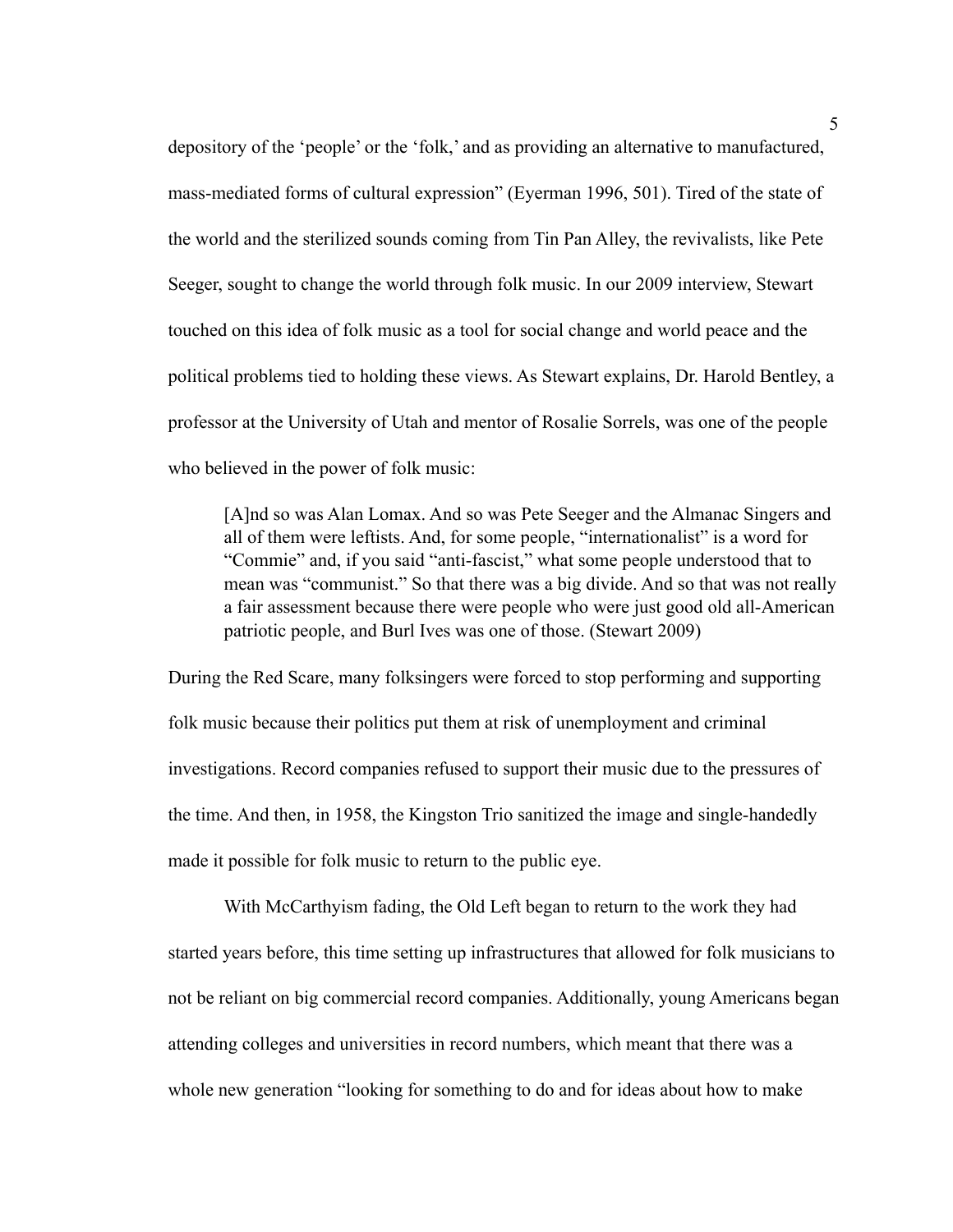depository of the 'people' or the 'folk,' and as providing an alternative to manufactured, mass-mediated forms of cultural expression" (Eyerman 1996, 501). Tired of the state of the world and the sterilized sounds coming from Tin Pan Alley, the revivalists, like Pete Seeger, sought to change the world through folk music. In our 2009 interview, Stewart touched on this idea of folk music as a tool for social change and world peace and the political problems tied to holding these views. As Stewart explains, Dr. Harold Bentley, a professor at the University of Utah and mentor of Rosalie Sorrels, was one of the people who believed in the power of folk music:

> [A]nd so was Alan Lomax. And so was Pete Seeger and the Almanac Singers and all of them were leftists. And, for some people, "internationalist" is a word for "Commie" and, if you said "anti-fascist," what some people understood that to mean was "communist." So that there was a big divide. And so that was not really a fair assessment because there were people who were just good old all-American patriotic people, and Burl Ives was one of those. (Stewart 2009)

During the Red Scare, many folksingers were forced to stop performing and supporting folk music because their politics put them at risk of unemployment and criminal investigations. Record companies refused to support their music due to the pressures of the time. And then, in 1958, the Kingston Trio sanitized the image and single-handedly made it possible for folk music to return to the public eye.

With McCarthyism fading, the Old Left began to return to the work they had started years before, this time setting up infrastructures that allowed for folk musicians to not be reliant on big commercial record companies. Additionally, young Americans began attending colleges and universities in record numbers, which meant that there was a whole new generation "looking for something to do and for ideas about how to make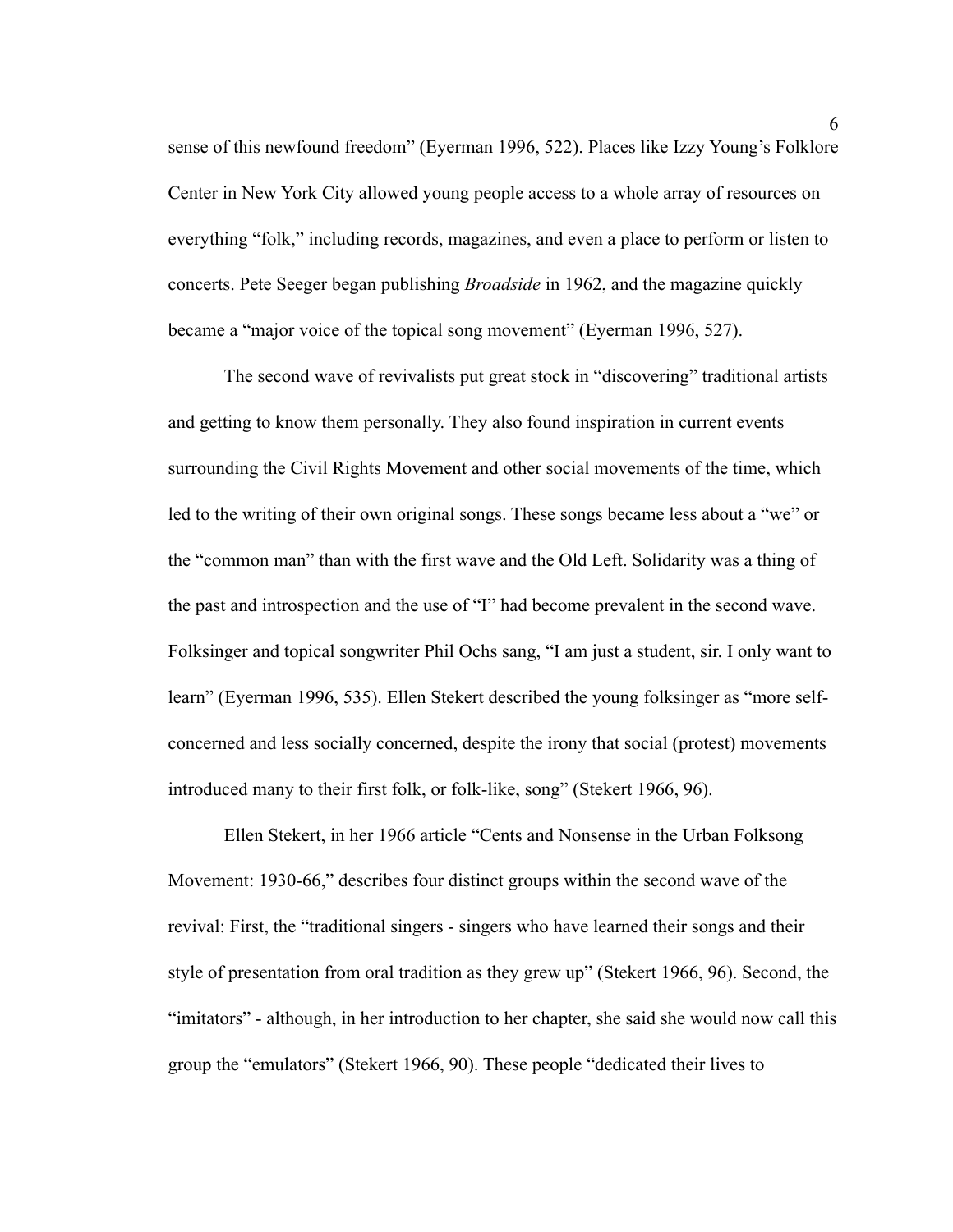sense of this newfound freedom" (Eyerman 1996, 522). Places like Izzy Young's Folklore Center in New York City allowed young people access to a whole array of resources on everything "folk," including records, magazines, and even a place to perform or listen to concerts. Pete Seeger began publishing *Broadside* in 1962, and the magazine quickly became a "major voice of the topical song movement" (Eyerman 1996, 527).

The second wave of revivalists put great stock in "discovering" traditional artists and getting to know them personally. They also found inspiration in current events surrounding the Civil Rights Movement and other social movements of the time, which led to the writing of their own original songs. These songs became less about a "we" or the "common man" than with the first wave and the Old Left. Solidarity was a thing of the past and introspection and the use of "I" had become prevalent in the second wave. Folksinger and topical songwriter Phil Ochs sang, "I am just a student, sir. I only want to learn" (Eyerman 1996, 535). Ellen Stekert described the young folksinger as "more self-concerned and less socially concerned, despite the irony that social (protest) movements introduced many to their first folk, or folk-like, song" (Stekert 1966, 96).

Ellen Stekert, in her 1966 article "Cents and Nonsense in the Urban Folksong Movement: 1930-66," describes four distinct groups within the second wave of the revival: First, the "traditional singers - singers who have learned their songs and their style of presentation from oral tradition as they grew up" (Stekert 1966, 96). Second, the "imitators" - although, in her introduction to her chapter, she said she would now call this group the "emulators" (Stekert 1966, 90). These people "dedicated their lives to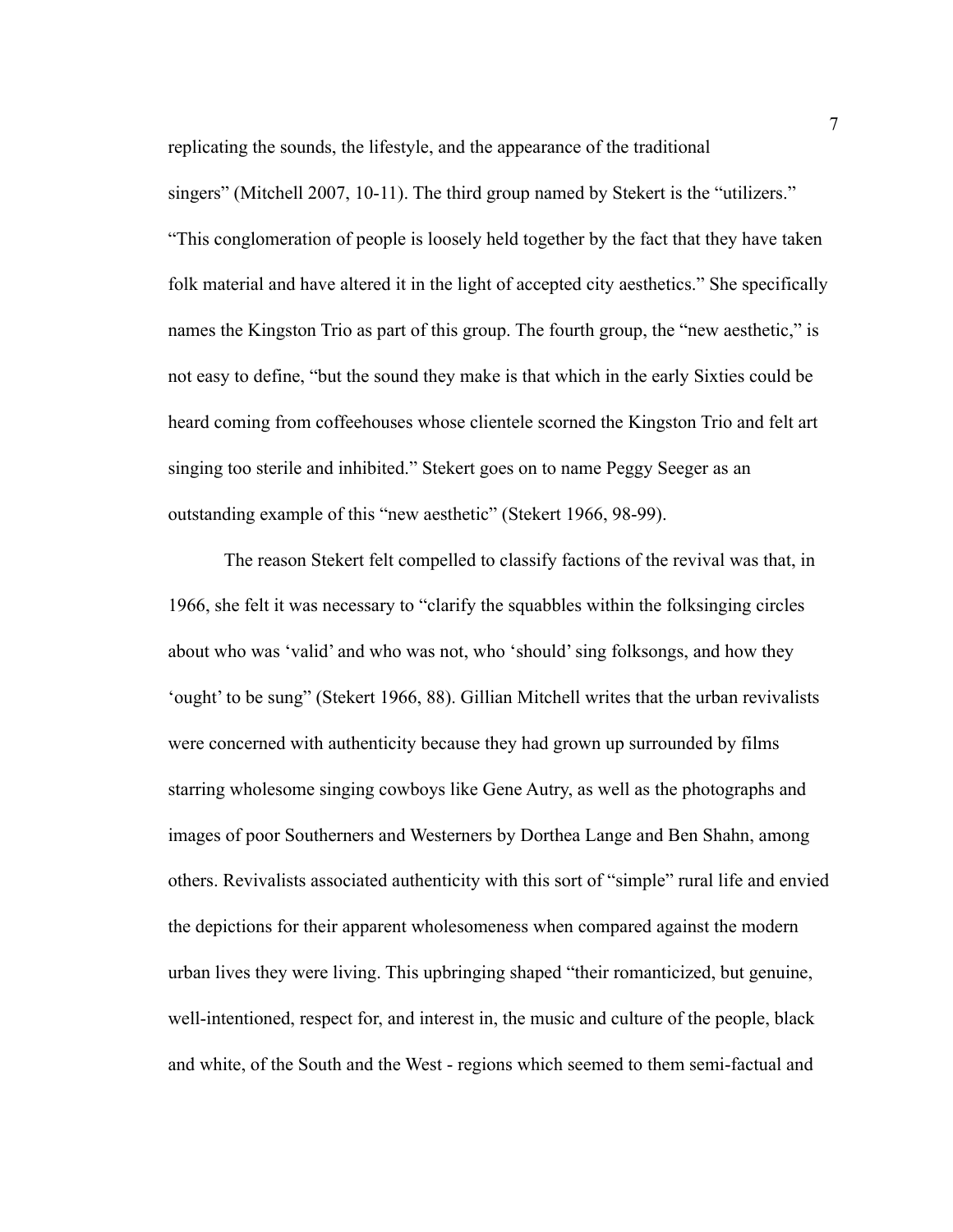replicating the sounds, the lifestyle, and the appearance of the traditional singers" (Mitchell 2007, 10-11). The third group named by Stekert is the "utilizers." "This conglomeration of people is loosely held together by the fact that they have taken folk material and have altered it in the light of accepted city aesthetics." She specifically names the Kingston Trio as part of this group. The fourth group, the "new aesthetic," is not easy to define, "but the sound they make is that which in the early Sixties could be heard coming from coffeehouses whose clientele scorned the Kingston Trio and felt art singing too sterile and inhibited." Stekert goes on to name Peggy Seeger as an outstanding example of this "new aesthetic" (Stekert 1966, 98-99).

The reason Stekert felt compelled to classify factions of the revival was that, in 1966, she felt it was necessary to "clarify the squabbles within the folksinging circles about who was 'valid' and who was not, who 'should' sing folksongs, and how they 'ought' to be sung" (Stekert 1966, 88). Gillian Mitchell writes that the urban revivalists were concerned with authenticity because they had grown up surrounded by films starring wholesome singing cowboys like Gene Autry, as well as the photographs and images of poor Southerners and Westerners by Dorthea Lange and Ben Shahn, among others. Revivalists associated authenticity with this sort of "simple" rural life and envied the depictions for their apparent wholesomeness when compared against the modern urban lives they were living. This upbringing shaped "their romanticized, but genuine, well-intentioned, respect for, and interest in, the music and culture of the people, black and white, of the South and the West - regions which seemed to them semi-factual and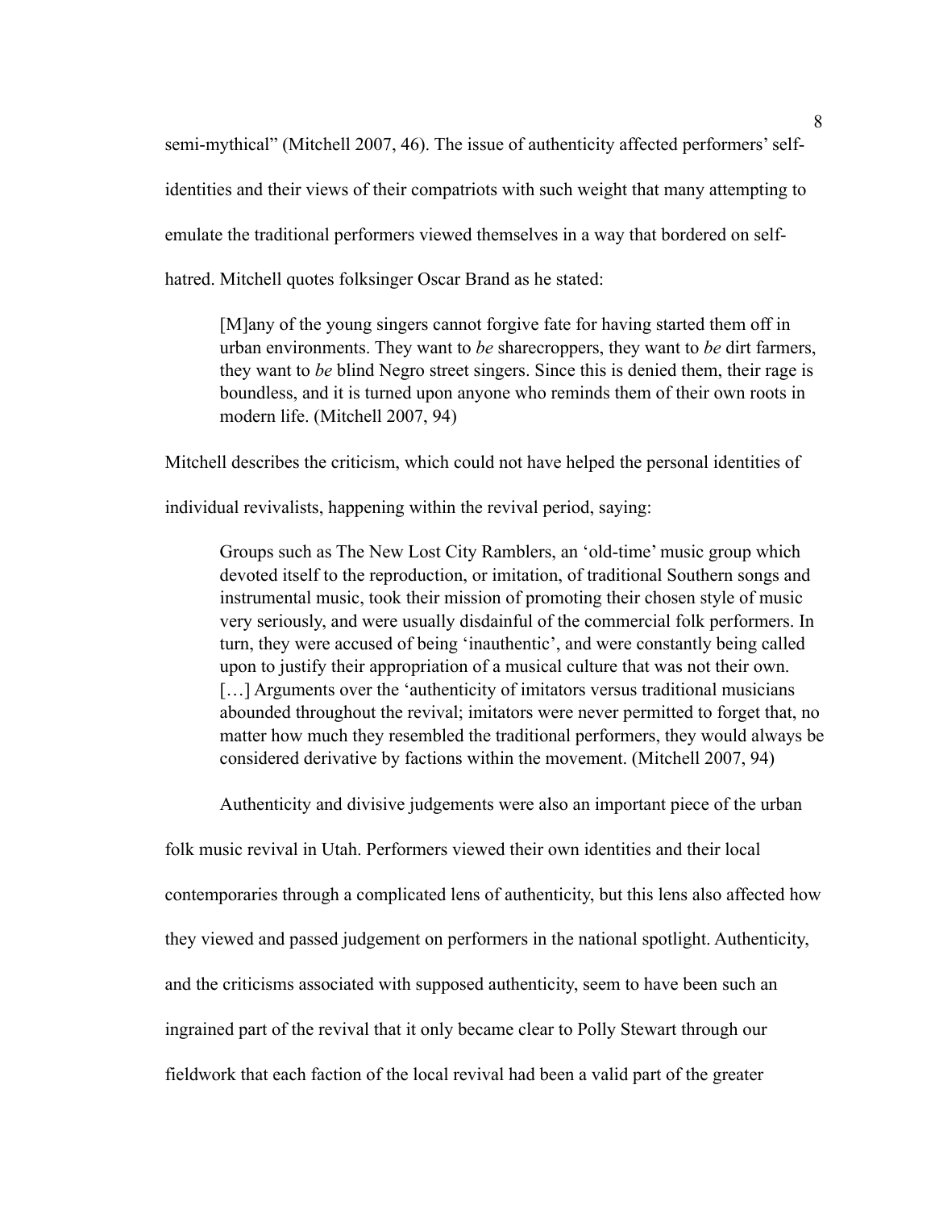semi-mythical" (Mitchell 2007, 46). The issue of authenticity affected performers' self-identities and their views of their compatriots with such weight that many attempting to emulate the traditional performers viewed themselves in a way that bordered on self-hatred. Mitchell quotes folksinger Oscar Brand as he stated:

> [M]any of the young singers cannot forgive fate for having started them off in urban environments. They want to *be* sharecroppers, they want to *be* dirt farmers, they want to *be* blind Negro street singers. Since this is denied them, their rage is boundless, and it is turned upon anyone who reminds them of their own roots in modern life. (Mitchell 2007, 94)

Mitchell describes the criticism, which could not have helped the personal identities of individual revivalists, happening within the revival period, saying:

> Groups such as The New Lost City Ramblers, an 'old-time' music group which devoted itself to the reproduction, or imitation, of traditional Southern songs and instrumental music, took their mission of promoting their chosen style of music very seriously, and were usually disdainful of the commercial folk performers. In turn, they were accused of being 'inauthentic', and were constantly being called upon to justify their appropriation of a musical culture that was not their own. […] Arguments over the 'authenticity of imitators versus traditional musicians abounded throughout the revival; imitators were never permitted to forget that, no matter how much they resembled the traditional performers, they would always be considered derivative by factions within the movement. (Mitchell 2007, 94)

Authenticity and divisive judgements were also an important piece of the urban folk music revival in Utah. Performers viewed their own identities and their local contemporaries through a complicated lens of authenticity, but this lens also affected how they viewed and passed judgement on performers in the national spotlight. Authenticity, and the criticisms associated with supposed authenticity, seem to have been such an ingrained part of the revival that it only became clear to Polly Stewart through our fieldwork that each faction of the local revival had been a valid part of the greater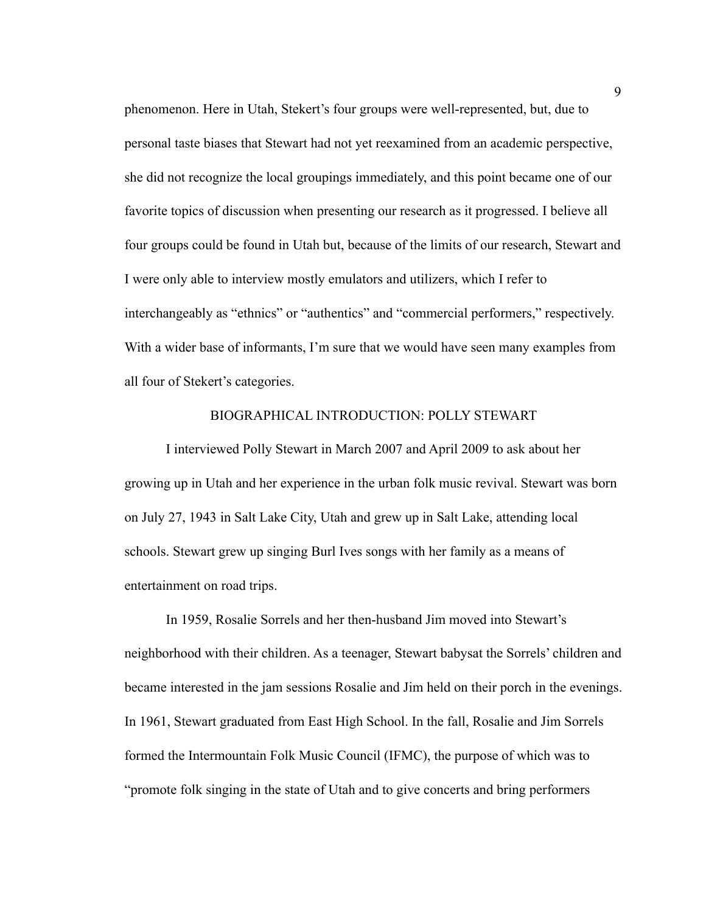phenomenon. Here in Utah, Stekert's four groups were well-represented, but, due to personal taste biases that Stewart had not yet reexamined from an academic perspective, she did not recognize the local groupings immediately, and this point became one of our favorite topics of discussion when presenting our research as it progressed. I believe all four groups could be found in Utah but, because of the limits of our research, Stewart and I were only able to interview mostly emulators and utilizers, which I refer to interchangeably as "ethnics" or "authentics" and "commercial performers," respectively. With a wider base of informants, I'm sure that we would have seen many examples from all four of Stekert's categories.

## BIOGRAPHICAL INTRODUCTION: POLLY STEWART

I interviewed Polly Stewart in March 2007 and April 2009 to ask about her growing up in Utah and her experience in the urban folk music revival. Stewart was born on July 27, 1943 in Salt Lake City, Utah and grew up in Salt Lake, attending local schools. Stewart grew up singing Burl Ives songs with her family as a means of entertainment on road trips.

In 1959, Rosalie Sorrels and her then-husband Jim moved into Stewart's neighborhood with their children. As a teenager, Stewart babysat the Sorrels' children and became interested in the jam sessions Rosalie and Jim held on their porch in the evenings. In 1961, Stewart graduated from East High School. In the fall, Rosalie and Jim Sorrels formed the Intermountain Folk Music Council (IFMC), the purpose of which was to "promote folk singing in the state of Utah and to give concerts and bring performers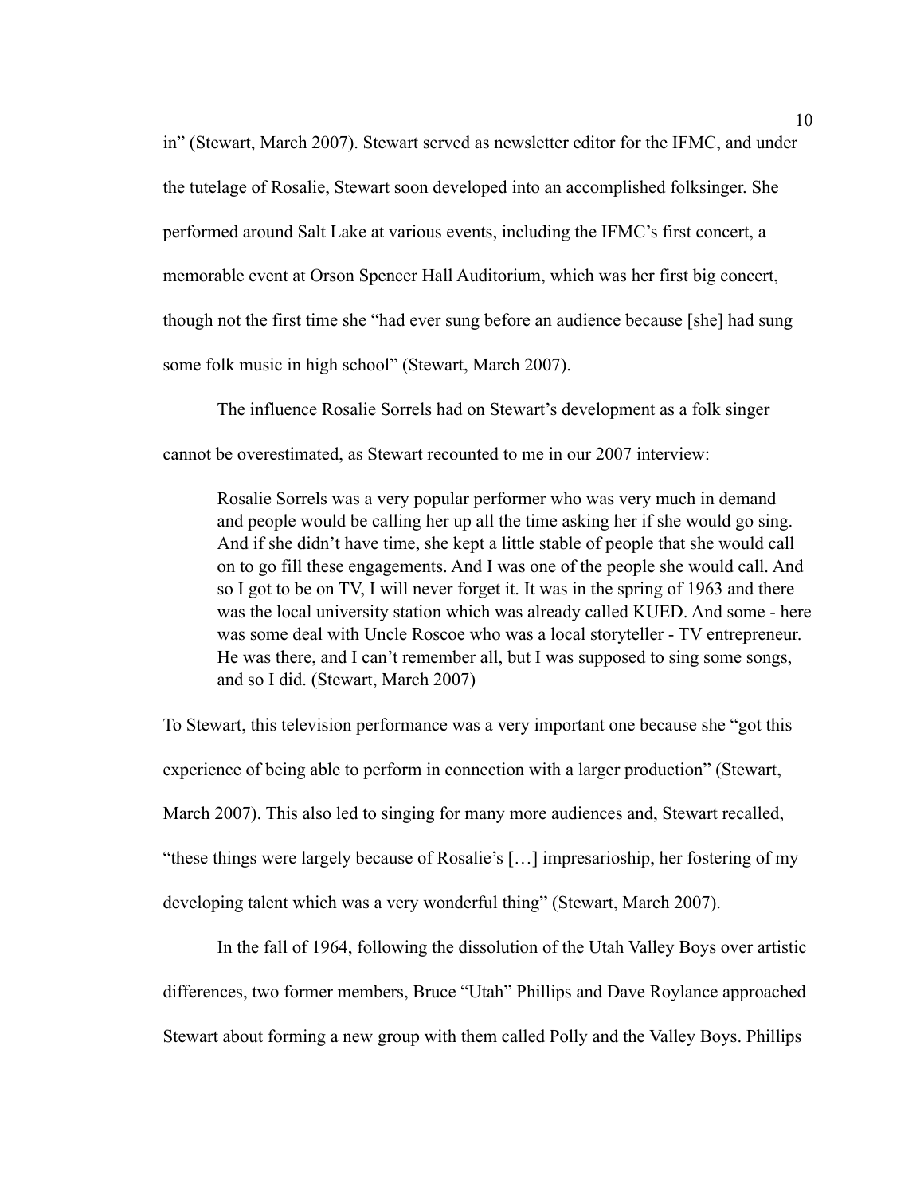in" (Stewart, March 2007). Stewart served as newsletter editor for the IFMC, and under the tutelage of Rosalie, Stewart soon developed into an accomplished folksinger. She performed around Salt Lake at various events, including the IFMC's first concert, a memorable event at Orson Spencer Hall Auditorium, which was her first big concert, though not the first time she "had ever sung before an audience because [she] had sung some folk music in high school" (Stewart, March 2007).

The influence Rosalie Sorrels had on Stewart's development as a folk singer cannot be overestimated, as Stewart recounted to me in our 2007 interview:

> Rosalie Sorrels was a very popular performer who was very much in demand and people would be calling her up all the time asking her if she would go sing. And if she didn't have time, she kept a little stable of people that she would call on to go fill these engagements. And I was one of the people she would call. And so I got to be on TV, I will never forget it. It was in the spring of 1963 and there was the local university station which was already called KUED. And some - here was some deal with Uncle Roscoe who was a local storyteller - TV entrepreneur. He was there, and I can't remember all, but I was supposed to sing some songs, and so I did. (Stewart, March 2007)

To Stewart, this television performance was a very important one because she "got this experience of being able to perform in connection with a larger production" (Stewart, March 2007). This also led to singing for many more audiences and, Stewart recalled, "these things were largely because of Rosalie's […] impresarioship, her fostering of my developing talent which was a very wonderful thing" (Stewart, March 2007).

In the fall of 1964, following the dissolution of the Utah Valley Boys over artistic differences, two former members, Bruce "Utah" Phillips and Dave Roylance approached Stewart about forming a new group with them called Polly and the Valley Boys. Phillips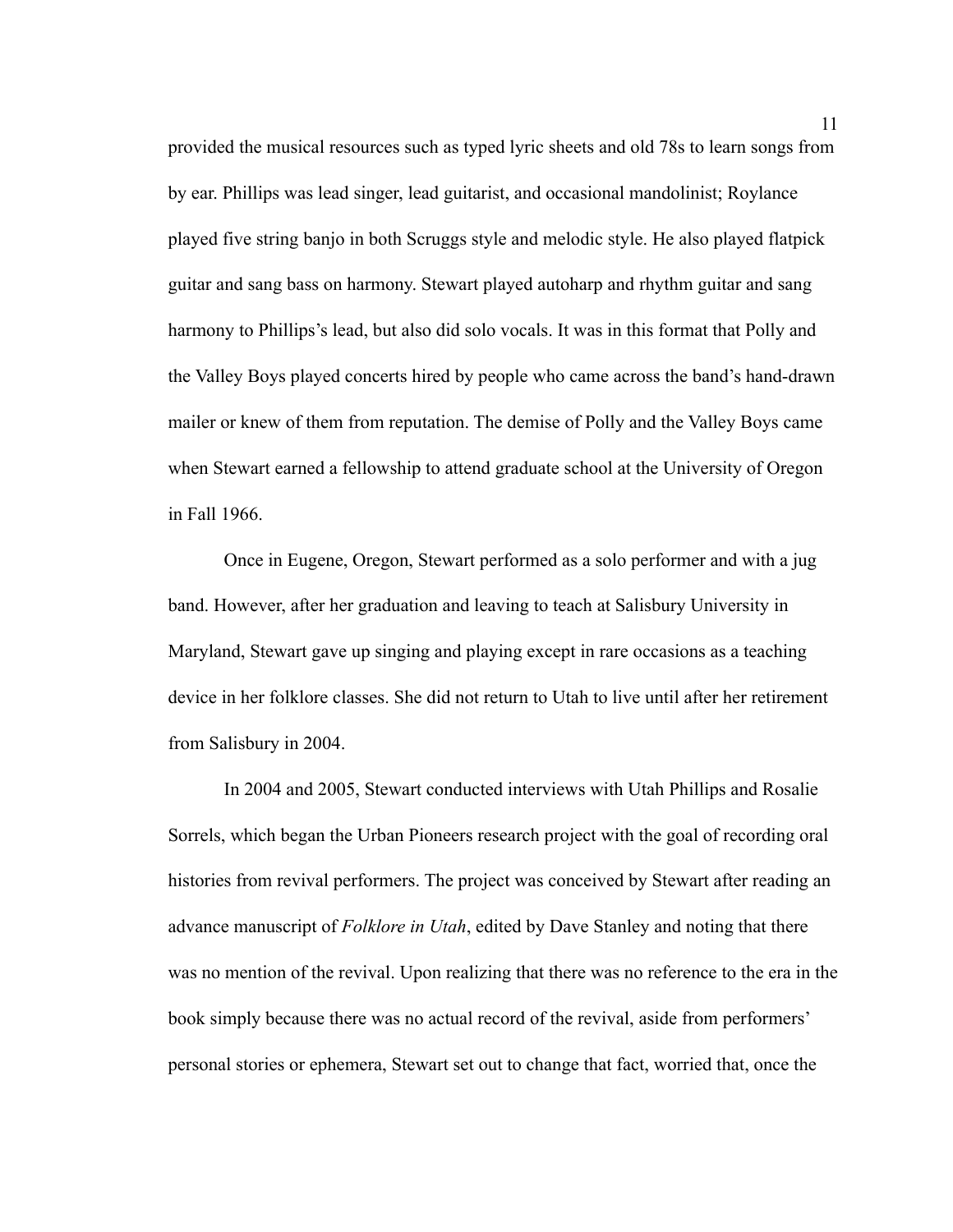provided the musical resources such as typed lyric sheets and old 78s to learn songs from by ear. Phillips was lead singer, lead guitarist, and occasional mandolinist; Roylance played five string banjo in both Scruggs style and melodic style. He also played flatpick guitar and sang bass on harmony. Stewart played autoharp and rhythm guitar and sang harmony to Phillips's lead, but also did solo vocals. It was in this format that Polly and the Valley Boys played concerts hired by people who came across the band's hand-drawn mailer or knew of them from reputation. The demise of Polly and the Valley Boys came when Stewart earned a fellowship to attend graduate school at the University of Oregon in Fall 1966.

Once in Eugene, Oregon, Stewart performed as a solo performer and with a jug band. However, after her graduation and leaving to teach at Salisbury University in Maryland, Stewart gave up singing and playing except in rare occasions as a teaching device in her folklore classes. She did not return to Utah to live until after her retirement from Salisbury in 2004.

In 2004 and 2005, Stewart conducted interviews with Utah Phillips and Rosalie Sorrels, which began the Urban Pioneers research project with the goal of recording oral histories from revival performers. The project was conceived by Stewart after reading an advance manuscript of *Folklore in Utah*, edited by Dave Stanley and noting that there was no mention of the revival. Upon realizing that there was no reference to the era in the book simply because there was no actual record of the revival, aside from performers' personal stories or ephemera, Stewart set out to change that fact, worried that, once the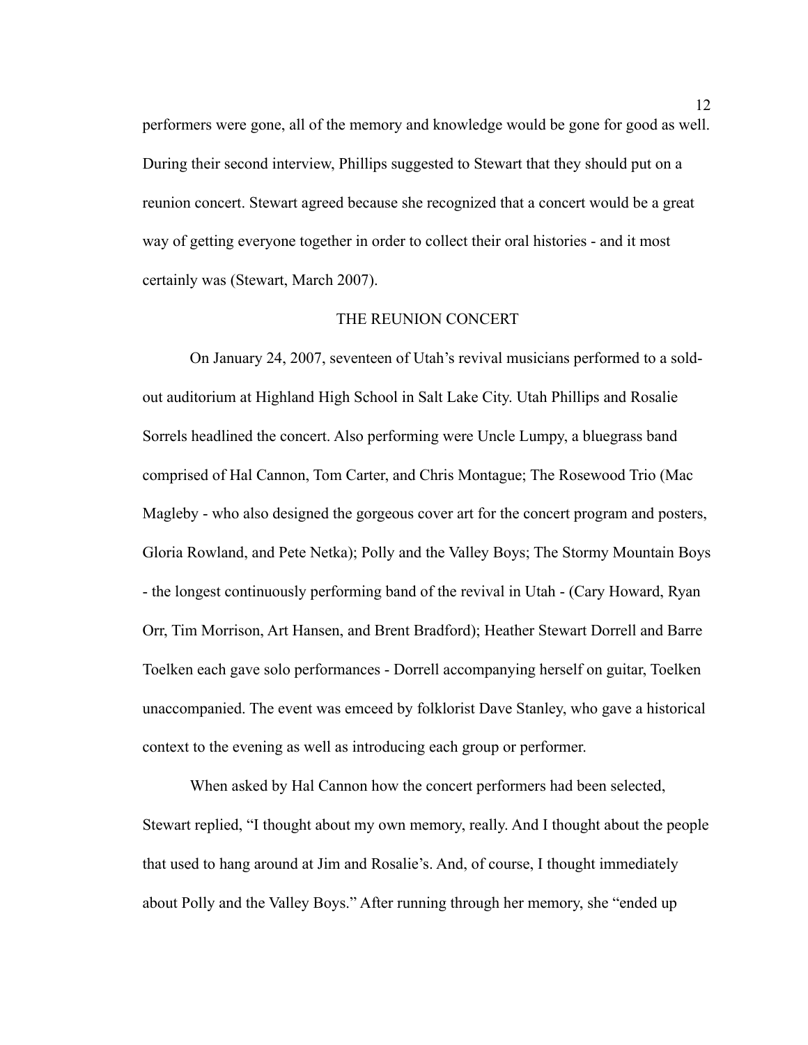performers were gone, all of the memory and knowledge would be gone for good as well. During their second interview, Phillips suggested to Stewart that they should put on a reunion concert. Stewart agreed because she recognized that a concert would be a great way of getting everyone together in order to collect their oral histories - and it most certainly was (Stewart, March 2007).

## THE REUNION CONCERT

On January 24, 2007, seventeen of Utah's revival musicians performed to a sold-out auditorium at Highland High School in Salt Lake City. Utah Phillips and Rosalie Sorrels headlined the concert. Also performing were Uncle Lumpy, a bluegrass band comprised of Hal Cannon, Tom Carter, and Chris Montague; The Rosewood Trio (Mac Magleby - who also designed the gorgeous cover art for the concert program and posters, Gloria Rowland, and Pete Netka); Polly and the Valley Boys; The Stormy Mountain Boys - the longest continuously performing band of the revival in Utah - (Cary Howard, Ryan Orr, Tim Morrison, Art Hansen, and Brent Bradford); Heather Stewart Dorrell and Barre Toelken each gave solo performances - Dorrell accompanying herself on guitar, Toelken unaccompanied. The event was emceed by folklorist Dave Stanley, who gave a historical context to the evening as well as introducing each group or performer.

When asked by Hal Cannon how the concert performers had been selected, Stewart replied, "I thought about my own memory, really. And I thought about the people that used to hang around at Jim and Rosalie's. And, of course, I thought immediately about Polly and the Valley Boys." After running through her memory, she "ended up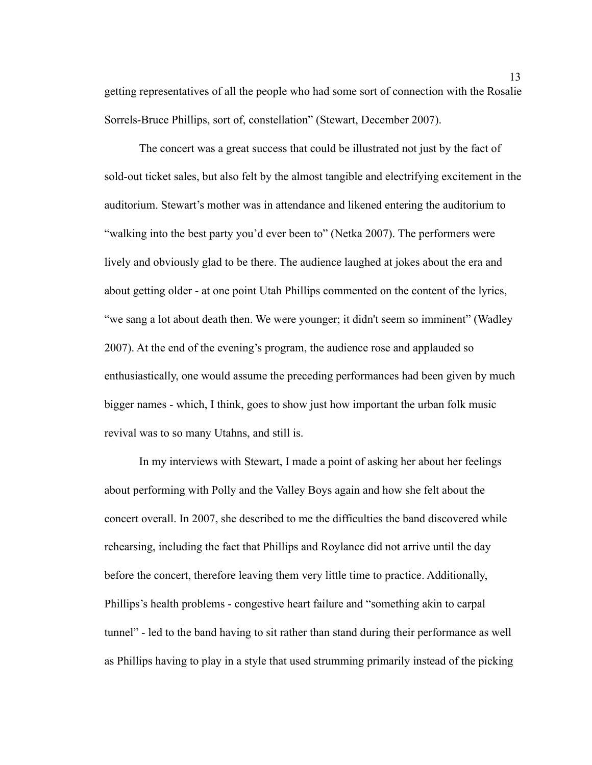getting representatives of all the people who had some sort of connection with the Rosalie Sorrels-Bruce Phillips, sort of, constellation" (Stewart, December 2007).

The concert was a great success that could be illustrated not just by the fact of sold-out ticket sales, but also felt by the almost tangible and electrifying excitement in the auditorium. Stewart's mother was in attendance and likened entering the auditorium to "walking into the best party you'd ever been to" (Netka 2007). The performers were lively and obviously glad to be there. The audience laughed at jokes about the era and about getting older - at one point Utah Phillips commented on the content of the lyrics, "we sang a lot about death then. We were younger; it didn't seem so imminent" (Wadley 2007). At the end of the evening's program, the audience rose and applauded so enthusiastically, one would assume the preceding performances had been given by much bigger names - which, I think, goes to show just how important the urban folk music revival was to so many Utahns, and still is.

In my interviews with Stewart, I made a point of asking her about her feelings about performing with Polly and the Valley Boys again and how she felt about the concert overall. In 2007, she described to me the difficulties the band discovered while rehearsing, including the fact that Phillips and Roylance did not arrive until the day before the concert, therefore leaving them very little time to practice. Additionally, Phillips's health problems - congestive heart failure and "something akin to carpal tunnel" - led to the band having to sit rather than stand during their performance as well as Phillips having to play in a style that used strumming primarily instead of the picking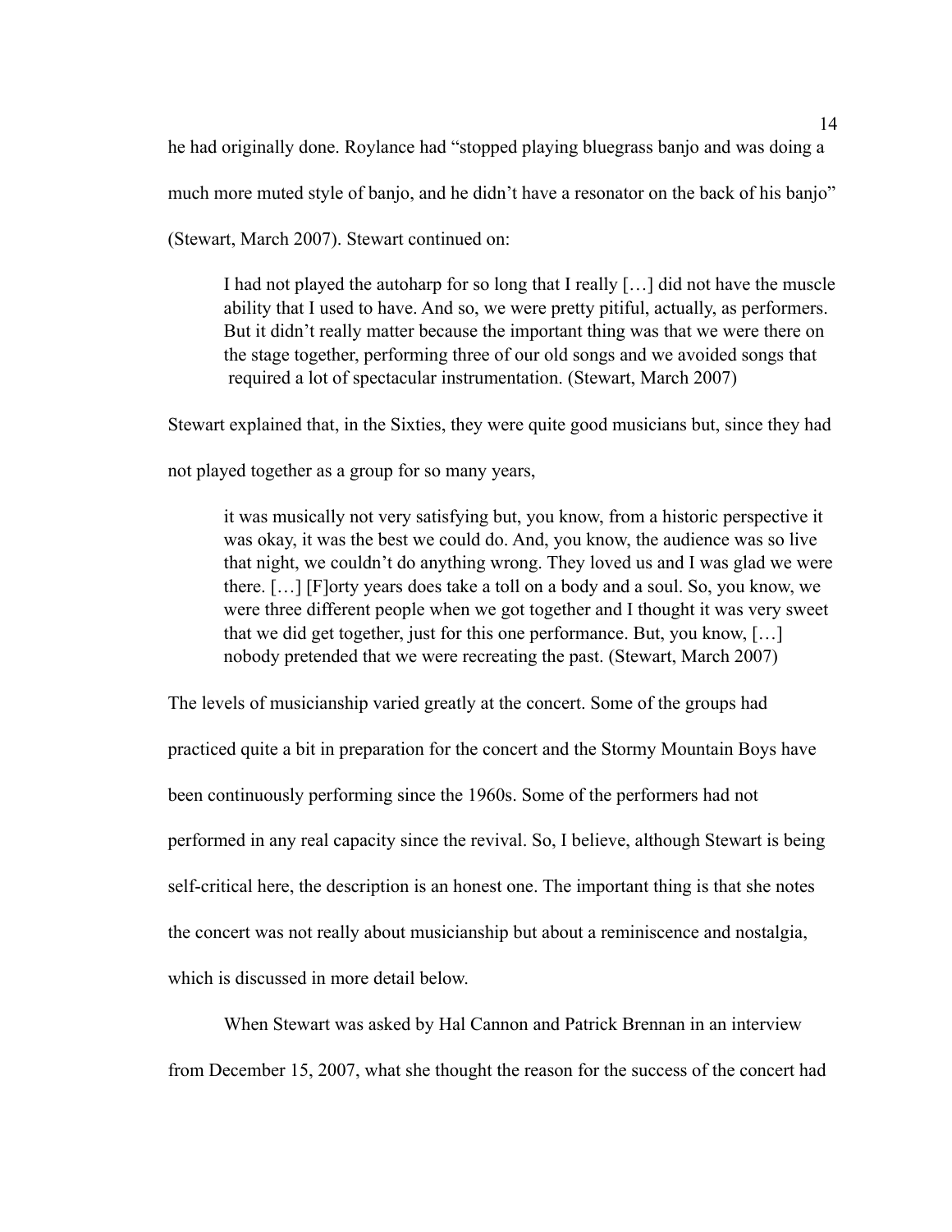he had originally done. Roylance had "stopped playing bluegrass banjo and was doing a much more muted style of banjo, and he didn't have a resonator on the back of his banjo" (Stewart, March 2007). Stewart continued on:

> I had not played the autoharp for so long that I really […] did not have the muscle ability that I used to have. And so, we were pretty pitiful, actually, as performers. But it didn't really matter because the important thing was that we were there on the stage together, performing three of our old songs and we avoided songs that required a lot of spectacular instrumentation. (Stewart, March 2007)

Stewart explained that, in the Sixties, they were quite good musicians but, since they had not played together as a group for so many years,

> it was musically not very satisfying but, you know, from a historic perspective it was okay, it was the best we could do. And, you know, the audience was so live that night, we couldn't do anything wrong. They loved us and I was glad we were there. […] [F]orty years does take a toll on a body and a soul. So, you know, we were three different people when we got together and I thought it was very sweet that we did get together, just for this one performance. But, you know, […] nobody pretended that we were recreating the past. (Stewart, March 2007)

The levels of musicianship varied greatly at the concert. Some of the groups had practiced quite a bit in preparation for the concert and the Stormy Mountain Boys have been continuously performing since the 1960s. Some of the performers had not performed in any real capacity since the revival. So, I believe, although Stewart is being self-critical here, the description is an honest one. The important thing is that she notes the concert was not really about musicianship but about a reminiscence and nostalgia, which is discussed in more detail below.

When Stewart was asked by Hal Cannon and Patrick Brennan in an interview from December 15, 2007, what she thought the reason for the success of the concert had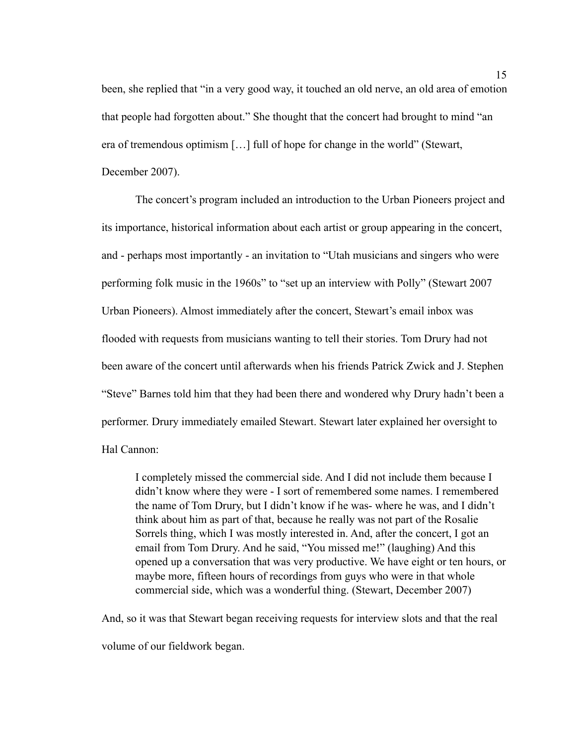been, she replied that "in a very good way, it touched an old nerve, an old area of emotion that people had forgotten about." She thought that the concert had brought to mind "an era of tremendous optimism [...] full of hope for change in the world" (Stewart, December 2007).

The concert's program included an introduction to the Urban Pioneers project and its importance, historical information about each artist or group appearing in the concert, and - perhaps most importantly - an invitation to "Utah musicians and singers who were performing folk music in the 1960s" to "set up an interview with Polly" (Stewart 2007 Urban Pioneers). Almost immediately after the concert, Stewart's email inbox was flooded with requests from musicians wanting to tell their stories. Tom Drury had not been aware of the concert until afterwards when his friends Patrick Zwick and J. Stephen "Steve" Barnes told him that they had been there and wondered why Drury hadn't been a performer. Drury immediately emailed Stewart. Stewart later explained her oversight to Hal Cannon:

> I completely missed the commercial side. And I did not include them because I didn't know where they were - I sort of remembered some names. I remembered the name of Tom Drury, but I didn't know if he was- where he was, and I didn't think about him as part of that, because he really was not part of the Rosalie Sorrels thing, which I was mostly interested in. And, after the concert, I got an email from Tom Drury. And he said, "You missed me!" (laughing) And this opened up a conversation that was very productive. We have eight or ten hours, or maybe more, fifteen hours of recordings from guys who were in that whole commercial side, which was a wonderful thing. (Stewart, December 2007)

And, so it was that Stewart began receiving requests for interview slots and that the real volume of our fieldwork began.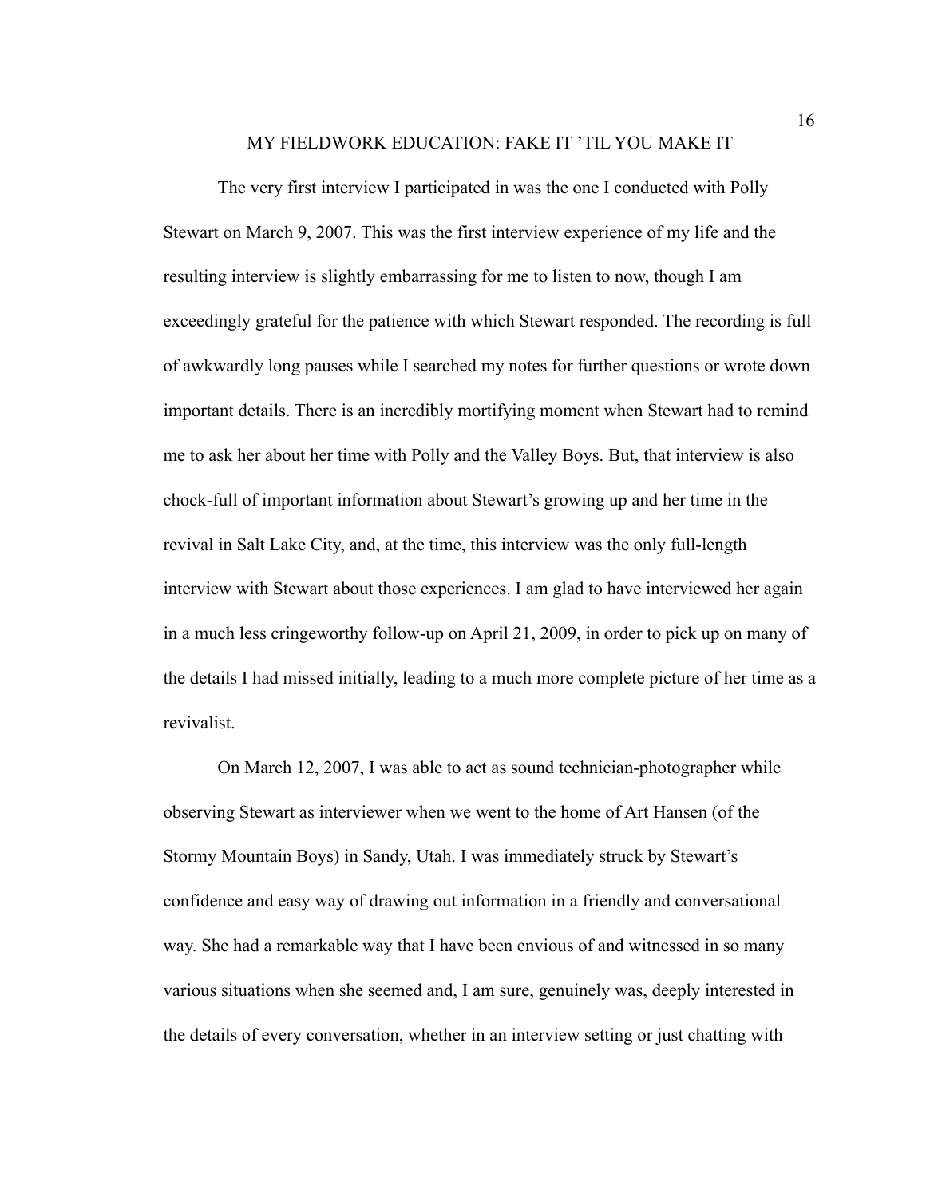## MY FIELDWORK EDUCATION: FAKE IT 'TIL YOU MAKE IT

The very first interview I participated in was the one I conducted with Polly Stewart on March 9, 2007. This was the first interview experience of my life and the resulting interview is slightly embarrassing for me to listen to now, though I am exceedingly grateful for the patience with which Stewart responded. The recording is full of awkwardly long pauses while I searched my notes for further questions or wrote down important details. There is an incredibly mortifying moment when Stewart had to remind me to ask her about her time with Polly and the Valley Boys. But, that interview is also chock-full of important information about Stewart's growing up and her time in the revival in Salt Lake City, and, at the time, this interview was the only full-length interview with Stewart about those experiences. I am glad to have interviewed her again in a much less cringeworthy follow-up on April 21, 2009, in order to pick up on many of the details I had missed initially, leading to a much more complete picture of her time as a revivalist.

On March 12, 2007, I was able to act as sound technician-photographer while observing Stewart as interviewer when we went to the home of Art Hansen (of the Stormy Mountain Boys) in Sandy, Utah. I was immediately struck by Stewart's confidence and easy way of drawing out information in a friendly and conversational way. She had a remarkable way that I have been envious of and witnessed in so many various situations when she seemed and, I am sure, genuinely was, deeply interested in the details of every conversation, whether in an interview setting or just chatting with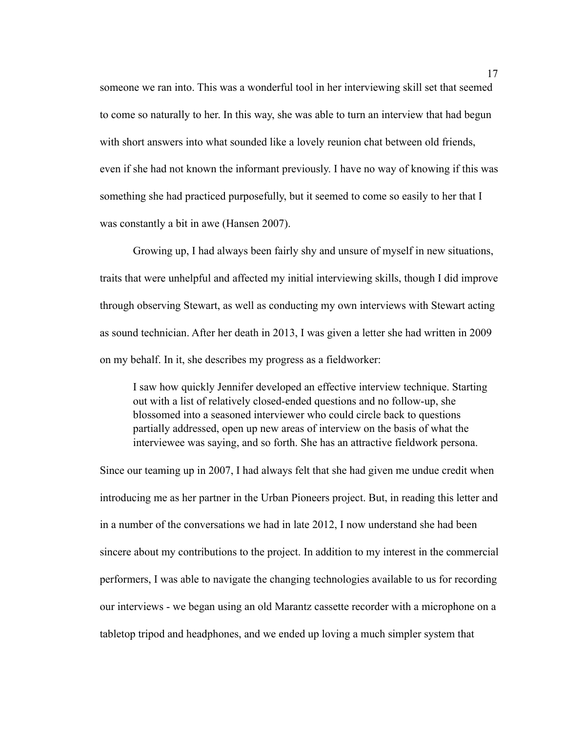someone we ran into. This was a wonderful tool in her interviewing skill set that seemed to come so naturally to her. In this way, she was able to turn an interview that had begun with short answers into what sounded like a lovely reunion chat between old friends, even if she had not known the informant previously. I have no way of knowing if this was something she had practiced purposefully, but it seemed to come so easily to her that I was constantly a bit in awe (Hansen 2007).

Growing up, I had always been fairly shy and unsure of myself in new situations, traits that were unhelpful and affected my initial interviewing skills, though I did improve through observing Stewart, as well as conducting my own interviews with Stewart acting as sound technician. After her death in 2013, I was given a letter she had written in 2009 on my behalf. In it, she describes my progress as a fieldworker:

> I saw how quickly Jennifer developed an effective interview technique. Starting out with a list of relatively closed-ended questions and no follow-up, she blossomed into a seasoned interviewer who could circle back to questions partially addressed, open up new areas of interview on the basis of what the interviewee was saying, and so forth. She has an attractive fieldwork persona.

Since our teaming up in 2007, I had always felt that she had given me undue credit when introducing me as her partner in the Urban Pioneers project. But, in reading this letter and in a number of the conversations we had in late 2012, I now understand she had been sincere about my contributions to the project. In addition to my interest in the commercial performers, I was able to navigate the changing technologies available to us for recording our interviews - we began using an old Marantz cassette recorder with a microphone on a tabletop tripod and headphones, and we ended up loving a much simpler system that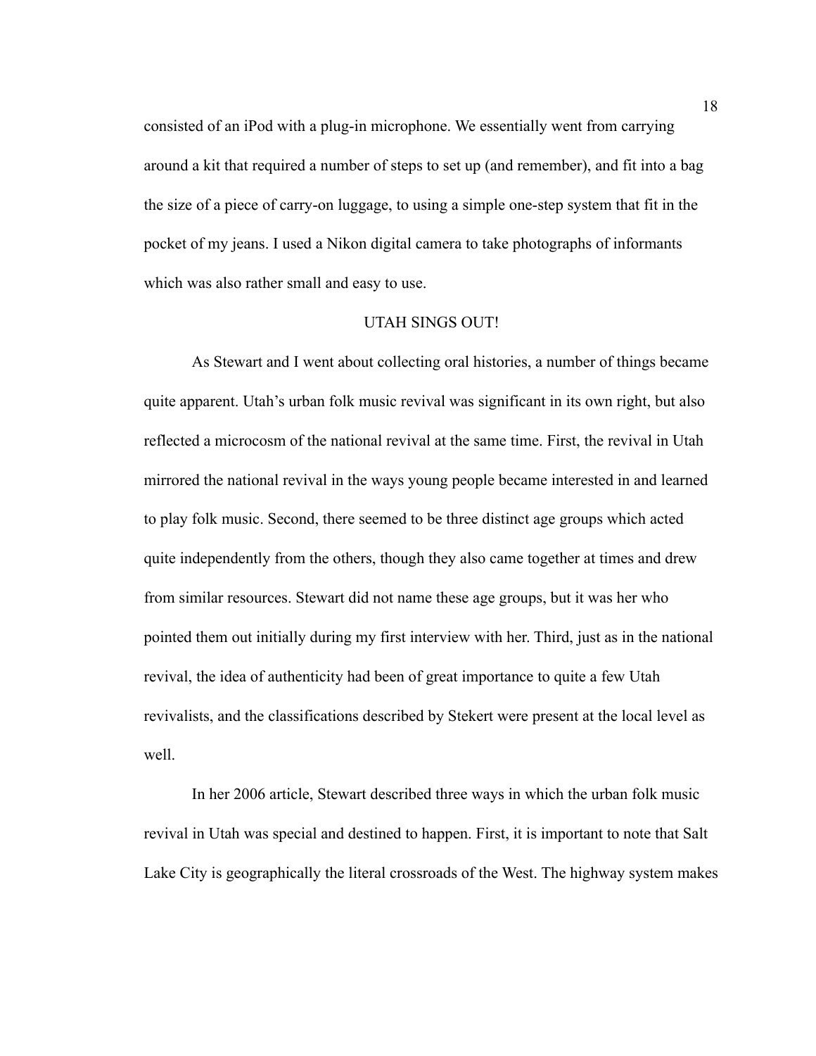consisted of an iPod with a plug-in microphone. We essentially went from carrying around a kit that required a number of steps to set up (and remember), and fit into a bag the size of a piece of carry-on luggage, to using a simple one-step system that fit in the pocket of my jeans. I used a Nikon digital camera to take photographs of informants which was also rather small and easy to use.

## UTAH SINGS OUT!

As Stewart and I went about collecting oral histories, a number of things became quite apparent. Utah's urban folk music revival was significant in its own right, but also reflected a microcosm of the national revival at the same time. First, the revival in Utah mirrored the national revival in the ways young people became interested in and learned to play folk music. Second, there seemed to be three distinct age groups which acted quite independently from the others, though they also came together at times and drew from similar resources. Stewart did not name these age groups, but it was her who pointed them out initially during my first interview with her. Third, just as in the national revival, the idea of authenticity had been of great importance to quite a few Utah revivalists, and the classifications described by Stekert were present at the local level as well.

In her 2006 article, Stewart described three ways in which the urban folk music revival in Utah was special and destined to happen. First, it is important to note that Salt Lake City is geographically the literal crossroads of the West. The highway system makes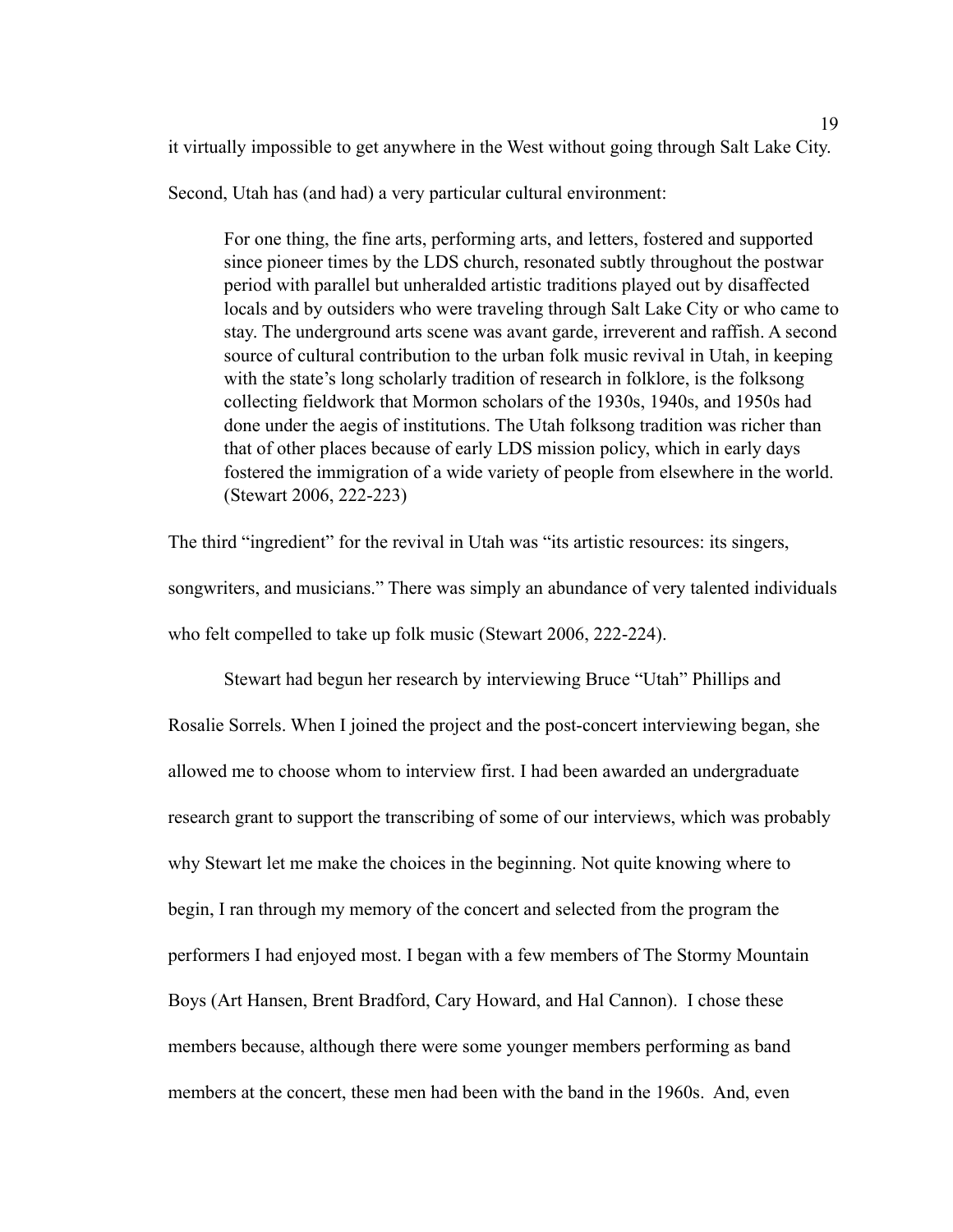it virtually impossible to get anywhere in the West without going through Salt Lake City. Second, Utah has (and had) a very particular cultural environment:

> For one thing, the fine arts, performing arts, and letters, fostered and supported since pioneer times by the LDS church, resonated subtly throughout the postwar period with parallel but unheralded artistic traditions played out by disaffected locals and by outsiders who were traveling through Salt Lake City or who came to stay. The underground arts scene was avant garde, irreverent and raffish. A second source of cultural contribution to the urban folk music revival in Utah, in keeping with the state's long scholarly tradition of research in folklore, is the folksong collecting fieldwork that Mormon scholars of the 1930s, 1940s, and 1950s had done under the aegis of institutions. The Utah folksong tradition was richer than that of other places because of early LDS mission policy, which in early days fostered the immigration of a wide variety of people from elsewhere in the world. (Stewart 2006, 222-223)

The third "ingredient" for the revival in Utah was "its artistic resources: its singers, songwriters, and musicians." There was simply an abundance of very talented individuals who felt compelled to take up folk music (Stewart 2006, 222-224).

Stewart had begun her research by interviewing Bruce "Utah" Phillips and Rosalie Sorrels. When I joined the project and the post-concert interviewing began, she allowed me to choose whom to interview first. I had been awarded an undergraduate research grant to support the transcribing of some of our interviews, which was probably why Stewart let me make the choices in the beginning. Not quite knowing where to begin, I ran through my memory of the concert and selected from the program the performers I had enjoyed most. I began with a few members of The Stormy Mountain Boys (Art Hansen, Brent Bradford, Cary Howard, and Hal Cannon). I chose these members because, although there were some younger members performing as band members at the concert, these men had been with the band in the 1960s. And, even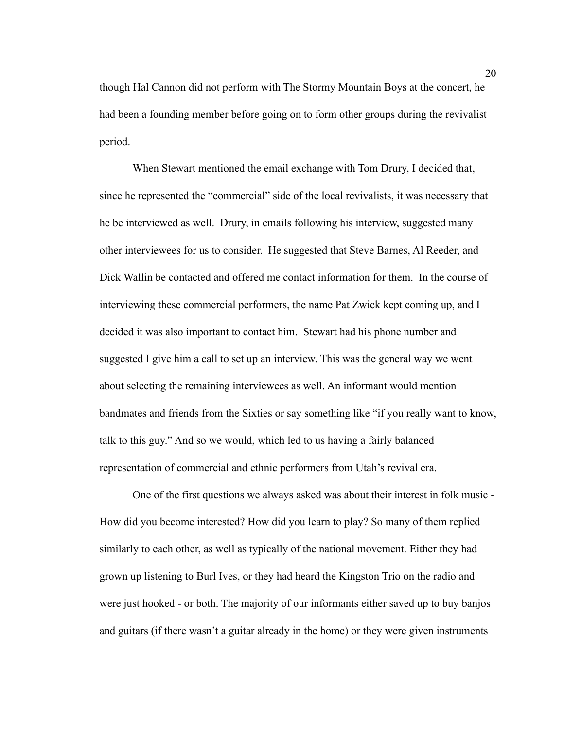though Hal Cannon did not perform with The Stormy Mountain Boys at the concert, he had been a founding member before going on to form other groups during the revivalist period.

When Stewart mentioned the email exchange with Tom Drury, I decided that, since he represented the "commercial" side of the local revivalists, it was necessary that he be interviewed as well. Drury, in emails following his interview, suggested many other interviewees for us to consider. He suggested that Steve Barnes, Al Reeder, and Dick Wallin be contacted and offered me contact information for them. In the course of interviewing these commercial performers, the name Pat Zwick kept coming up, and I decided it was also important to contact him. Stewart had his phone number and suggested I give him a call to set up an interview. This was the general way we went about selecting the remaining interviewees as well. An informant would mention bandmates and friends from the Sixties or say something like "if you really want to know, talk to this guy." And so we would, which led to us having a fairly balanced representation of commercial and ethnic performers from Utah's revival era.

One of the first questions we always asked was about their interest in folk music - How did you become interested? How did you learn to play? So many of them replied similarly to each other, as well as typically of the national movement. Either they had grown up listening to Burl Ives, or they had heard the Kingston Trio on the radio and were just hooked - or both. The majority of our informants either saved up to buy banjos and guitars (if there wasn't a guitar already in the home) or they were given instruments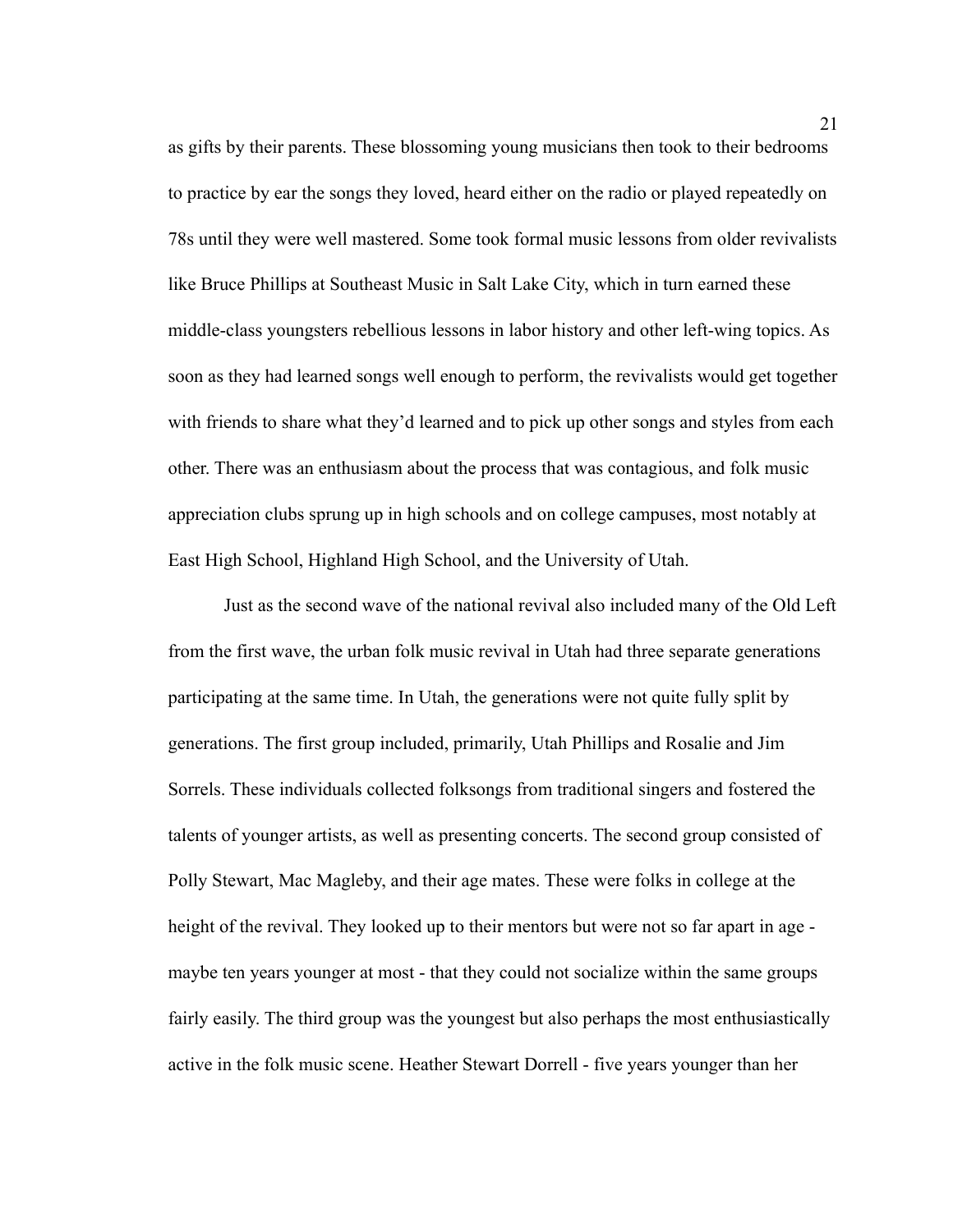as gifts by their parents. These blossoming young musicians then took to their bedrooms to practice by ear the songs they loved, heard either on the radio or played repeatedly on 78s until they were well mastered. Some took formal music lessons from older revivalists like Bruce Phillips at Southeast Music in Salt Lake City, which in turn earned these middle-class youngsters rebellious lessons in labor history and other left-wing topics. As soon as they had learned songs well enough to perform, the revivalists would get together with friends to share what they'd learned and to pick up other songs and styles from each other. There was an enthusiasm about the process that was contagious, and folk music appreciation clubs sprung up in high schools and on college campuses, most notably at East High School, Highland High School, and the University of Utah.

Just as the second wave of the national revival also included many of the Old Left from the first wave, the urban folk music revival in Utah had three separate generations participating at the same time. In Utah, the generations were not quite fully split by generations. The first group included, primarily, Utah Phillips and Rosalie and Jim Sorrels. These individuals collected folksongs from traditional singers and fostered the talents of younger artists, as well as presenting concerts. The second group consisted of Polly Stewart, Mac Magleby, and their age mates. These were folks in college at the height of the revival. They looked up to their mentors but were not so far apart in age - maybe ten years younger at most - that they could not socialize within the same groups fairly easily. The third group was the youngest but also perhaps the most enthusiastically active in the folk music scene. Heather Stewart Dorrell - five years younger than her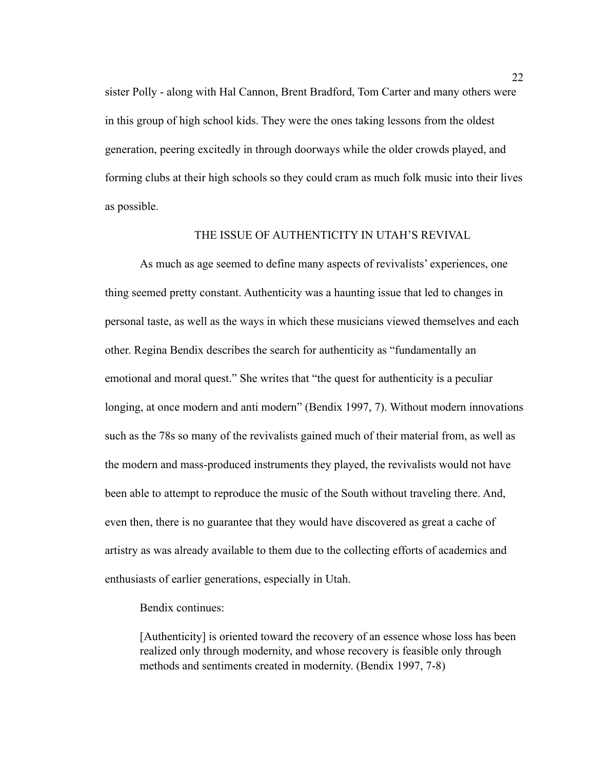sister Polly - along with Hal Cannon, Brent Bradford, Tom Carter and many others were in this group of high school kids. They were the ones taking lessons from the oldest generation, peering excitedly in through doorways while the older crowds played, and forming clubs at their high schools so they could cram as much folk music into their lives as possible.

## THE ISSUE OF AUTHENTICITY IN UTAH'S REVIVAL

As much as age seemed to define many aspects of revivalists' experiences, one thing seemed pretty constant. Authenticity was a haunting issue that led to changes in personal taste, as well as the ways in which these musicians viewed themselves and each other. Regina Bendix describes the search for authenticity as "fundamentally an emotional and moral quest." She writes that "the quest for authenticity is a peculiar longing, at once modern and anti modern" (Bendix 1997, 7). Without modern innovations such as the 78s so many of the revivalists gained much of their material from, as well as the modern and mass-produced instruments they played, the revivalists would not have been able to attempt to reproduce the music of the South without traveling there. And, even then, there is no guarantee that they would have discovered as great a cache of artistry as was already available to them due to the collecting efforts of academics and enthusiasts of earlier generations, especially in Utah.

Bendix continues:

> [Authenticity] is oriented toward the recovery of an essence whose loss has been realized only through modernity, and whose recovery is feasible only through methods and sentiments created in modernity. (Bendix 1997, 7-8)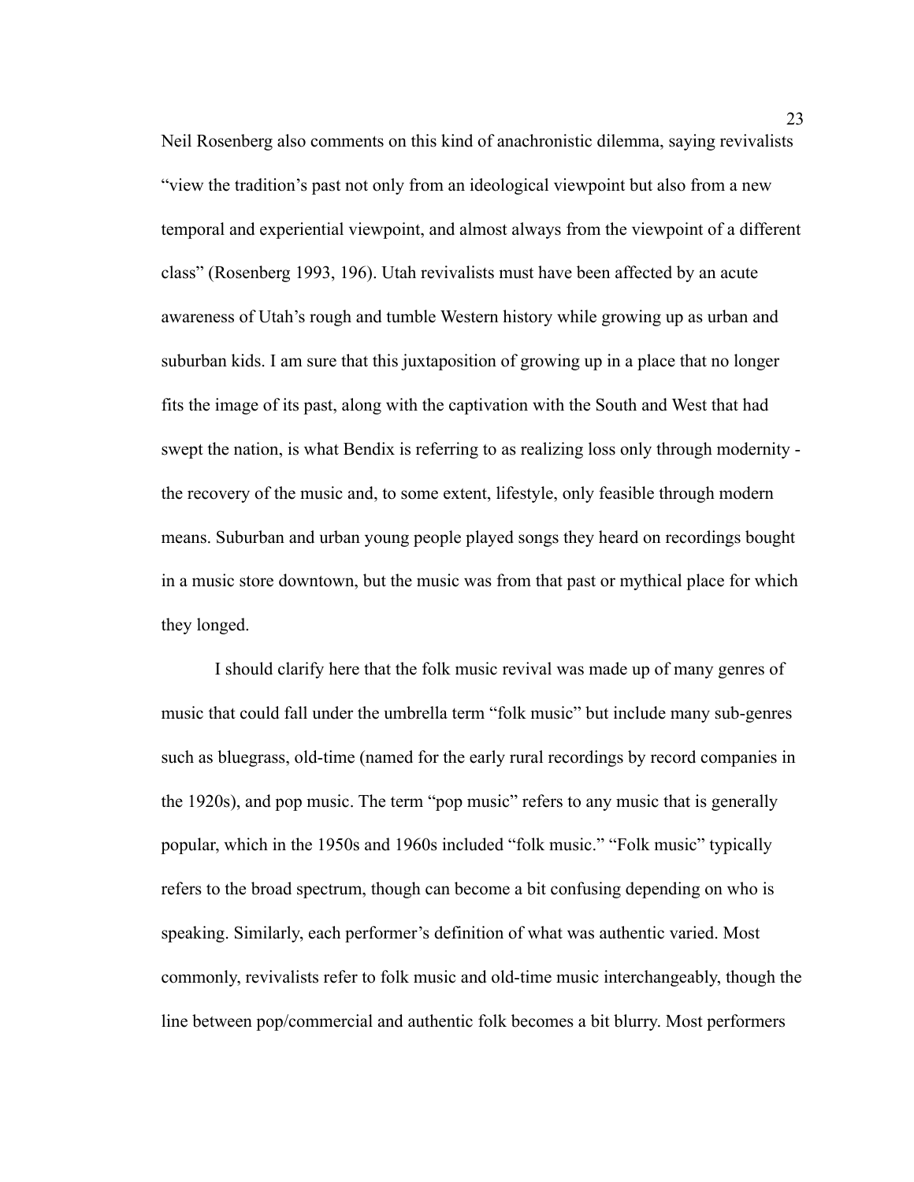Neil Rosenberg also comments on this kind of anachronistic dilemma, saying revivalists "view the tradition's past not only from an ideological viewpoint but also from a new temporal and experiential viewpoint, and almost always from the viewpoint of a different class" (Rosenberg 1993, 196). Utah revivalists must have been affected by an acute awareness of Utah's rough and tumble Western history while growing up as urban and suburban kids. I am sure that this juxtaposition of growing up in a place that no longer fits the image of its past, along with the captivation with the South and West that had swept the nation, is what Bendix is referring to as realizing loss only through modernity - the recovery of the music and, to some extent, lifestyle, only feasible through modern means. Suburban and urban young people played songs they heard on recordings bought in a music store downtown, but the music was from that past or mythical place for which they longed.

I should clarify here that the folk music revival was made up of many genres of music that could fall under the umbrella term "folk music" but include many sub-genres such as bluegrass, old-time (named for the early rural recordings by record companies in the 1920s), and pop music. The term "pop music" refers to any music that is generally popular, which in the 1950s and 1960s included "folk music." "Folk music" typically refers to the broad spectrum, though can become a bit confusing depending on who is speaking. Similarly, each performer's definition of what was authentic varied. Most commonly, revivalists refer to folk music and old-time music interchangeably, though the line between pop/commercial and authentic folk becomes a bit blurry. Most performers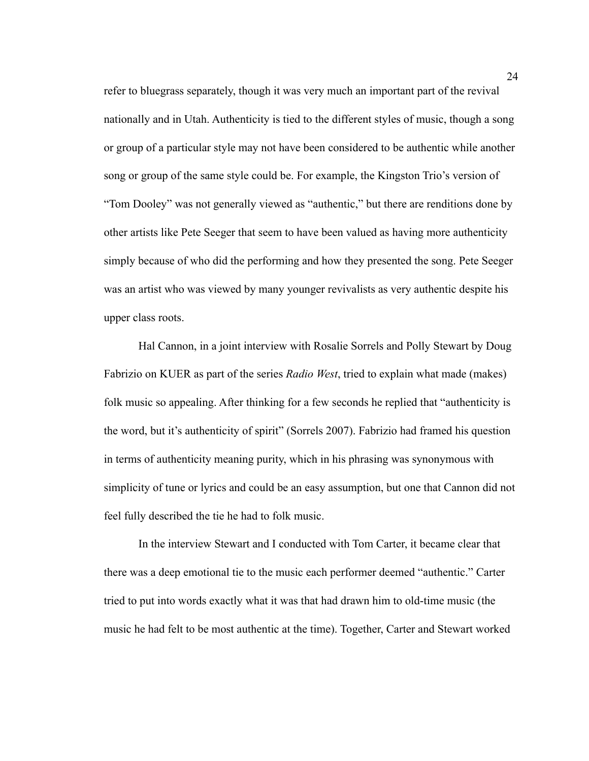refer to bluegrass separately, though it was very much an important part of the revival nationally and in Utah. Authenticity is tied to the different styles of music, though a song or group of a particular style may not have been considered to be authentic while another song or group of the same style could be. For example, the Kingston Trio's version of "Tom Dooley" was not generally viewed as "authentic," but there are renditions done by other artists like Pete Seeger that seem to have been valued as having more authenticity simply because of who did the performing and how they presented the song. Pete Seeger was an artist who was viewed by many younger revivalists as very authentic despite his upper class roots.

Hal Cannon, in a joint interview with Rosalie Sorrels and Polly Stewart by Doug Fabrizio on KUER as part of the series *Radio West*, tried to explain what made (makes) folk music so appealing. After thinking for a few seconds he replied that "authenticity is the word, but it's authenticity of spirit" (Sorrels 2007). Fabrizio had framed his question in terms of authenticity meaning purity, which in his phrasing was synonymous with simplicity of tune or lyrics and could be an easy assumption, but one that Cannon did not feel fully described the tie he had to folk music.

In the interview Stewart and I conducted with Tom Carter, it became clear that there was a deep emotional tie to the music each performer deemed "authentic." Carter tried to put into words exactly what it was that had drawn him to old-time music (the music he had felt to be most authentic at the time). Together, Carter and Stewart worked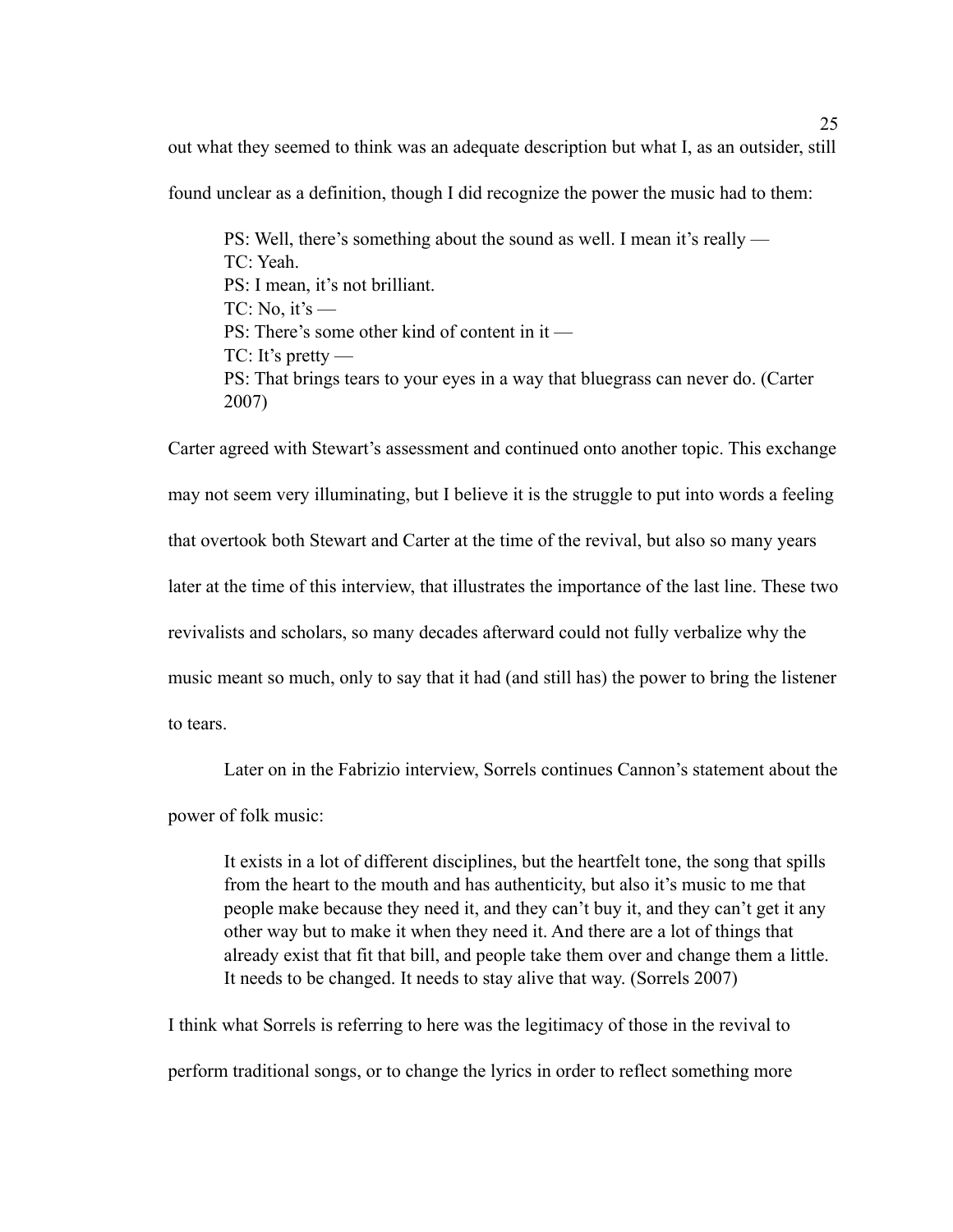out what they seemed to think was an adequate description but what I, as an outsider, still found unclear as a definition, though I did recognize the power the music had to them:

> PS: Well, there's something about the sound as well. I mean it's really —
> TC: Yeah.
> PS: I mean, it's not brilliant.
> TC: No, it's —
> PS: There's some other kind of content in it —
> TC: It's pretty —
> PS: That brings tears to your eyes in a way that bluegrass can never do. (Carter 2007)

Carter agreed with Stewart's assessment and continued onto another topic. This exchange may not seem very illuminating, but I believe it is the struggle to put into words a feeling that overtook both Stewart and Carter at the time of the revival, but also so many years later at the time of this interview, that illustrates the importance of the last line. These two revivalists and scholars, so many decades afterward could not fully verbalize why the music meant so much, only to say that it had (and still has) the power to bring the listener to tears.

Later on in the Fabrizio interview, Sorrels continues Cannon's statement about the power of folk music:

> It exists in a lot of different disciplines, but the heartfelt tone, the song that spills from the heart to the mouth and has authenticity, but also it's music to me that people make because they need it, and they can't buy it, and they can't get it any other way but to make it when they need it. And there are a lot of things that already exist that fit that bill, and people take them over and change them a little. It needs to be changed. It needs to stay alive that way. (Sorrels 2007)

I think what Sorrels is referring to here was the legitimacy of those in the revival to perform traditional songs, or to change the lyrics in order to reflect something more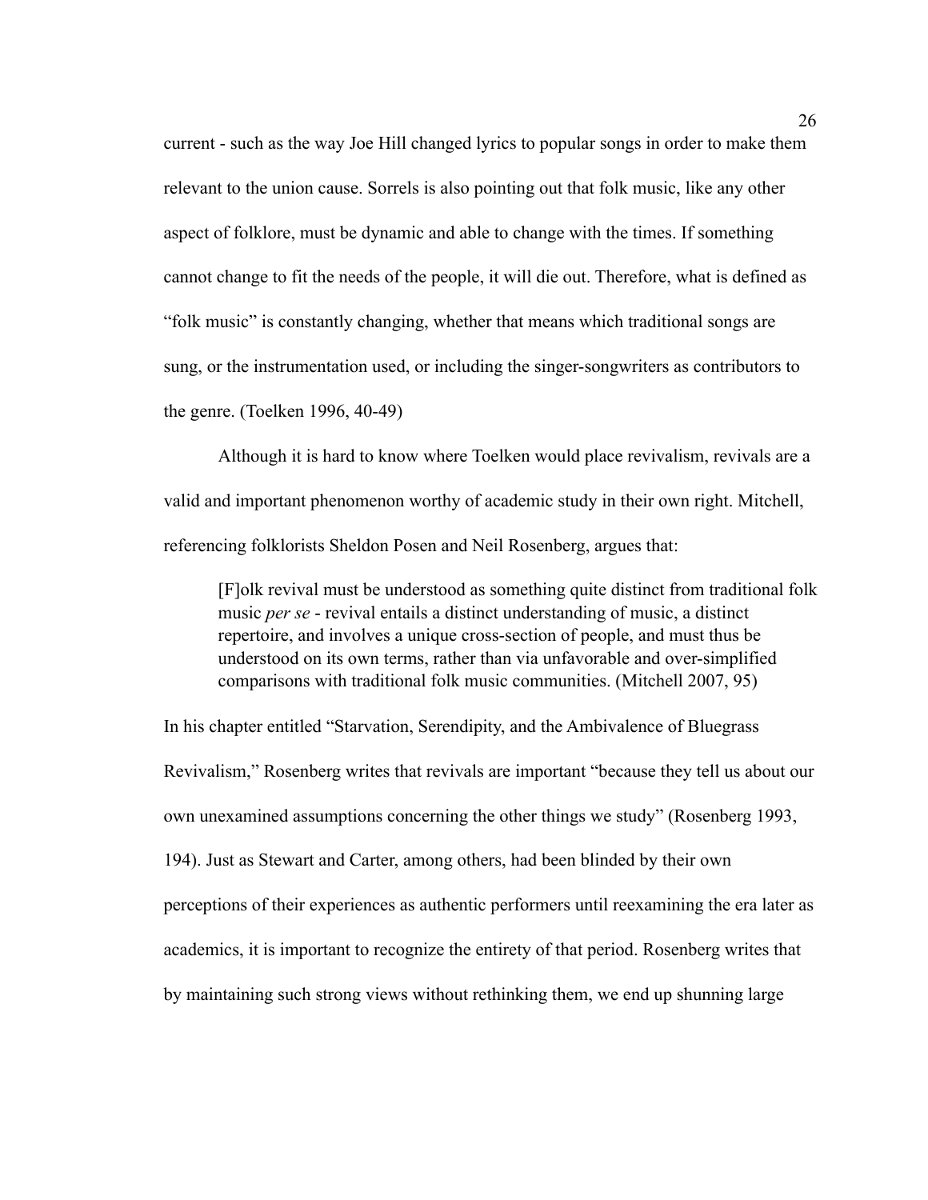current - such as the way Joe Hill changed lyrics to popular songs in order to make them relevant to the union cause. Sorrels is also pointing out that folk music, like any other aspect of folklore, must be dynamic and able to change with the times. If something cannot change to fit the needs of the people, it will die out. Therefore, what is defined as "folk music" is constantly changing, whether that means which traditional songs are sung, or the instrumentation used, or including the singer-songwriters as contributors to the genre. (Toelken 1996, 40-49)

Although it is hard to know where Toelken would place revivalism, revivals are a valid and important phenomenon worthy of academic study in their own right. Mitchell, referencing folklorists Sheldon Posen and Neil Rosenberg, argues that:

> [F]olk revival must be understood as something quite distinct from traditional folk music *per se* - revival entails a distinct understanding of music, a distinct repertoire, and involves a unique cross-section of people, and must thus be understood on its own terms, rather than via unfavorable and over-simplified comparisons with traditional folk music communities. (Mitchell 2007, 95)

In his chapter entitled "Starvation, Serendipity, and the Ambivalence of Bluegrass Revivalism," Rosenberg writes that revivals are important "because they tell us about our own unexamined assumptions concerning the other things we study" (Rosenberg 1993, 194). Just as Stewart and Carter, among others, had been blinded by their own perceptions of their experiences as authentic performers until reexamining the era later as academics, it is important to recognize the entirety of that period. Rosenberg writes that by maintaining such strong views without rethinking them, we end up shunning large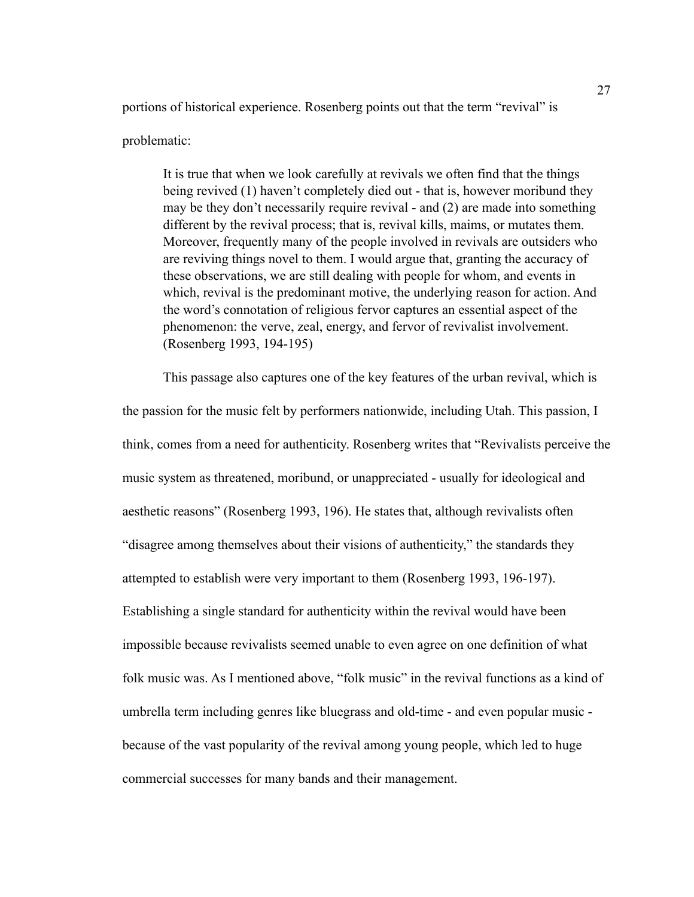portions of historical experience. Rosenberg points out that the term "revival" is problematic:

> It is true that when we look carefully at revivals we often find that the things being revived (1) haven't completely died out - that is, however moribund they may be they don't necessarily require revival - and (2) are made into something different by the revival process; that is, revival kills, maims, or mutates them. Moreover, frequently many of the people involved in revivals are outsiders who are reviving things novel to them. I would argue that, granting the accuracy of these observations, we are still dealing with people for whom, and events in which, revival is the predominant motive, the underlying reason for action. And the word's connotation of religious fervor captures an essential aspect of the phenomenon: the verve, zeal, energy, and fervor of revivalist involvement. (Rosenberg 1993, 194-195)

This passage also captures one of the key features of the urban revival, which is the passion for the music felt by performers nationwide, including Utah. This passion, I think, comes from a need for authenticity. Rosenberg writes that "Revivalists perceive the music system as threatened, moribund, or unappreciated - usually for ideological and aesthetic reasons" (Rosenberg 1993, 196). He states that, although revivalists often "disagree among themselves about their visions of authenticity," the standards they attempted to establish were very important to them (Rosenberg 1993, 196-197). Establishing a single standard for authenticity within the revival would have been impossible because revivalists seemed unable to even agree on one definition of what folk music was. As I mentioned above, "folk music" in the revival functions as a kind of umbrella term including genres like bluegrass and old-time - and even popular music - because of the vast popularity of the revival among young people, which led to huge commercial successes for many bands and their management.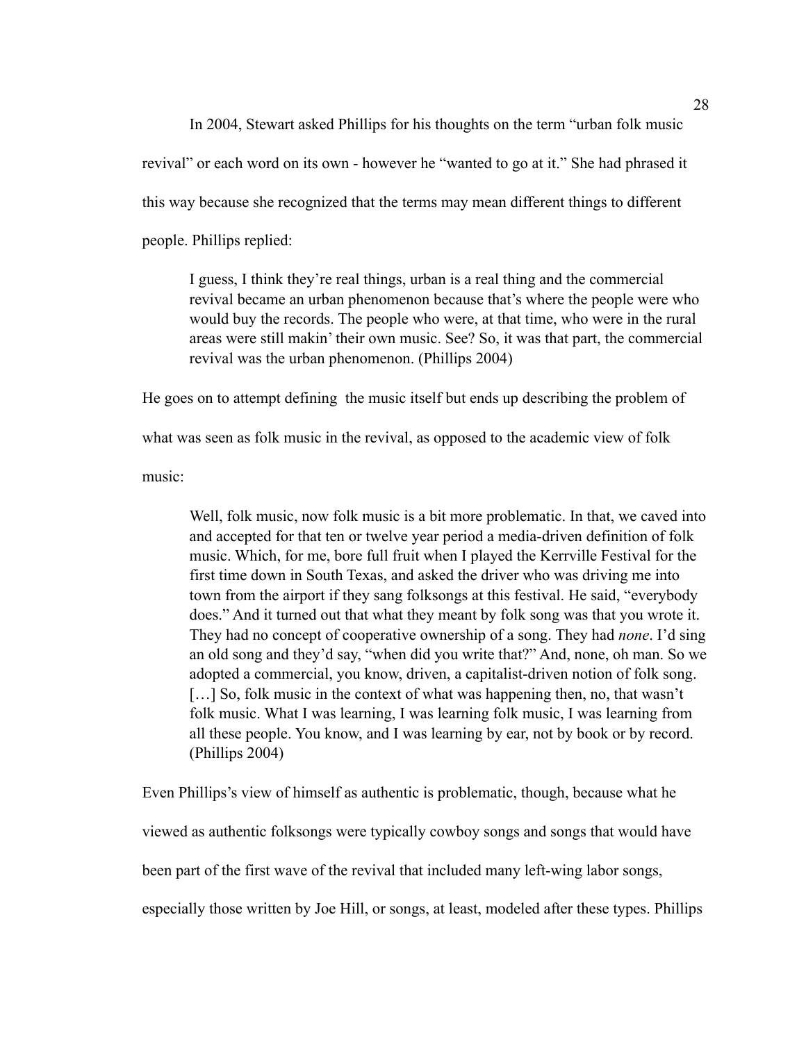In 2004, Stewart asked Phillips for his thoughts on the term "urban folk music revival" or each word on its own - however he "wanted to go at it." She had phrased it this way because she recognized that the terms may mean different things to different people. Phillips replied:

> I guess, I think they're real things, urban is a real thing and the commercial revival became an urban phenomenon because that's where the people were who would buy the records. The people who were, at that time, who were in the rural areas were still makin' their own music. See? So, it was that part, the commercial revival was the urban phenomenon. (Phillips 2004)

He goes on to attempt defining  the music itself but ends up describing the problem of what was seen as folk music in the revival, as opposed to the academic view of folk music:

> Well, folk music, now folk music is a bit more problematic. In that, we caved into and accepted for that ten or twelve year period a media-driven definition of folk music. Which, for me, bore full fruit when I played the Kerrville Festival for the first time down in South Texas, and asked the driver who was driving me into town from the airport if they sang folksongs at this festival. He said, "everybody does." And it turned out that what they meant by folk song was that you wrote it. They had no concept of cooperative ownership of a song. They had *none*. I'd sing an old song and they'd say, "when did you write that?" And, none, oh man. So we adopted a commercial, you know, driven, a capitalist-driven notion of folk song. […] So, folk music in the context of what was happening then, no, that wasn't folk music. What I was learning, I was learning folk music, I was learning from all these people. You know, and I was learning by ear, not by book or by record. (Phillips 2004)

Even Phillips's view of himself as authentic is problematic, though, because what he viewed as authentic folksongs were typically cowboy songs and songs that would have been part of the first wave of the revival that included many left-wing labor songs, especially those written by Joe Hill, or songs, at least, modeled after these types. Phillips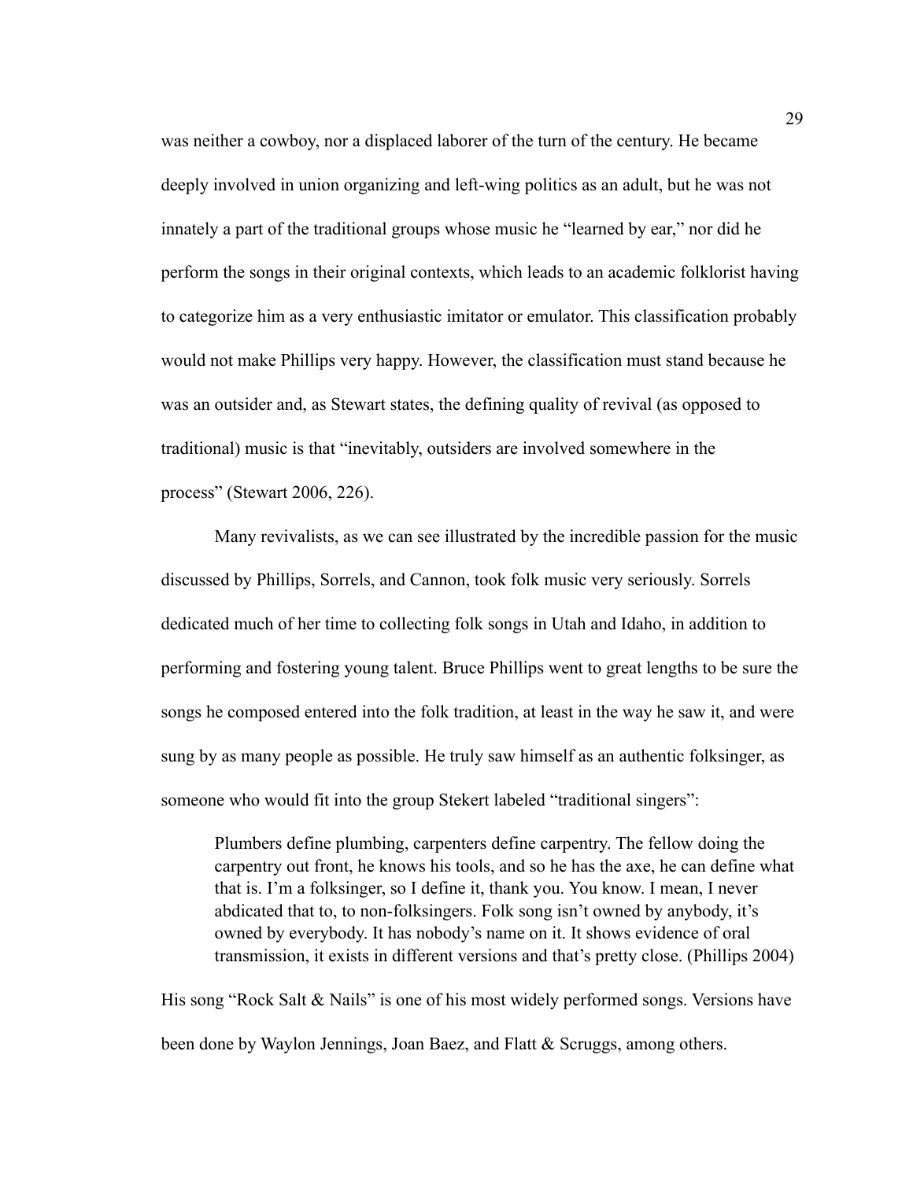was neither a cowboy, nor a displaced laborer of the turn of the century. He became deeply involved in union organizing and left-wing politics as an adult, but he was not innately a part of the traditional groups whose music he "learned by ear," nor did he perform the songs in their original contexts, which leads to an academic folklorist having to categorize him as a very enthusiastic imitator or emulator. This classification probably would not make Phillips very happy. However, the classification must stand because he was an outsider and, as Stewart states, the defining quality of revival (as opposed to traditional) music is that "inevitably, outsiders are involved somewhere in the process" (Stewart 2006, 226).

Many revivalists, as we can see illustrated by the incredible passion for the music discussed by Phillips, Sorrels, and Cannon, took folk music very seriously. Sorrels dedicated much of her time to collecting folk songs in Utah and Idaho, in addition to performing and fostering young talent. Bruce Phillips went to great lengths to be sure the songs he composed entered into the folk tradition, at least in the way he saw it, and were sung by as many people as possible. He truly saw himself as an authentic folksinger, as someone who would fit into the group Stekert labeled "traditional singers":

> Plumbers define plumbing, carpenters define carpentry. The fellow doing the carpentry out front, he knows his tools, and so he has the axe, he can define what that is. I'm a folksinger, so I define it, thank you. You know. I mean, I never abdicated that to, to non-folksingers. Folk song isn't owned by anybody, it's owned by everybody. It has nobody's name on it. It shows evidence of oral transmission, it exists in different versions and that's pretty close. (Phillips 2004)

His song "Rock Salt & Nails" is one of his most widely performed songs. Versions have been done by Waylon Jennings, Joan Baez, and Flatt & Scruggs, among others.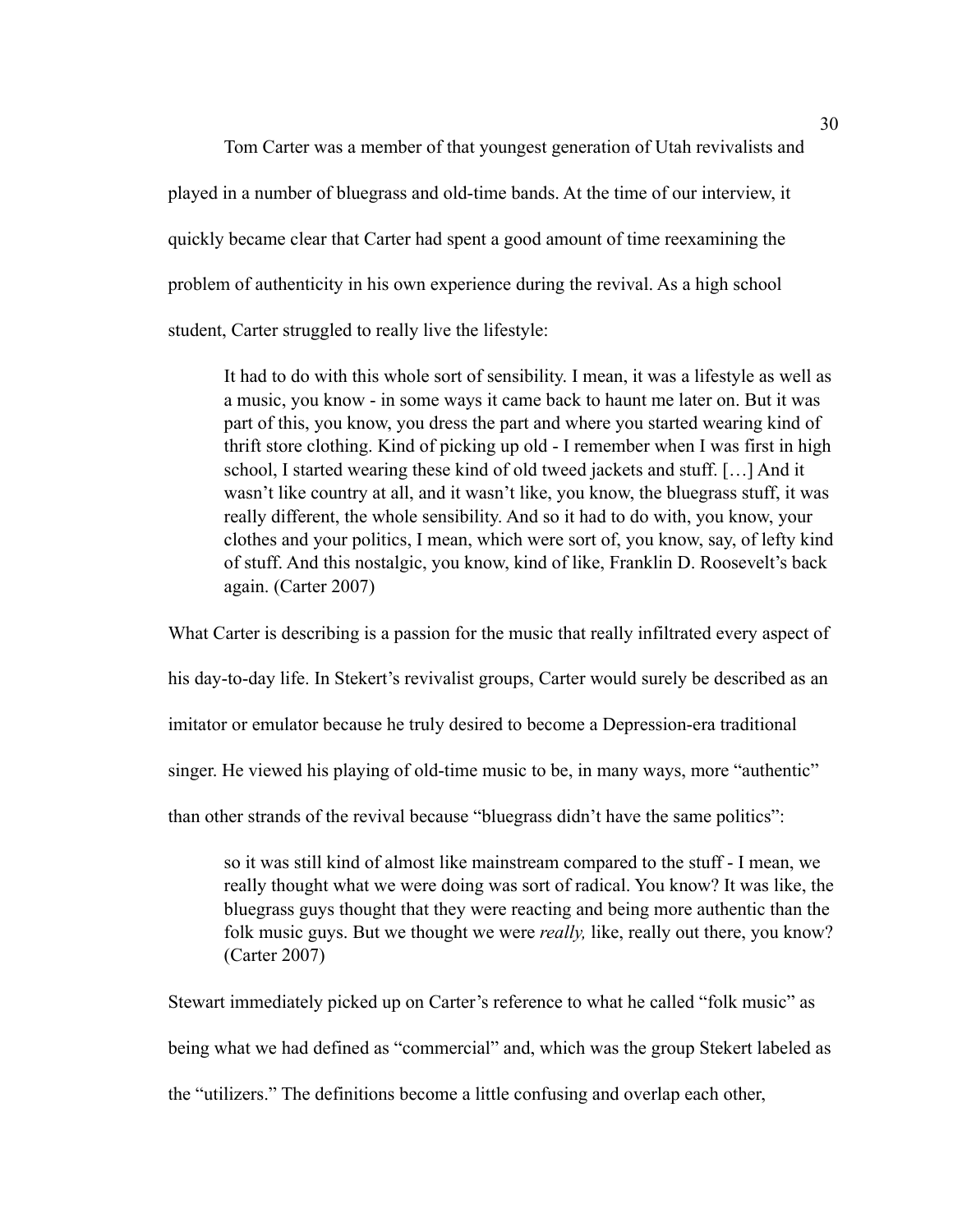Tom Carter was a member of that youngest generation of Utah revivalists and played in a number of bluegrass and old-time bands. At the time of our interview, it quickly became clear that Carter had spent a good amount of time reexamining the problem of authenticity in his own experience during the revival. As a high school student, Carter struggled to really live the lifestyle:

> It had to do with this whole sort of sensibility. I mean, it was a lifestyle as well as a music, you know - in some ways it came back to haunt me later on. But it was part of this, you know, you dress the part and where you started wearing kind of thrift store clothing. Kind of picking up old - I remember when I was first in high school, I started wearing these kind of old tweed jackets and stuff. […] And it wasn't like country at all, and it wasn't like, you know, the bluegrass stuff, it was really different, the whole sensibility. And so it had to do with, you know, your clothes and your politics, I mean, which were sort of, you know, say, of lefty kind of stuff. And this nostalgic, you know, kind of like, Franklin D. Roosevelt's back again. (Carter 2007)

What Carter is describing is a passion for the music that really infiltrated every aspect of his day-to-day life. In Stekert's revivalist groups, Carter would surely be described as an imitator or emulator because he truly desired to become a Depression-era traditional singer. He viewed his playing of old-time music to be, in many ways, more "authentic" than other strands of the revival because "bluegrass didn't have the same politics":

> so it was still kind of almost like mainstream compared to the stuff - I mean, we really thought what we were doing was sort of radical. You know? It was like, the bluegrass guys thought that they were reacting and being more authentic than the folk music guys. But we thought we were *really,* like, really out there, you know? (Carter 2007)

Stewart immediately picked up on Carter's reference to what he called "folk music" as being what we had defined as "commercial" and, which was the group Stekert labeled as the "utilizers." The definitions become a little confusing and overlap each other,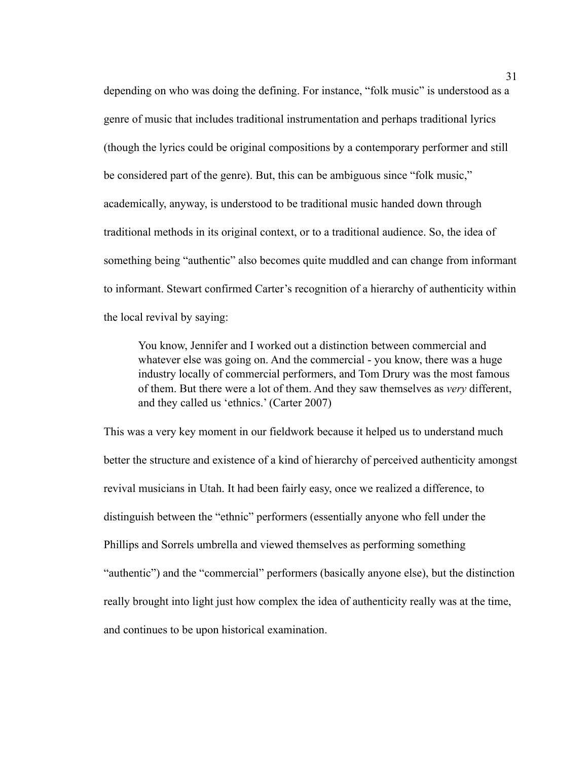depending on who was doing the defining. For instance, "folk music" is understood as a genre of music that includes traditional instrumentation and perhaps traditional lyrics (though the lyrics could be original compositions by a contemporary performer and still be considered part of the genre). But, this can be ambiguous since "folk music," academically, anyway, is understood to be traditional music handed down through traditional methods in its original context, or to a traditional audience. So, the idea of something being "authentic" also becomes quite muddled and can change from informant to informant. Stewart confirmed Carter's recognition of a hierarchy of authenticity within the local revival by saying:

> You know, Jennifer and I worked out a distinction between commercial and whatever else was going on. And the commercial - you know, there was a huge industry locally of commercial performers, and Tom Drury was the most famous of them. But there were a lot of them. And they saw themselves as *very* different, and they called us 'ethnics.' (Carter 2007)

This was a very key moment in our fieldwork because it helped us to understand much better the structure and existence of a kind of hierarchy of perceived authenticity amongst revival musicians in Utah. It had been fairly easy, once we realized a difference, to distinguish between the "ethnic" performers (essentially anyone who fell under the Phillips and Sorrels umbrella and viewed themselves as performing something "authentic") and the "commercial" performers (basically anyone else), but the distinction really brought into light just how complex the idea of authenticity really was at the time, and continues to be upon historical examination.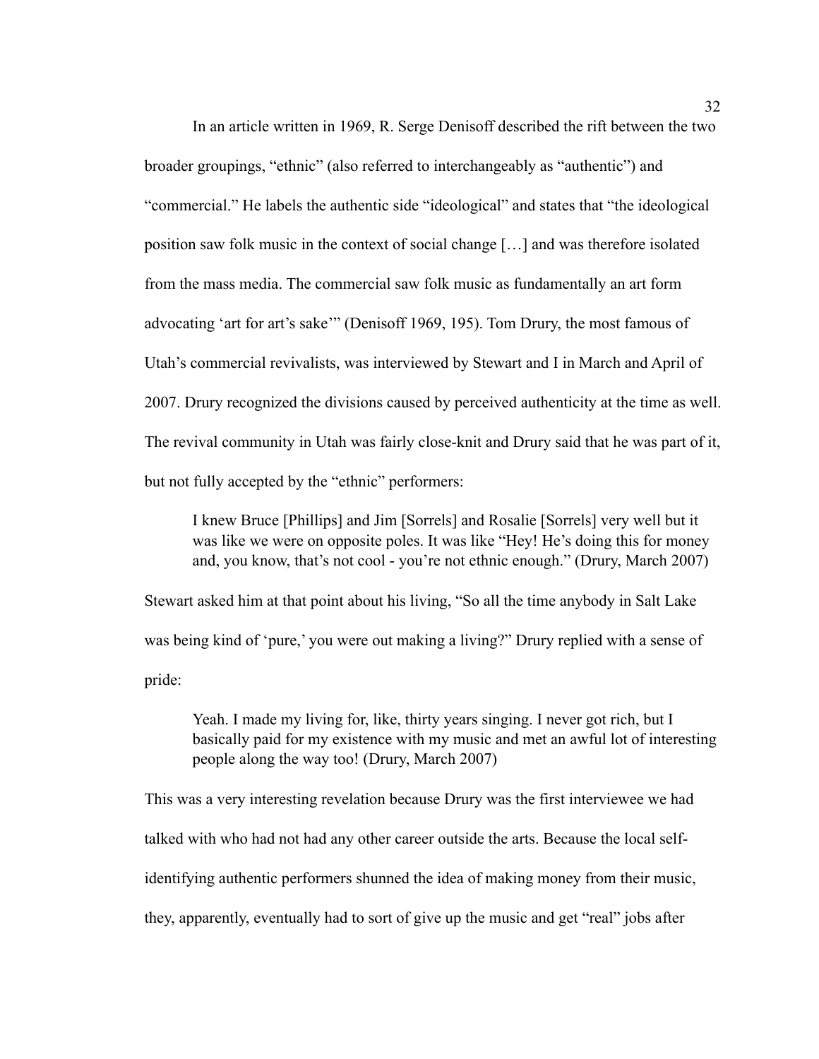In an article written in 1969, R. Serge Denisoff described the rift between the two broader groupings, “ethnic” (also referred to interchangeably as “authentic”) and “commercial.” He labels the authentic side “ideological” and states that “the ideological position saw folk music in the context of social change […] and was therefore isolated from the mass media. The commercial saw folk music as fundamentally an art form advocating ‘art for art’s sake’” (Denisoff 1969, 195). Tom Drury, the most famous of Utah’s commercial revivalists, was interviewed by Stewart and I in March and April of 2007. Drury recognized the divisions caused by perceived authenticity at the time as well. The revival community in Utah was fairly close-knit and Drury said that he was part of it, but not fully accepted by the “ethnic” performers:

> I knew Bruce [Phillips] and Jim [Sorrels] and Rosalie [Sorrels] very well but it was like we were on opposite poles. It was like “Hey! He’s doing this for money and, you know, that’s not cool - you’re not ethnic enough.” (Drury, March 2007)

Stewart asked him at that point about his living, “So all the time anybody in Salt Lake was being kind of ‘pure,’ you were out making a living?” Drury replied with a sense of pride:

> Yeah. I made my living for, like, thirty years singing. I never got rich, but I basically paid for my existence with my music and met an awful lot of interesting people along the way too! (Drury, March 2007)

This was a very interesting revelation because Drury was the first interviewee we had talked with who had not had any other career outside the arts. Because the local self-identifying authentic performers shunned the idea of making money from their music, they, apparently, eventually had to sort of give up the music and get “real” jobs after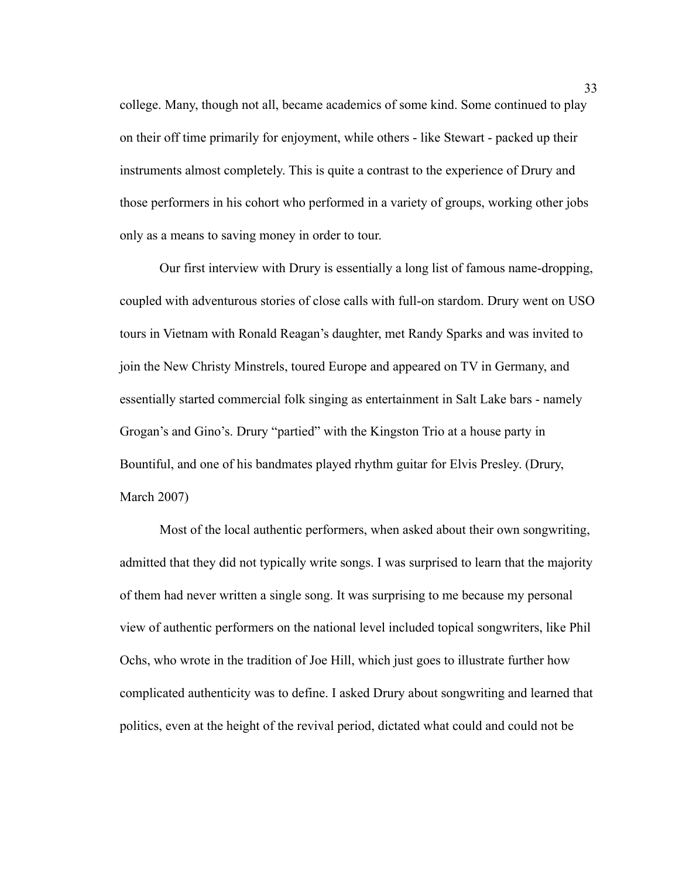college. Many, though not all, became academics of some kind. Some continued to play on their off time primarily for enjoyment, while others - like Stewart - packed up their instruments almost completely. This is quite a contrast to the experience of Drury and those performers in his cohort who performed in a variety of groups, working other jobs only as a means to saving money in order to tour.

Our first interview with Drury is essentially a long list of famous name-dropping, coupled with adventurous stories of close calls with full-on stardom. Drury went on USO tours in Vietnam with Ronald Reagan's daughter, met Randy Sparks and was invited to join the New Christy Minstrels, toured Europe and appeared on TV in Germany, and essentially started commercial folk singing as entertainment in Salt Lake bars - namely Grogan's and Gino's. Drury "partied" with the Kingston Trio at a house party in Bountiful, and one of his bandmates played rhythm guitar for Elvis Presley. (Drury, March 2007)

Most of the local authentic performers, when asked about their own songwriting, admitted that they did not typically write songs. I was surprised to learn that the majority of them had never written a single song. It was surprising to me because my personal view of authentic performers on the national level included topical songwriters, like Phil Ochs, who wrote in the tradition of Joe Hill, which just goes to illustrate further how complicated authenticity was to define. I asked Drury about songwriting and learned that politics, even at the height of the revival period, dictated what could and could not be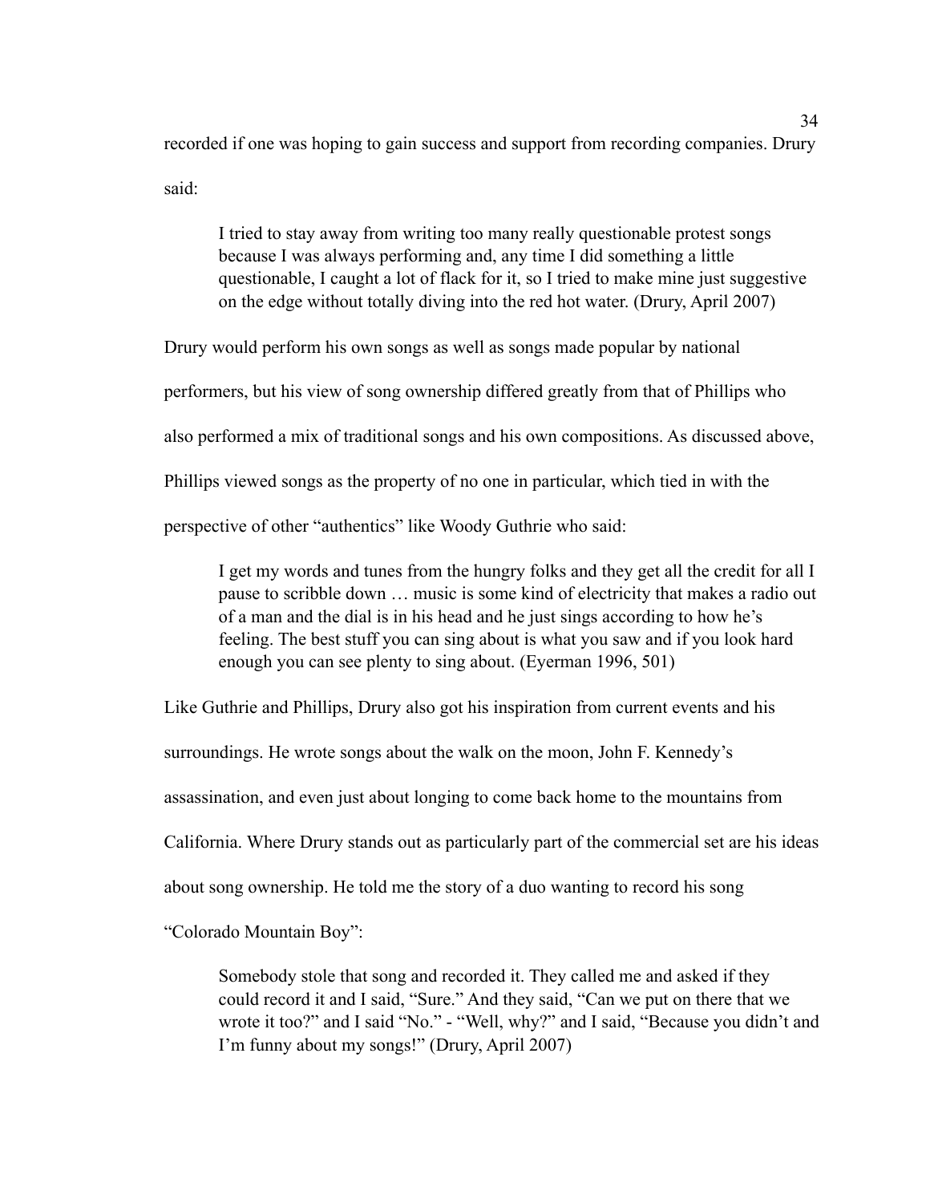recorded if one was hoping to gain success and support from recording companies. Drury said:

> I tried to stay away from writing too many really questionable protest songs because I was always performing and, any time I did something a little questionable, I caught a lot of flack for it, so I tried to make mine just suggestive on the edge without totally diving into the red hot water. (Drury, April 2007)

Drury would perform his own songs as well as songs made popular by national performers, but his view of song ownership differed greatly from that of Phillips who also performed a mix of traditional songs and his own compositions. As discussed above, Phillips viewed songs as the property of no one in particular, which tied in with the perspective of other "authentics" like Woody Guthrie who said:

> I get my words and tunes from the hungry folks and they get all the credit for all I pause to scribble down … music is some kind of electricity that makes a radio out of a man and the dial is in his head and he just sings according to how he's feeling. The best stuff you can sing about is what you saw and if you look hard enough you can see plenty to sing about. (Eyerman 1996, 501)

Like Guthrie and Phillips, Drury also got his inspiration from current events and his surroundings. He wrote songs about the walk on the moon, John F. Kennedy's assassination, and even just about longing to come back home to the mountains from California. Where Drury stands out as particularly part of the commercial set are his ideas about song ownership. He told me the story of a duo wanting to record his song "Colorado Mountain Boy":

> Somebody stole that song and recorded it. They called me and asked if they could record it and I said, "Sure." And they said, "Can we put on there that we wrote it too?" and I said "No." - "Well, why?" and I said, "Because you didn't and I'm funny about my songs!" (Drury, April 2007)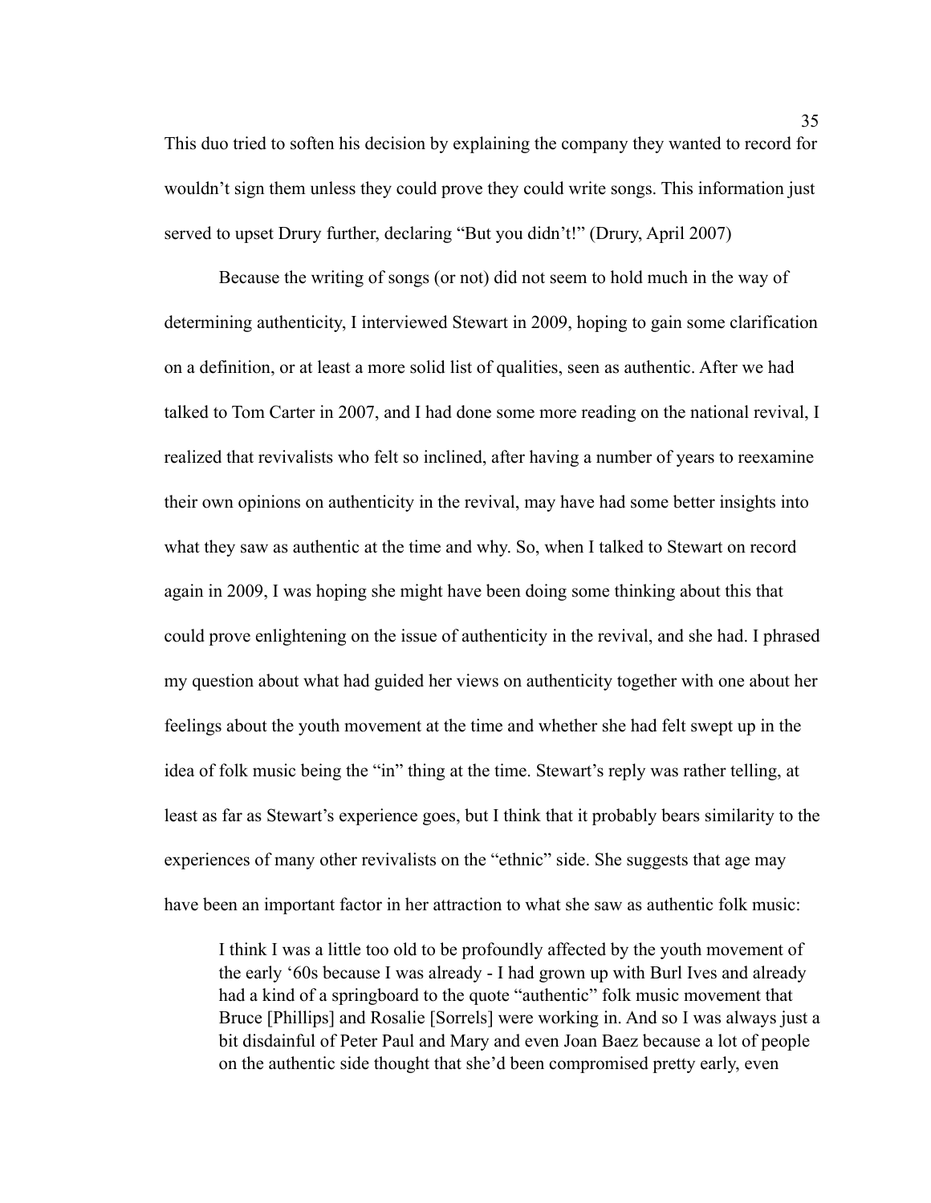This duo tried to soften his decision by explaining the company they wanted to record for wouldn't sign them unless they could prove they could write songs. This information just served to upset Drury further, declaring "But you didn't!" (Drury, April 2007)

Because the writing of songs (or not) did not seem to hold much in the way of determining authenticity, I interviewed Stewart in 2009, hoping to gain some clarification on a definition, or at least a more solid list of qualities, seen as authentic. After we had talked to Tom Carter in 2007, and I had done some more reading on the national revival, I realized that revivalists who felt so inclined, after having a number of years to reexamine their own opinions on authenticity in the revival, may have had some better insights into what they saw as authentic at the time and why. So, when I talked to Stewart on record again in 2009, I was hoping she might have been doing some thinking about this that could prove enlightening on the issue of authenticity in the revival, and she had. I phrased my question about what had guided her views on authenticity together with one about her feelings about the youth movement at the time and whether she had felt swept up in the idea of folk music being the "in" thing at the time. Stewart's reply was rather telling, at least as far as Stewart's experience goes, but I think that it probably bears similarity to the experiences of many other revivalists on the "ethnic" side. She suggests that age may have been an important factor in her attraction to what she saw as authentic folk music:

> I think I was a little too old to be profoundly affected by the youth movement of the early '60s because I was already - I had grown up with Burl Ives and already had a kind of a springboard to the quote "authentic" folk music movement that Bruce [Phillips] and Rosalie [Sorrels] were working in. And so I was always just a bit disdainful of Peter Paul and Mary and even Joan Baez because a lot of people on the authentic side thought that she'd been compromised pretty early, even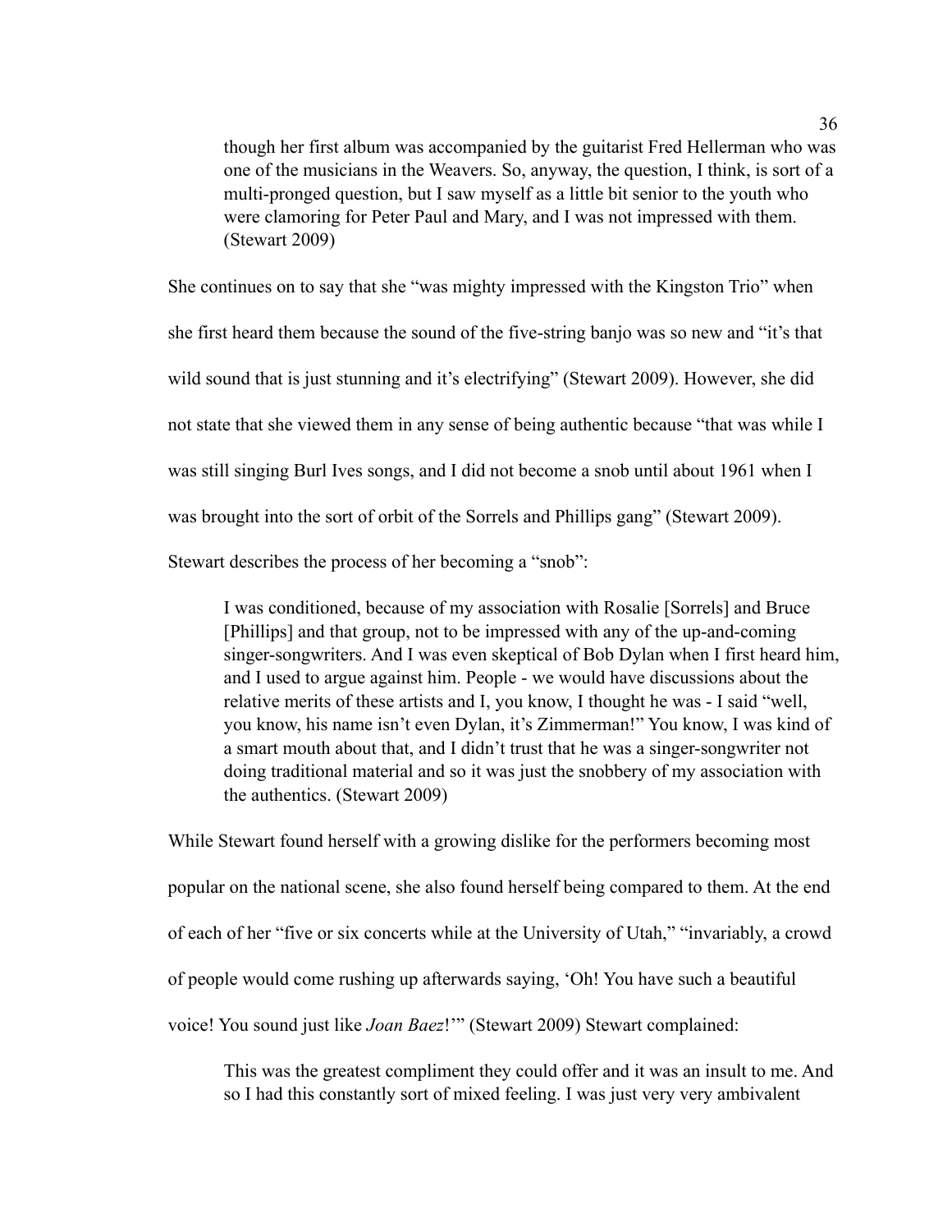> though her first album was accompanied by the guitarist Fred Hellerman who was one of the musicians in the Weavers. So, anyway, the question, I think, is sort of a multi-pronged question, but I saw myself as a little bit senior to the youth who were clamoring for Peter Paul and Mary, and I was not impressed with them. (Stewart 2009)

She continues on to say that she "was mighty impressed with the Kingston Trio" when she first heard them because the sound of the five-string banjo was so new and "it's that wild sound that is just stunning and it's electrifying" (Stewart 2009). However, she did not state that she viewed them in any sense of being authentic because "that was while I was still singing Burl Ives songs, and I did not become a snob until about 1961 when I was brought into the sort of orbit of the Sorrels and Phillips gang" (Stewart 2009). Stewart describes the process of her becoming a "snob":

> I was conditioned, because of my association with Rosalie [Sorrels] and Bruce [Phillips] and that group, not to be impressed with any of the up-and-coming singer-songwriters. And I was even skeptical of Bob Dylan when I first heard him, and I used to argue against him. People - we would have discussions about the relative merits of these artists and I, you know, I thought he was - I said "well, you know, his name isn't even Dylan, it's Zimmerman!" You know, I was kind of a smart mouth about that, and I didn't trust that he was a singer-songwriter not doing traditional material and so it was just the snobbery of my association with the authentics. (Stewart 2009)

While Stewart found herself with a growing dislike for the performers becoming most popular on the national scene, she also found herself being compared to them. At the end of each of her "five or six concerts while at the University of Utah," "invariably, a crowd of people would come rushing up afterwards saying, 'Oh! You have such a beautiful voice! You sound just like *Joan Baez*!'" (Stewart 2009) Stewart complained:

> This was the greatest compliment they could offer and it was an insult to me. And so I had this constantly sort of mixed feeling. I was just very very ambivalent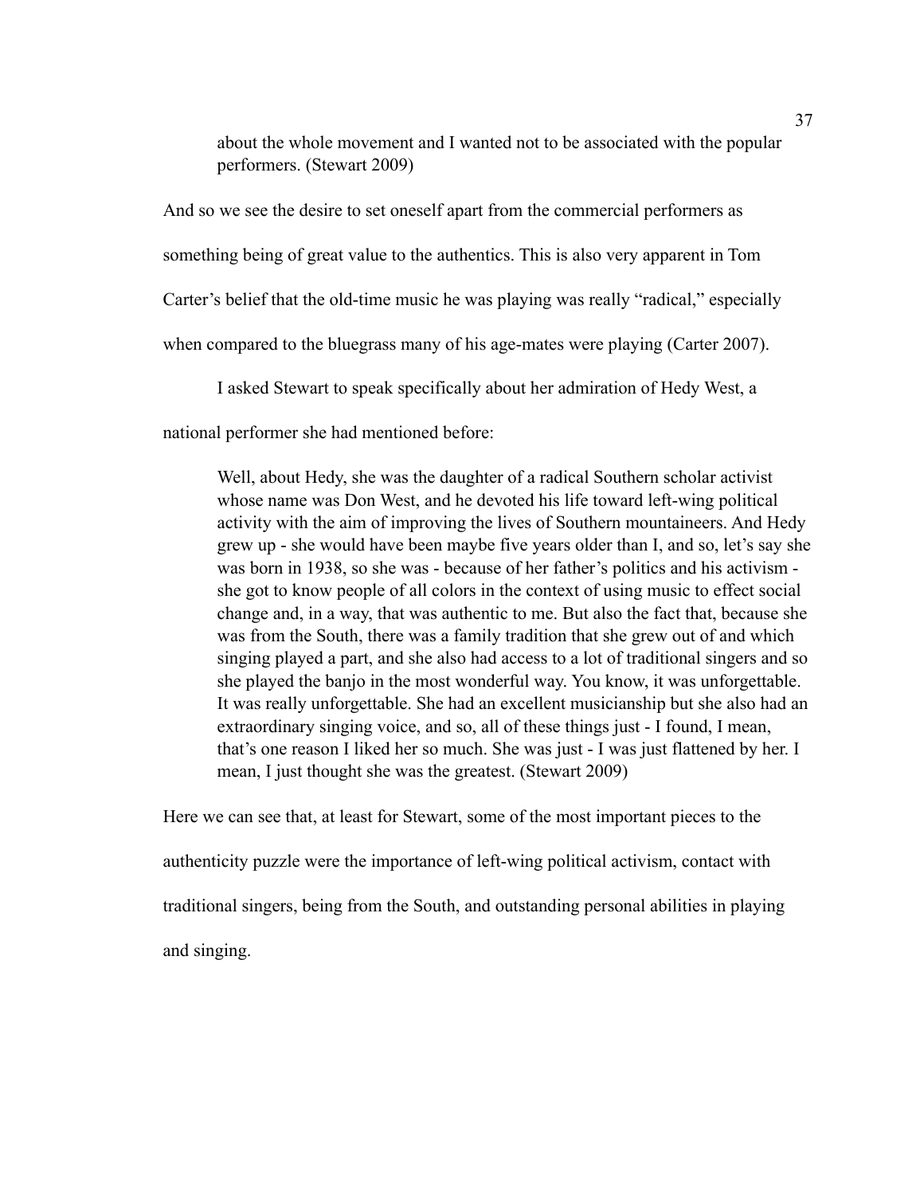> about the whole movement and I wanted not to be associated with the popular performers. (Stewart 2009)

And so we see the desire to set oneself apart from the commercial performers as something being of great value to the authentics. This is also very apparent in Tom Carter's belief that the old-time music he was playing was really "radical," especially when compared to the bluegrass many of his age-mates were playing (Carter 2007).

I asked Stewart to speak specifically about her admiration of Hedy West, a national performer she had mentioned before:

> Well, about Hedy, she was the daughter of a radical Southern scholar activist whose name was Don West, and he devoted his life toward left-wing political activity with the aim of improving the lives of Southern mountaineers. And Hedy grew up - she would have been maybe five years older than I, and so, let's say she was born in 1938, so she was - because of her father's politics and his activism - she got to know people of all colors in the context of using music to effect social change and, in a way, that was authentic to me. But also the fact that, because she was from the South, there was a family tradition that she grew out of and which singing played a part, and she also had access to a lot of traditional singers and so she played the banjo in the most wonderful way. You know, it was unforgettable. It was really unforgettable. She had an excellent musicianship but she also had an extraordinary singing voice, and so, all of these things just - I found, I mean, that's one reason I liked her so much. She was just - I was just flattened by her. I mean, I just thought she was the greatest. (Stewart 2009)

Here we can see that, at least for Stewart, some of the most important pieces to the authenticity puzzle were the importance of left-wing political activism, contact with traditional singers, being from the South, and outstanding personal abilities in playing and singing.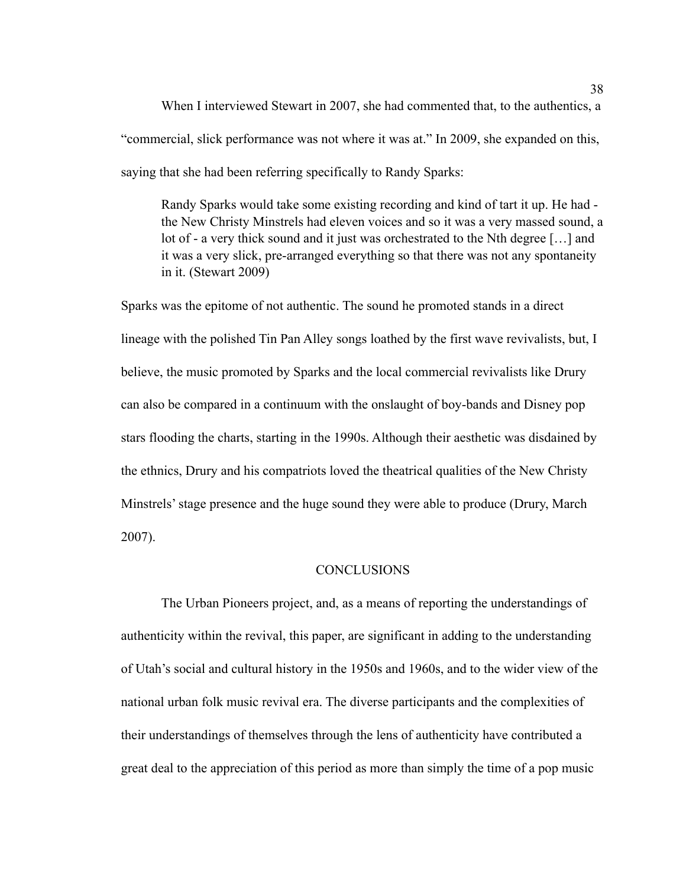When I interviewed Stewart in 2007, she had commented that, to the authentics, a "commercial, slick performance was not where it was at." In 2009, she expanded on this, saying that she had been referring specifically to Randy Sparks:

> Randy Sparks would take some existing recording and kind of tart it up. He had - the New Christy Minstrels had eleven voices and so it was a very massed sound, a lot of - a very thick sound and it just was orchestrated to the Nth degree […] and it was a very slick, pre-arranged everything so that there was not any spontaneity in it. (Stewart 2009)

Sparks was the epitome of not authentic. The sound he promoted stands in a direct lineage with the polished Tin Pan Alley songs loathed by the first wave revivalists, but, I believe, the music promoted by Sparks and the local commercial revivalists like Drury can also be compared in a continuum with the onslaught of boy-bands and Disney pop stars flooding the charts, starting in the 1990s. Although their aesthetic was disdained by the ethnics, Drury and his compatriots loved the theatrical qualities of the New Christy Minstrels' stage presence and the huge sound they were able to produce (Drury, March 2007).

## CONCLUSIONS

The Urban Pioneers project, and, as a means of reporting the understandings of authenticity within the revival, this paper, are significant in adding to the understanding of Utah's social and cultural history in the 1950s and 1960s, and to the wider view of the national urban folk music revival era. The diverse participants and the complexities of their understandings of themselves through the lens of authenticity have contributed a great deal to the appreciation of this period as more than simply the time of a pop music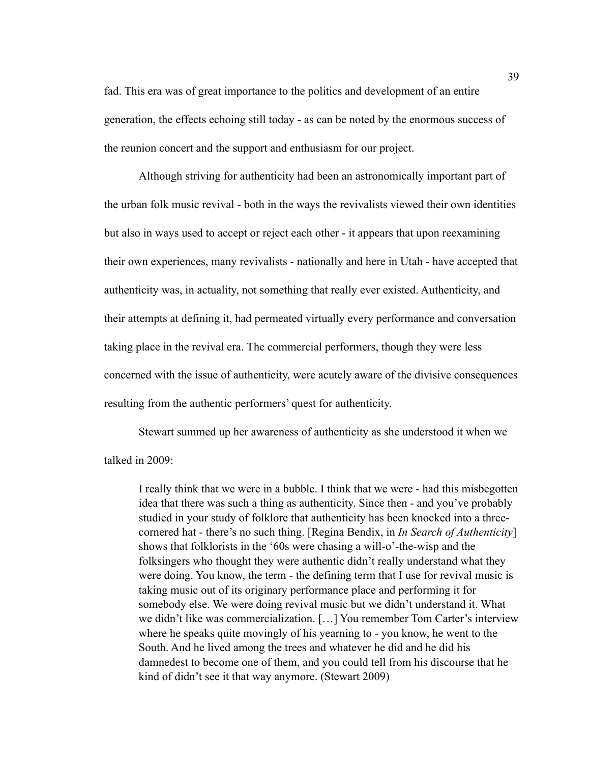fad. This era was of great importance to the politics and development of an entire generation, the effects echoing still today - as can be noted by the enormous success of the reunion concert and the support and enthusiasm for our project.

Although striving for authenticity had been an astronomically important part of the urban folk music revival - both in the ways the revivalists viewed their own identities but also in ways used to accept or reject each other - it appears that upon reexamining their own experiences, many revivalists - nationally and here in Utah - have accepted that authenticity was, in actuality, not something that really ever existed. Authenticity, and their attempts at defining it, had permeated virtually every performance and conversation taking place in the revival era. The commercial performers, though they were less concerned with the issue of authenticity, were acutely aware of the divisive consequences resulting from the authentic performers' quest for authenticity.

Stewart summed up her awareness of authenticity as she understood it when we talked in 2009:

> I really think that we were in a bubble. I think that we were - had this misbegotten idea that there was such a thing as authenticity. Since then - and you've probably studied in your study of folklore that authenticity has been knocked into a three-cornered hat - there's no such thing. [Regina Bendix, in *In Search of Authenticity*] shows that folklorists in the '60s were chasing a will-o'-the-wisp and the folksingers who thought they were authentic didn't really understand what they were doing. You know, the term - the defining term that I use for revival music is taking music out of its originary performance place and performing it for somebody else. We were doing revival music but we didn't understand it. What we didn't like was commercialization. […] You remember Tom Carter's interview where he speaks quite movingly of his yearning to - you know, he went to the South. And he lived among the trees and whatever he did and he did his damnedest to become one of them, and you could tell from his discourse that he kind of didn't see it that way anymore. (Stewart 2009)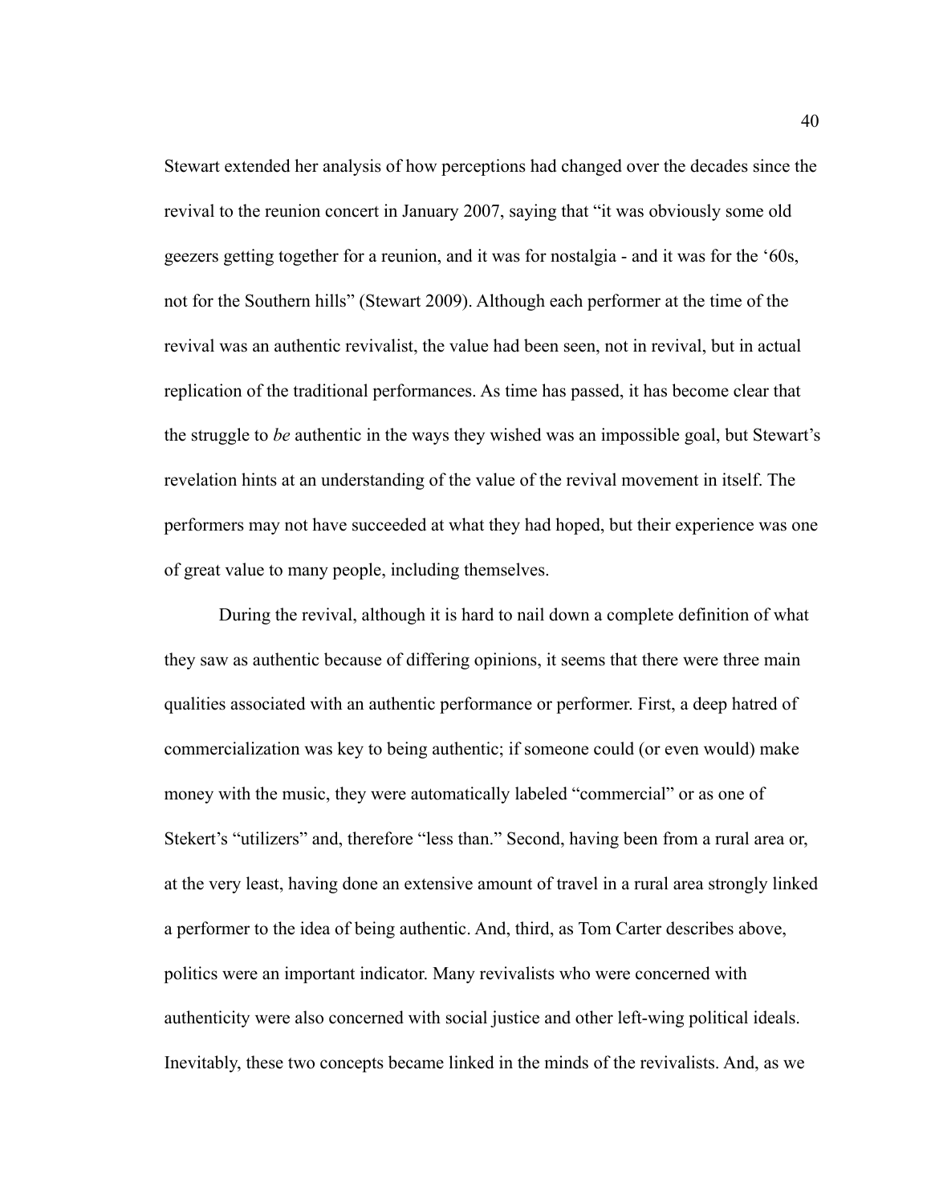Stewart extended her analysis of how perceptions had changed over the decades since the revival to the reunion concert in January 2007, saying that "it was obviously some old geezers getting together for a reunion, and it was for nostalgia - and it was for the '60s, not for the Southern hills" (Stewart 2009). Although each performer at the time of the revival was an authentic revivalist, the value had been seen, not in revival, but in actual replication of the traditional performances. As time has passed, it has become clear that the struggle to *be* authentic in the ways they wished was an impossible goal, but Stewart's revelation hints at an understanding of the value of the revival movement in itself. The performers may not have succeeded at what they had hoped, but their experience was one of great value to many people, including themselves.

During the revival, although it is hard to nail down a complete definition of what they saw as authentic because of differing opinions, it seems that there were three main qualities associated with an authentic performance or performer. First, a deep hatred of commercialization was key to being authentic; if someone could (or even would) make money with the music, they were automatically labeled "commercial" or as one of Stekert's "utilizers" and, therefore "less than." Second, having been from a rural area or, at the very least, having done an extensive amount of travel in a rural area strongly linked a performer to the idea of being authentic. And, third, as Tom Carter describes above, politics were an important indicator. Many revivalists who were concerned with authenticity were also concerned with social justice and other left-wing political ideals. Inevitably, these two concepts became linked in the minds of the revivalists. And, as we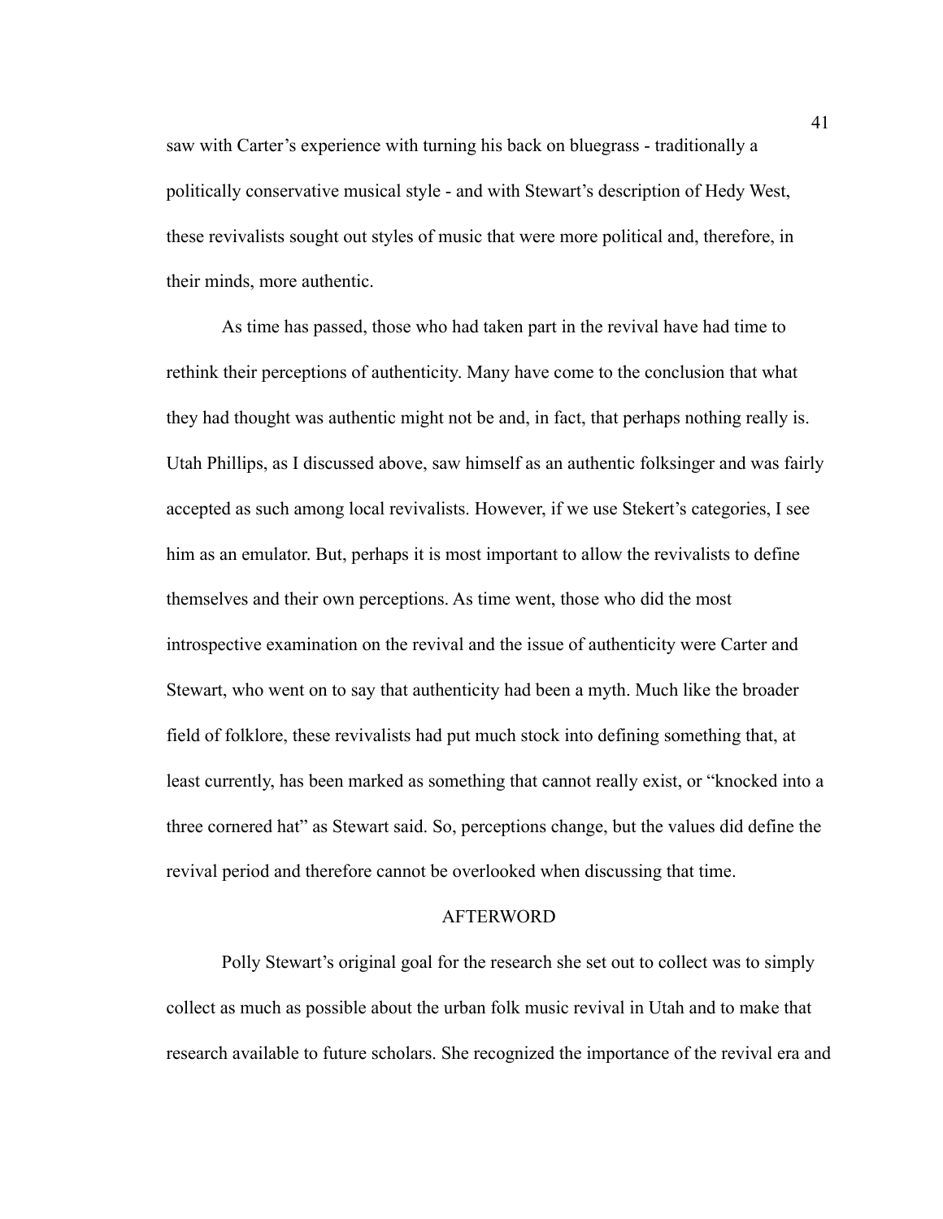saw with Carter's experience with turning his back on bluegrass - traditionally a politically conservative musical style - and with Stewart's description of Hedy West, these revivalists sought out styles of music that were more political and, therefore, in their minds, more authentic.

As time has passed, those who had taken part in the revival have had time to rethink their perceptions of authenticity. Many have come to the conclusion that what they had thought was authentic might not be and, in fact, that perhaps nothing really is. Utah Phillips, as I discussed above, saw himself as an authentic folksinger and was fairly accepted as such among local revivalists. However, if we use Stekert's categories, I see him as an emulator. But, perhaps it is most important to allow the revivalists to define themselves and their own perceptions. As time went, those who did the most introspective examination on the revival and the issue of authenticity were Carter and Stewart, who went on to say that authenticity had been a myth. Much like the broader field of folklore, these revivalists had put much stock into defining something that, at least currently, has been marked as something that cannot really exist, or "knocked into a three cornered hat" as Stewart said. So, perceptions change, but the values did define the revival period and therefore cannot be overlooked when discussing that time.

## AFTERWORD

Polly Stewart's original goal for the research she set out to collect was to simply collect as much as possible about the urban folk music revival in Utah and to make that research available to future scholars. She recognized the importance of the revival era and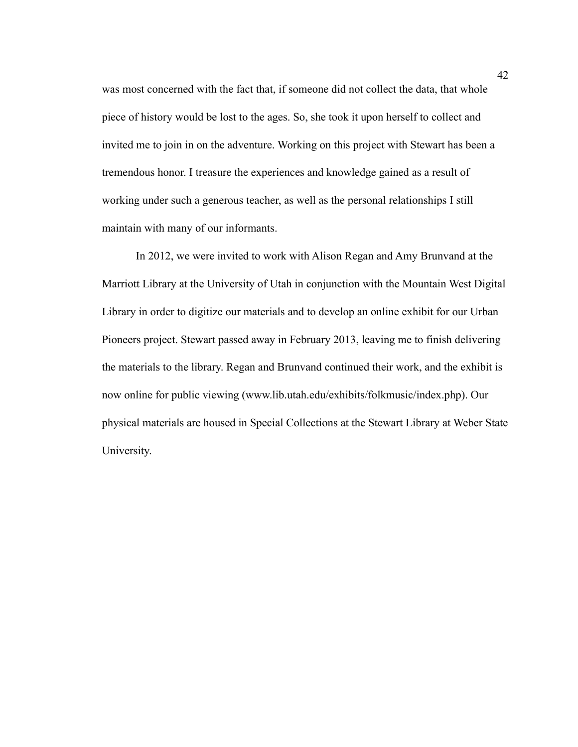was most concerned with the fact that, if someone did not collect the data, that whole piece of history would be lost to the ages. So, she took it upon herself to collect and invited me to join in on the adventure. Working on this project with Stewart has been a tremendous honor. I treasure the experiences and knowledge gained as a result of working under such a generous teacher, as well as the personal relationships I still maintain with many of our informants.

In 2012, we were invited to work with Alison Regan and Amy Brunvand at the Marriott Library at the University of Utah in conjunction with the Mountain West Digital Library in order to digitize our materials and to develop an online exhibit for our Urban Pioneers project. Stewart passed away in February 2013, leaving me to finish delivering the materials to the library. Regan and Brunvand continued their work, and the exhibit is now online for public viewing (www.lib.utah.edu/exhibits/folkmusic/index.php). Our physical materials are housed in Special Collections at the Stewart Library at Weber State University.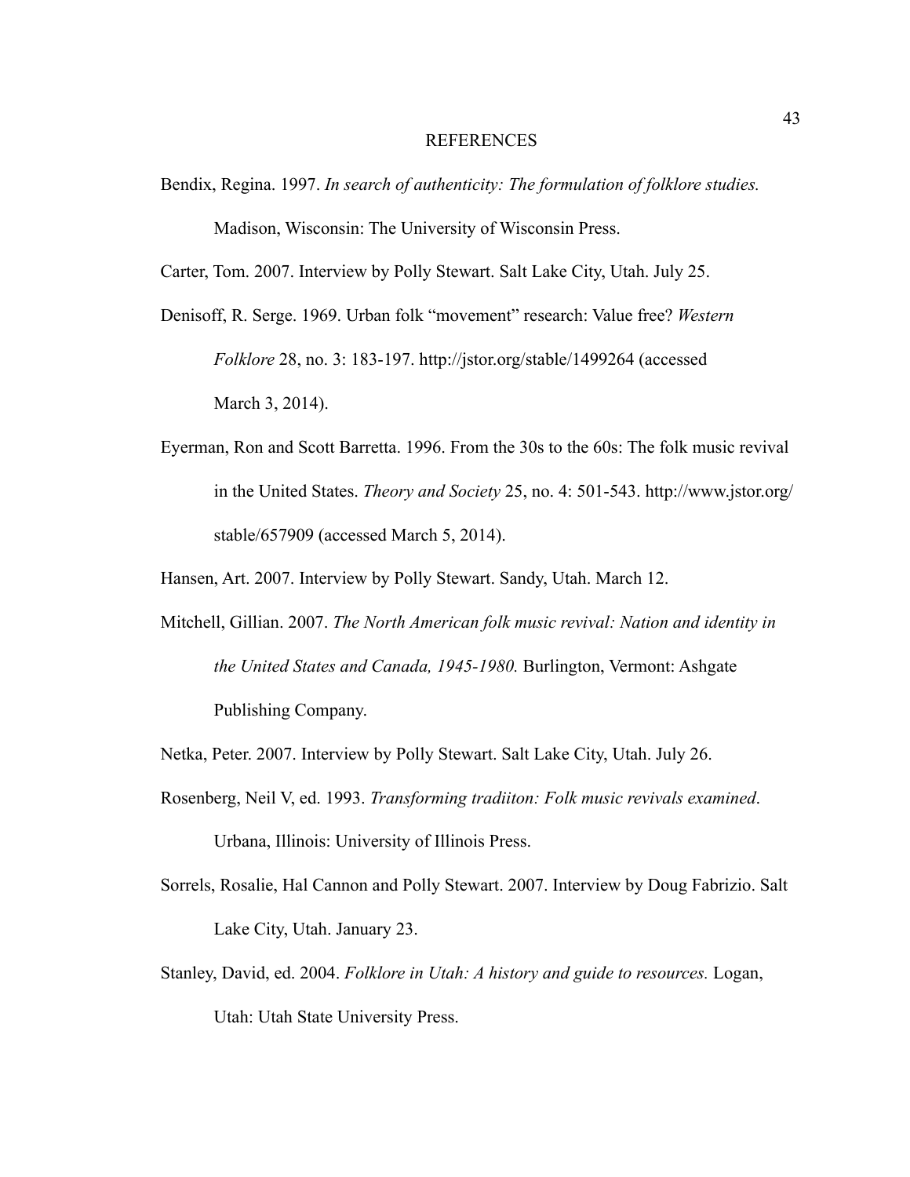# REFERENCES

Bendix, Regina. 1997. *In search of authenticity: The formulation of folklore studies.* Madison, Wisconsin: The University of Wisconsin Press.

Carter, Tom. 2007. Interview by Polly Stewart. Salt Lake City, Utah. July 25.

Denisoff, R. Serge. 1969. Urban folk "movement" research: Value free? *Western Folklore* 28, no. 3: 183-197. http://jstor.org/stable/1499264 (accessed March 3, 2014).

Eyerman, Ron and Scott Barretta. 1996. From the 30s to the 60s: The folk music revival in the United States. *Theory and Society* 25, no. 4: 501-543. http://www.jstor.org/stable/657909 (accessed March 5, 2014).

Hansen, Art. 2007. Interview by Polly Stewart. Sandy, Utah. March 12.

Mitchell, Gillian. 2007. *The North American folk music revival: Nation and identity in the United States and Canada, 1945-1980.* Burlington, Vermont: Ashgate Publishing Company.

Netka, Peter. 2007. Interview by Polly Stewart. Salt Lake City, Utah. July 26.

Rosenberg, Neil V, ed. 1993. *Transforming tradiiton: Folk music revivals examined*. Urbana, Illinois: University of Illinois Press.

Sorrels, Rosalie, Hal Cannon and Polly Stewart. 2007. Interview by Doug Fabrizio. Salt Lake City, Utah. January 23.

Stanley, David, ed. 2004. *Folklore in Utah: A history and guide to resources.* Logan, Utah: Utah State University Press.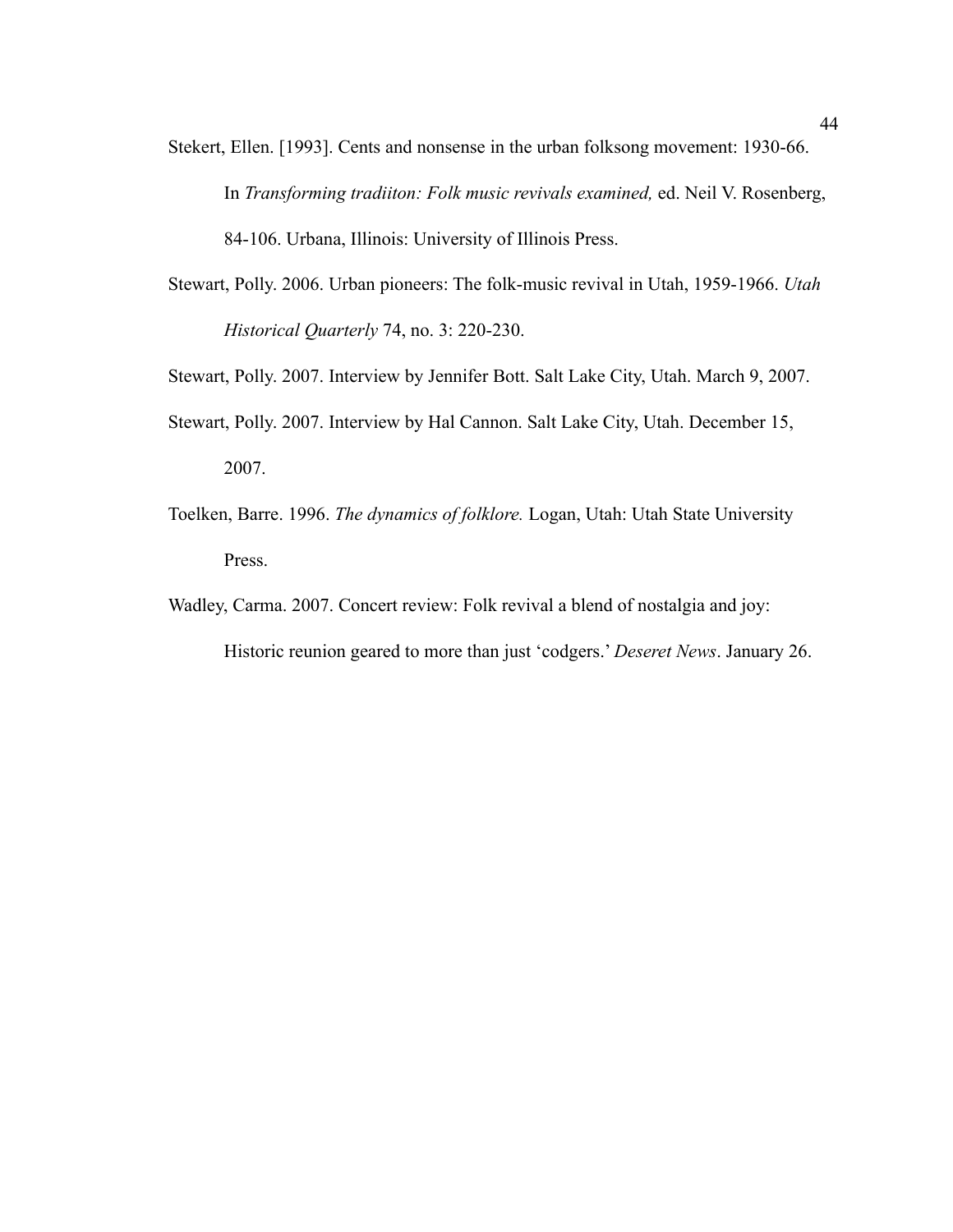Stekert, Ellen. [1993]. Cents and nonsense in the urban folksong movement: 1930-66. In *Transforming tradiiton: Folk music revivals examined,* ed. Neil V. Rosenberg, 84-106. Urbana, Illinois: University of Illinois Press.

Stewart, Polly. 2006. Urban pioneers: The folk-music revival in Utah, 1959-1966. *Utah Historical Quarterly* 74, no. 3: 220-230.

Stewart, Polly. 2007. Interview by Jennifer Bott. Salt Lake City, Utah. March 9, 2007.

Stewart, Polly. 2007. Interview by Hal Cannon. Salt Lake City, Utah. December 15, 2007.

Toelken, Barre. 1996. *The dynamics of folklore.* Logan, Utah: Utah State University Press.

Wadley, Carma. 2007. Concert review: Folk revival a blend of nostalgia and joy: Historic reunion geared to more than just 'codgers.' *Deseret News*. January 26.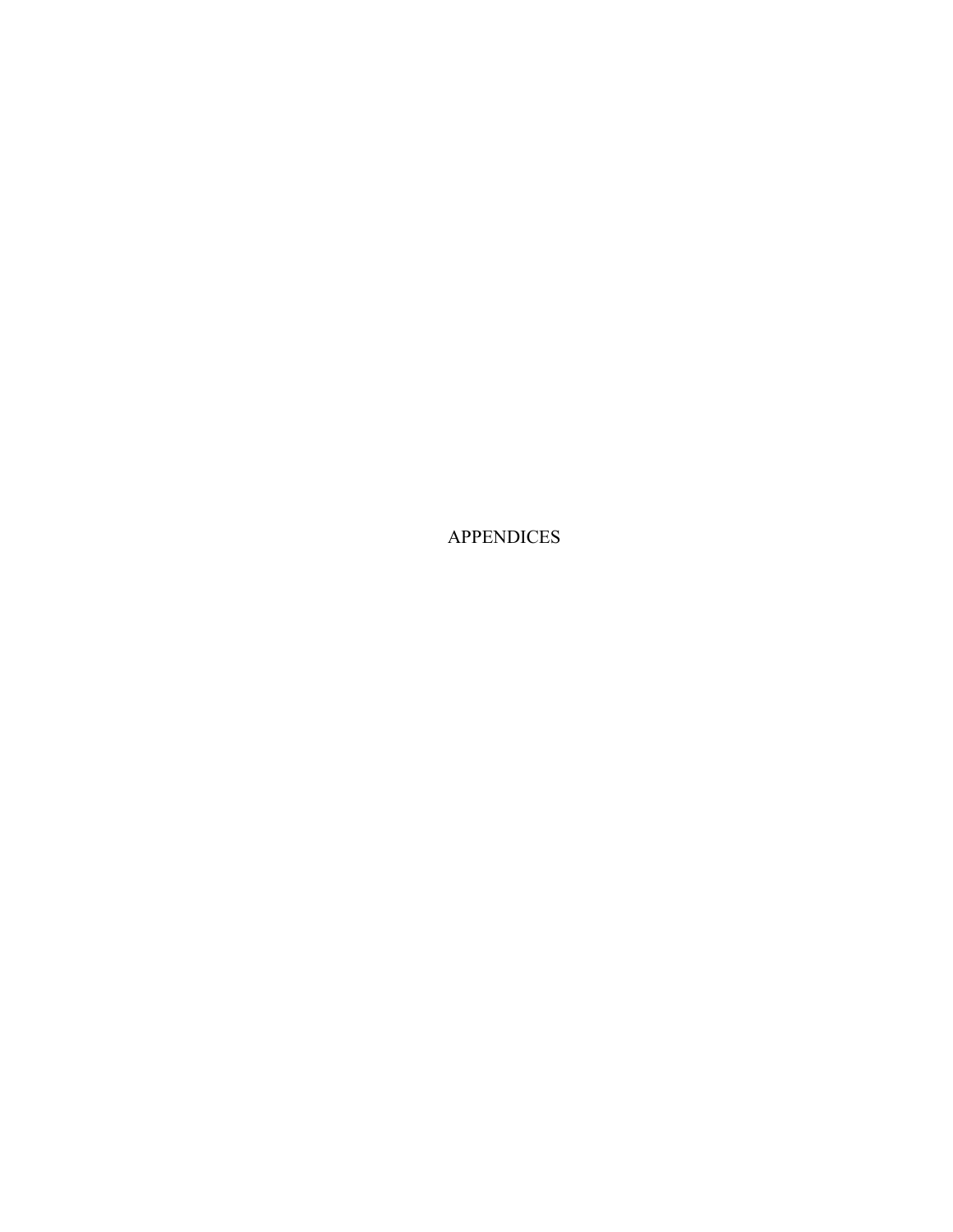# APPENDICES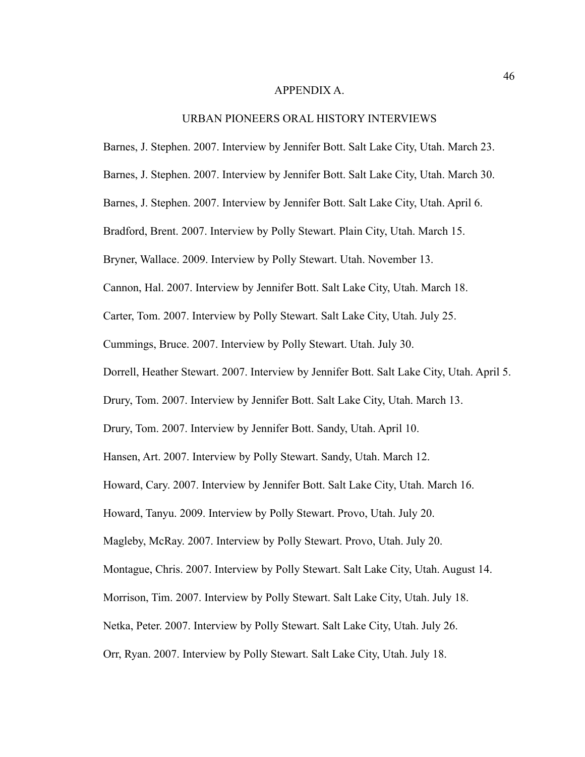# APPENDIX A.

## URBAN PIONEERS ORAL HISTORY INTERVIEWS

Barnes, J. Stephen. 2007. Interview by Jennifer Bott. Salt Lake City, Utah. March 23.

Barnes, J. Stephen. 2007. Interview by Jennifer Bott. Salt Lake City, Utah. March 30.

Barnes, J. Stephen. 2007. Interview by Jennifer Bott. Salt Lake City, Utah. April 6.

Bradford, Brent. 2007. Interview by Polly Stewart. Plain City, Utah. March 15.

Bryner, Wallace. 2009. Interview by Polly Stewart. Utah. November 13.

Cannon, Hal. 2007. Interview by Jennifer Bott. Salt Lake City, Utah. March 18.

Carter, Tom. 2007. Interview by Polly Stewart. Salt Lake City, Utah. July 25.

Cummings, Bruce. 2007. Interview by Polly Stewart. Utah. July 30.

Dorrell, Heather Stewart. 2007. Interview by Jennifer Bott. Salt Lake City, Utah. April 5.

Drury, Tom. 2007. Interview by Jennifer Bott. Salt Lake City, Utah. March 13.

Drury, Tom. 2007. Interview by Jennifer Bott. Sandy, Utah. April 10.

Hansen, Art. 2007. Interview by Polly Stewart. Sandy, Utah. March 12.

Howard, Cary. 2007. Interview by Jennifer Bott. Salt Lake City, Utah. March 16.

Howard, Tanyu. 2009. Interview by Polly Stewart. Provo, Utah. July 20.

Magleby, McRay. 2007. Interview by Polly Stewart. Provo, Utah. July 20.

Montague, Chris. 2007. Interview by Polly Stewart. Salt Lake City, Utah. August 14.

Morrison, Tim. 2007. Interview by Polly Stewart. Salt Lake City, Utah. July 18.

Netka, Peter. 2007. Interview by Polly Stewart. Salt Lake City, Utah. July 26.

Orr, Ryan. 2007. Interview by Polly Stewart. Salt Lake City, Utah. July 18.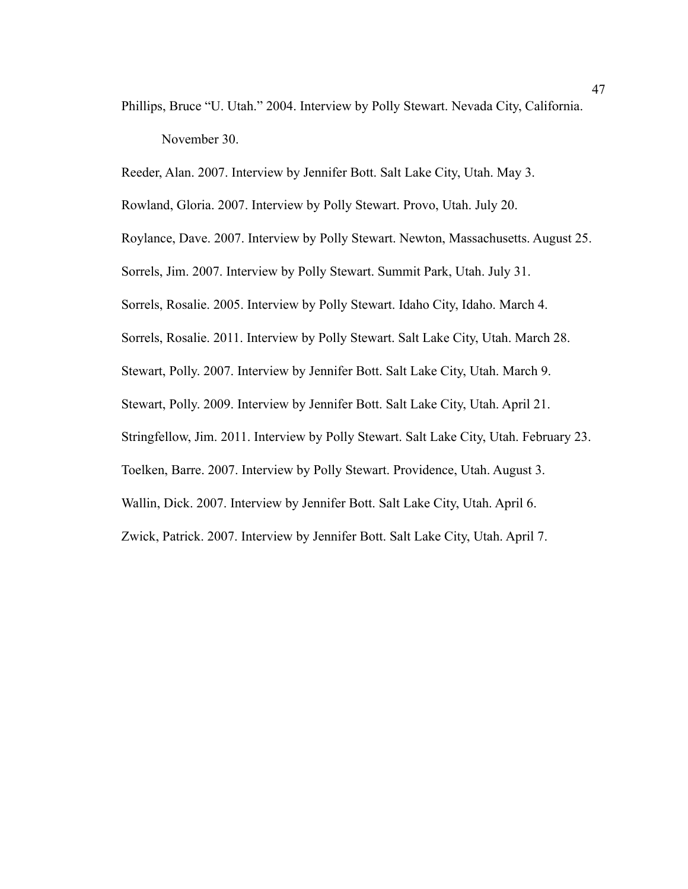Phillips, Bruce "U. Utah." 2004. Interview by Polly Stewart. Nevada City, California. November 30.

Reeder, Alan. 2007. Interview by Jennifer Bott. Salt Lake City, Utah. May 3.

Rowland, Gloria. 2007. Interview by Polly Stewart. Provo, Utah. July 20.

Roylance, Dave. 2007. Interview by Polly Stewart. Newton, Massachusetts. August 25.

Sorrels, Jim. 2007. Interview by Polly Stewart. Summit Park, Utah. July 31.

Sorrels, Rosalie. 2005. Interview by Polly Stewart. Idaho City, Idaho. March 4.

Sorrels, Rosalie. 2011. Interview by Polly Stewart. Salt Lake City, Utah. March 28.

Stewart, Polly. 2007. Interview by Jennifer Bott. Salt Lake City, Utah. March 9.

Stewart, Polly. 2009. Interview by Jennifer Bott. Salt Lake City, Utah. April 21.

Stringfellow, Jim. 2011. Interview by Polly Stewart. Salt Lake City, Utah. February 23.

Toelken, Barre. 2007. Interview by Polly Stewart. Providence, Utah. August 3.

Wallin, Dick. 2007. Interview by Jennifer Bott. Salt Lake City, Utah. April 6.

Zwick, Patrick. 2007. Interview by Jennifer Bott. Salt Lake City, Utah. April 7.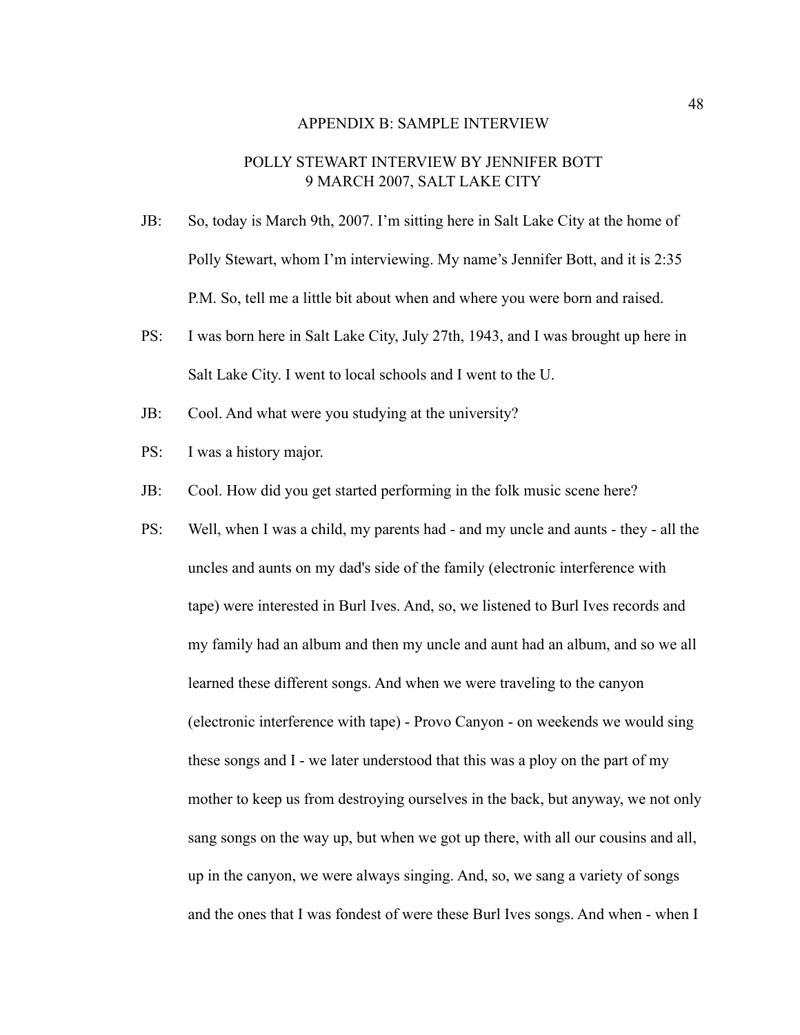## APPENDIX B: SAMPLE INTERVIEW

### POLLY STEWART INTERVIEW BY JENNIFER BOTT
### 9 MARCH 2007, SALT LAKE CITY

JB: So, today is March 9th, 2007. I'm sitting here in Salt Lake City at the home of Polly Stewart, whom I'm interviewing. My name's Jennifer Bott, and it is 2:35 P.M. So, tell me a little bit about when and where you were born and raised.

PS: I was born here in Salt Lake City, July 27th, 1943, and I was brought up here in Salt Lake City. I went to local schools and I went to the U.

JB: Cool. And what were you studying at the university?

PS: I was a history major.

JB: Cool. How did you get started performing in the folk music scene here?

PS: Well, when I was a child, my parents had - and my uncle and aunts - they - all the uncles and aunts on my dad's side of the family (electronic interference with tape) were interested in Burl Ives. And, so, we listened to Burl Ives records and my family had an album and then my uncle and aunt had an album, and so we all learned these different songs. And when we were traveling to the canyon (electronic interference with tape) - Provo Canyon - on weekends we would sing these songs and I - we later understood that this was a ploy on the part of my mother to keep us from destroying ourselves in the back, but anyway, we not only sang songs on the way up, but when we got up there, with all our cousins and all, up in the canyon, we were always singing. And, so, we sang a variety of songs and the ones that I was fondest of were these Burl Ives songs. And when - when I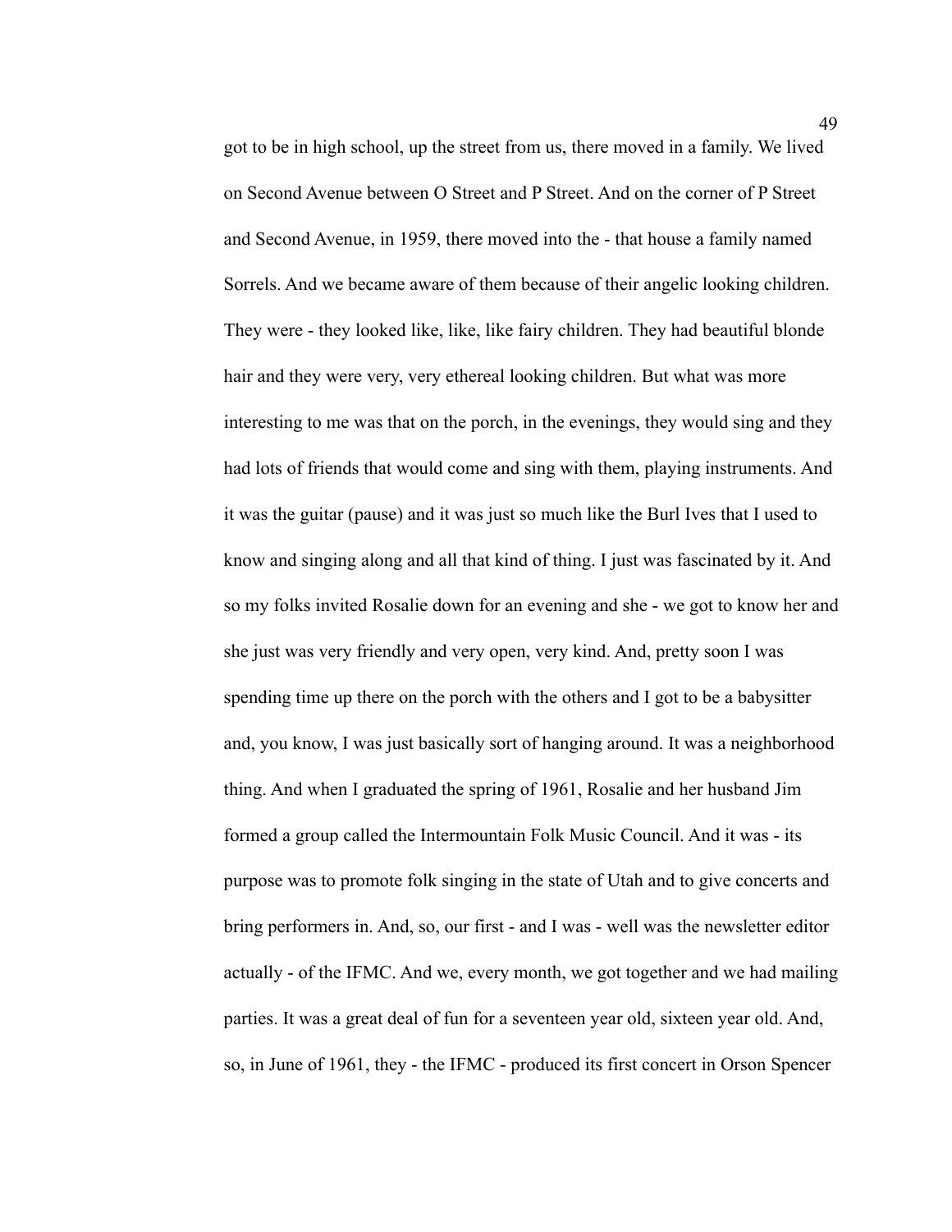got to be in high school, up the street from us, there moved in a family. We lived on Second Avenue between O Street and P Street. And on the corner of P Street and Second Avenue, in 1959, there moved into the - that house a family named Sorrels. And we became aware of them because of their angelic looking children. They were - they looked like, like, like fairy children. They had beautiful blonde hair and they were very, very ethereal looking children. But what was more interesting to me was that on the porch, in the evenings, they would sing and they had lots of friends that would come and sing with them, playing instruments. And it was the guitar (pause) and it was just so much like the Burl Ives that I used to know and singing along and all that kind of thing. I just was fascinated by it. And so my folks invited Rosalie down for an evening and she - we got to know her and she just was very friendly and very open, very kind. And, pretty soon I was spending time up there on the porch with the others and I got to be a babysitter and, you know, I was just basically sort of hanging around. It was a neighborhood thing. And when I graduated the spring of 1961, Rosalie and her husband Jim formed a group called the Intermountain Folk Music Council. And it was - its purpose was to promote folk singing in the state of Utah and to give concerts and bring performers in. And, so, our first - and I was - well was the newsletter editor actually - of the IFMC. And we, every month, we got together and we had mailing parties. It was a great deal of fun for a seventeen year old, sixteen year old. And, so, in June of 1961, they - the IFMC - produced its first concert in Orson Spencer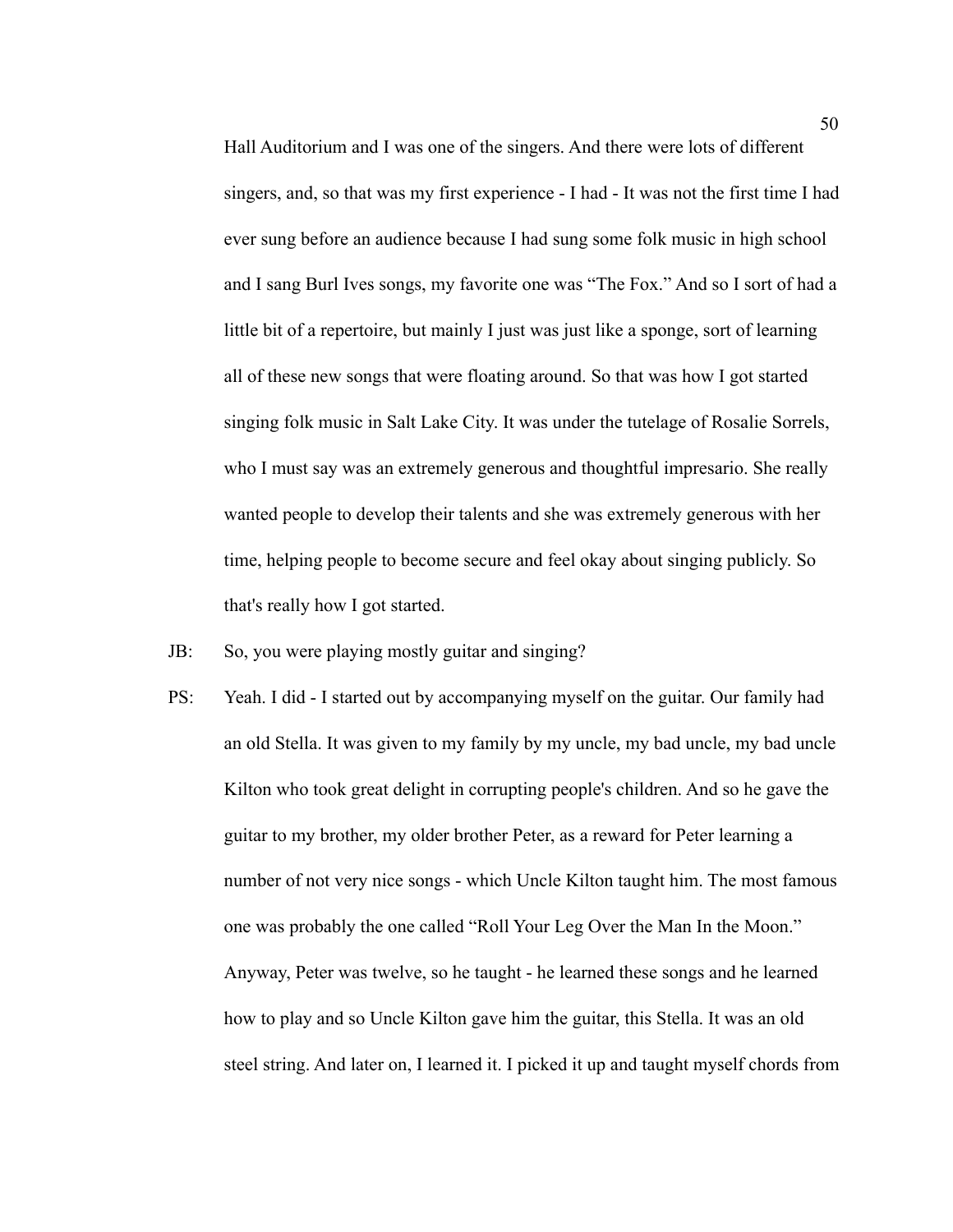Hall Auditorium and I was one of the singers. And there were lots of different singers, and, so that was my first experience - I had - It was not the first time I had ever sung before an audience because I had sung some folk music in high school and I sang Burl Ives songs, my favorite one was "The Fox." And so I sort of had a little bit of a repertoire, but mainly I just was just like a sponge, sort of learning all of these new songs that were floating around. So that was how I got started singing folk music in Salt Lake City. It was under the tutelage of Rosalie Sorrels, who I must say was an extremely generous and thoughtful impresario. She really wanted people to develop their talents and she was extremely generous with her time, helping people to become secure and feel okay about singing publicly. So that's really how I got started.

JB: So, you were playing mostly guitar and singing?

PS: Yeah. I did - I started out by accompanying myself on the guitar. Our family had an old Stella. It was given to my family by my uncle, my bad uncle, my bad uncle Kilton who took great delight in corrupting people's children. And so he gave the guitar to my brother, my older brother Peter, as a reward for Peter learning a number of not very nice songs - which Uncle Kilton taught him. The most famous one was probably the one called "Roll Your Leg Over the Man In the Moon." Anyway, Peter was twelve, so he taught - he learned these songs and he learned how to play and so Uncle Kilton gave him the guitar, this Stella. It was an old steel string. And later on, I learned it. I picked it up and taught myself chords from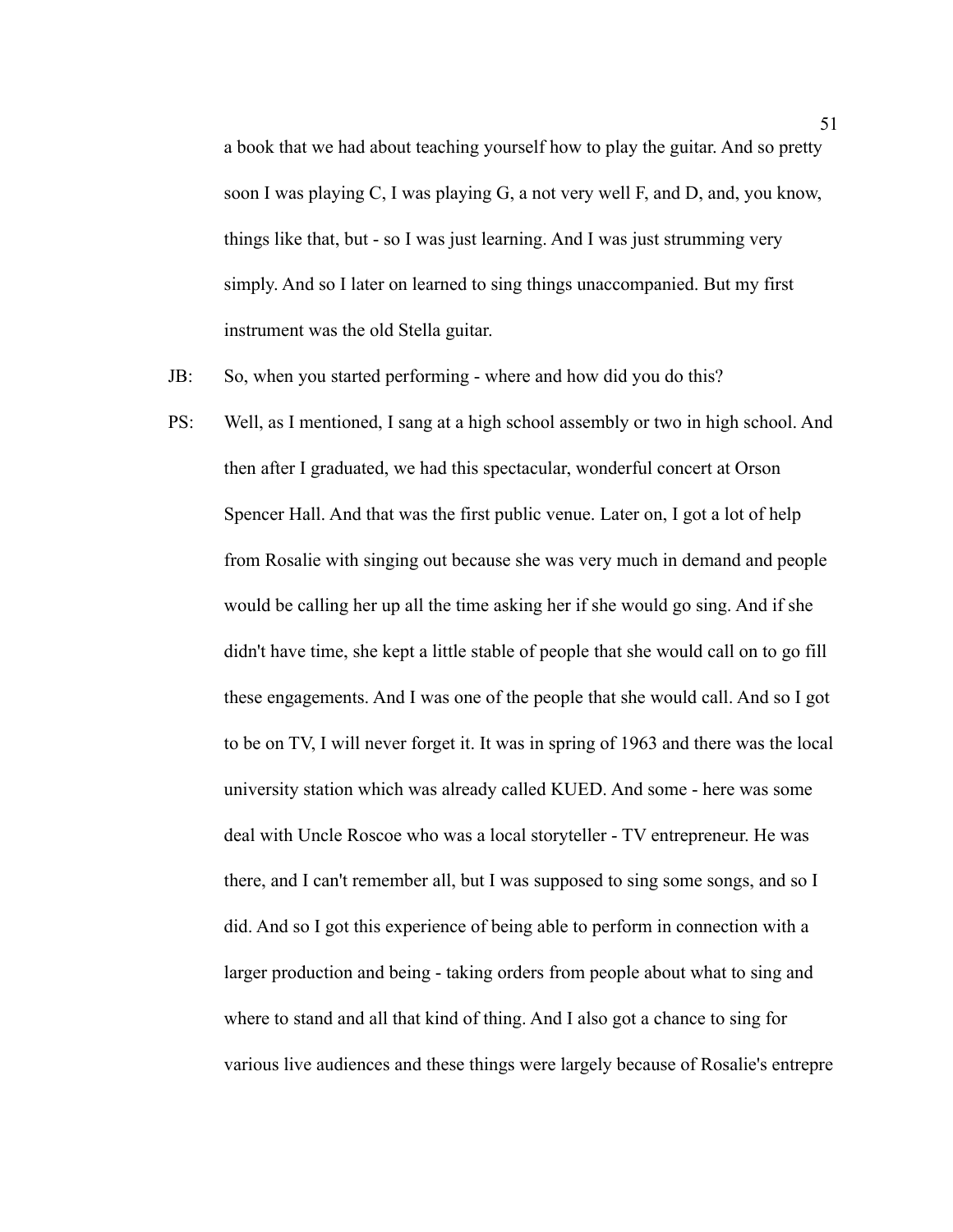a book that we had about teaching yourself how to play the guitar. And so pretty soon I was playing C, I was playing G, a not very well F, and D, and, you know, things like that, but - so I was just learning. And I was just strumming very simply. And so I later on learned to sing things unaccompanied. But my first instrument was the old Stella guitar.

JB: So, when you started performing - where and how did you do this?

PS: Well, as I mentioned, I sang at a high school assembly or two in high school. And then after I graduated, we had this spectacular, wonderful concert at Orson Spencer Hall. And that was the first public venue. Later on, I got a lot of help from Rosalie with singing out because she was very much in demand and people would be calling her up all the time asking her if she would go sing. And if she didn't have time, she kept a little stable of people that she would call on to go fill these engagements. And I was one of the people that she would call. And so I got to be on TV, I will never forget it. It was in spring of 1963 and there was the local university station which was already called KUED. And some - here was some deal with Uncle Roscoe who was a local storyteller - TV entrepreneur. He was there, and I can't remember all, but I was supposed to sing some songs, and so I did. And so I got this experience of being able to perform in connection with a larger production and being - taking orders from people about what to sing and where to stand and all that kind of thing. And I also got a chance to sing for various live audiences and these things were largely because of Rosalie's entrepre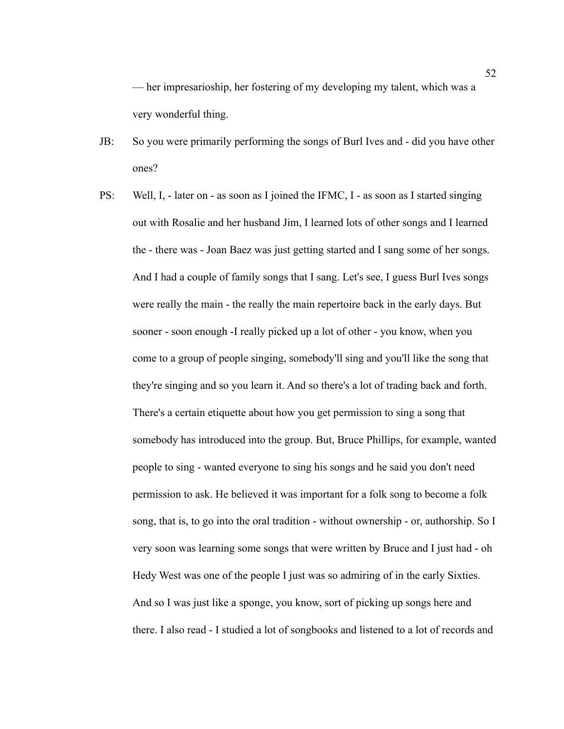— her impresarioship, her fostering of my developing my talent, which was a very wonderful thing.

JB: So you were primarily performing the songs of Burl Ives and - did you have other ones?

PS: Well, I, - later on - as soon as I joined the IFMC, I - as soon as I started singing out with Rosalie and her husband Jim, I learned lots of other songs and I learned the - there was - Joan Baez was just getting started and I sang some of her songs. And I had a couple of family songs that I sang. Let's see, I guess Burl Ives songs were really the main - the really the main repertoire back in the early days. But sooner - soon enough -I really picked up a lot of other - you know, when you come to a group of people singing, somebody'll sing and you'll like the song that they're singing and so you learn it. And so there's a lot of trading back and forth. There's a certain etiquette about how you get permission to sing a song that somebody has introduced into the group. But, Bruce Phillips, for example, wanted people to sing - wanted everyone to sing his songs and he said you don't need permission to ask. He believed it was important for a folk song to become a folk song, that is, to go into the oral tradition - without ownership - or, authorship. So I very soon was learning some songs that were written by Bruce and I just had - oh Hedy West was one of the people I just was so admiring of in the early Sixties. And so I was just like a sponge, you know, sort of picking up songs here and there. I also read - I studied a lot of songbooks and listened to a lot of records and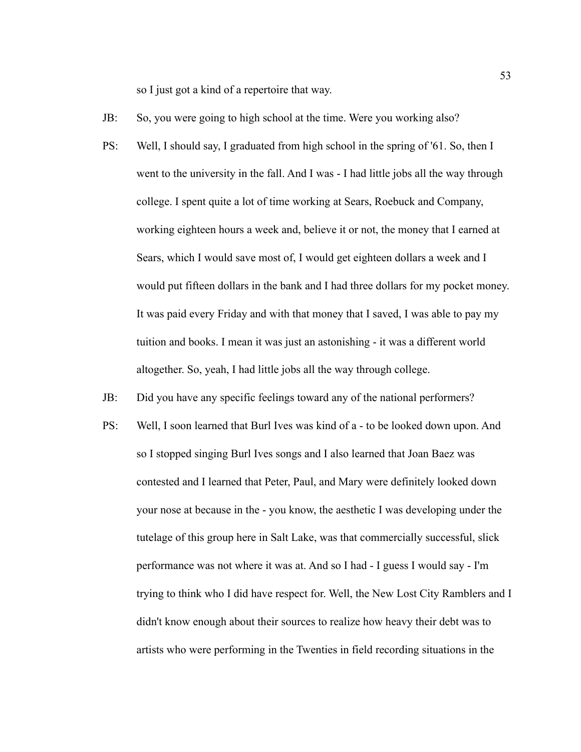so I just got a kind of a repertoire that way.

JB: So, you were going to high school at the time. Were you working also?

PS: Well, I should say, I graduated from high school in the spring of '61. So, then I went to the university in the fall. And I was - I had little jobs all the way through college. I spent quite a lot of time working at Sears, Roebuck and Company, working eighteen hours a week and, believe it or not, the money that I earned at Sears, which I would save most of, I would get eighteen dollars a week and I would put fifteen dollars in the bank and I had three dollars for my pocket money. It was paid every Friday and with that money that I saved, I was able to pay my tuition and books. I mean it was just an astonishing - it was a different world altogether. So, yeah, I had little jobs all the way through college.

JB: Did you have any specific feelings toward any of the national performers?

PS: Well, I soon learned that Burl Ives was kind of a - to be looked down upon. And so I stopped singing Burl Ives songs and I also learned that Joan Baez was contested and I learned that Peter, Paul, and Mary were definitely looked down your nose at because in the - you know, the aesthetic I was developing under the tutelage of this group here in Salt Lake, was that commercially successful, slick performance was not where it was at. And so I had - I guess I would say - I'm trying to think who I did have respect for. Well, the New Lost City Ramblers and I didn't know enough about their sources to realize how heavy their debt was to artists who were performing in the Twenties in field recording situations in the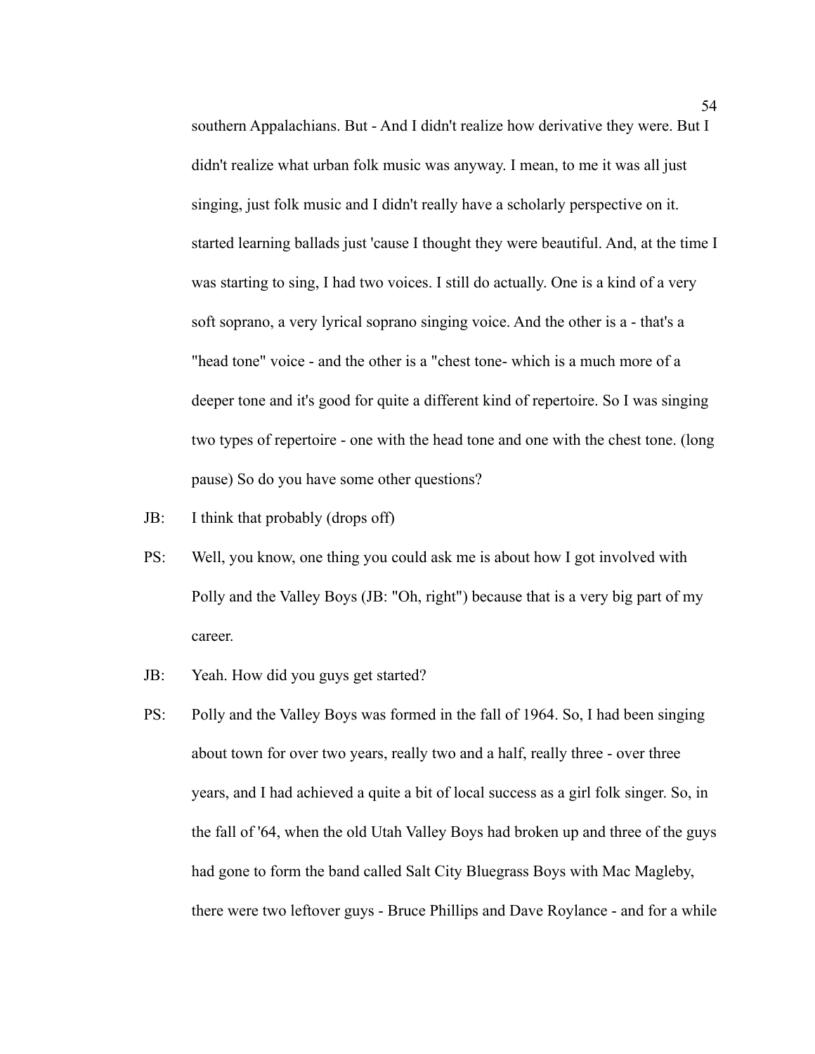southern Appalachians. But - And I didn't realize how derivative they were. But I didn't realize what urban folk music was anyway. I mean, to me it was all just singing, just folk music and I didn't really have a scholarly perspective on it. started learning ballads just 'cause I thought they were beautiful. And, at the time I was starting to sing, I had two voices. I still do actually. One is a kind of a very soft soprano, a very lyrical soprano singing voice. And the other is a - that's a "head tone" voice - and the other is a "chest tone- which is a much more of a deeper tone and it's good for quite a different kind of repertoire. So I was singing two types of repertoire - one with the head tone and one with the chest tone. (long pause) So do you have some other questions?

JB: I think that probably (drops off)

PS: Well, you know, one thing you could ask me is about how I got involved with Polly and the Valley Boys (JB: "Oh, right") because that is a very big part of my career.

JB: Yeah. How did you guys get started?

PS: Polly and the Valley Boys was formed in the fall of 1964. So, I had been singing about town for over two years, really two and a half, really three - over three years, and I had achieved a quite a bit of local success as a girl folk singer. So, in the fall of '64, when the old Utah Valley Boys had broken up and three of the guys had gone to form the band called Salt City Bluegrass Boys with Mac Magleby, there were two leftover guys - Bruce Phillips and Dave Roylance - and for a while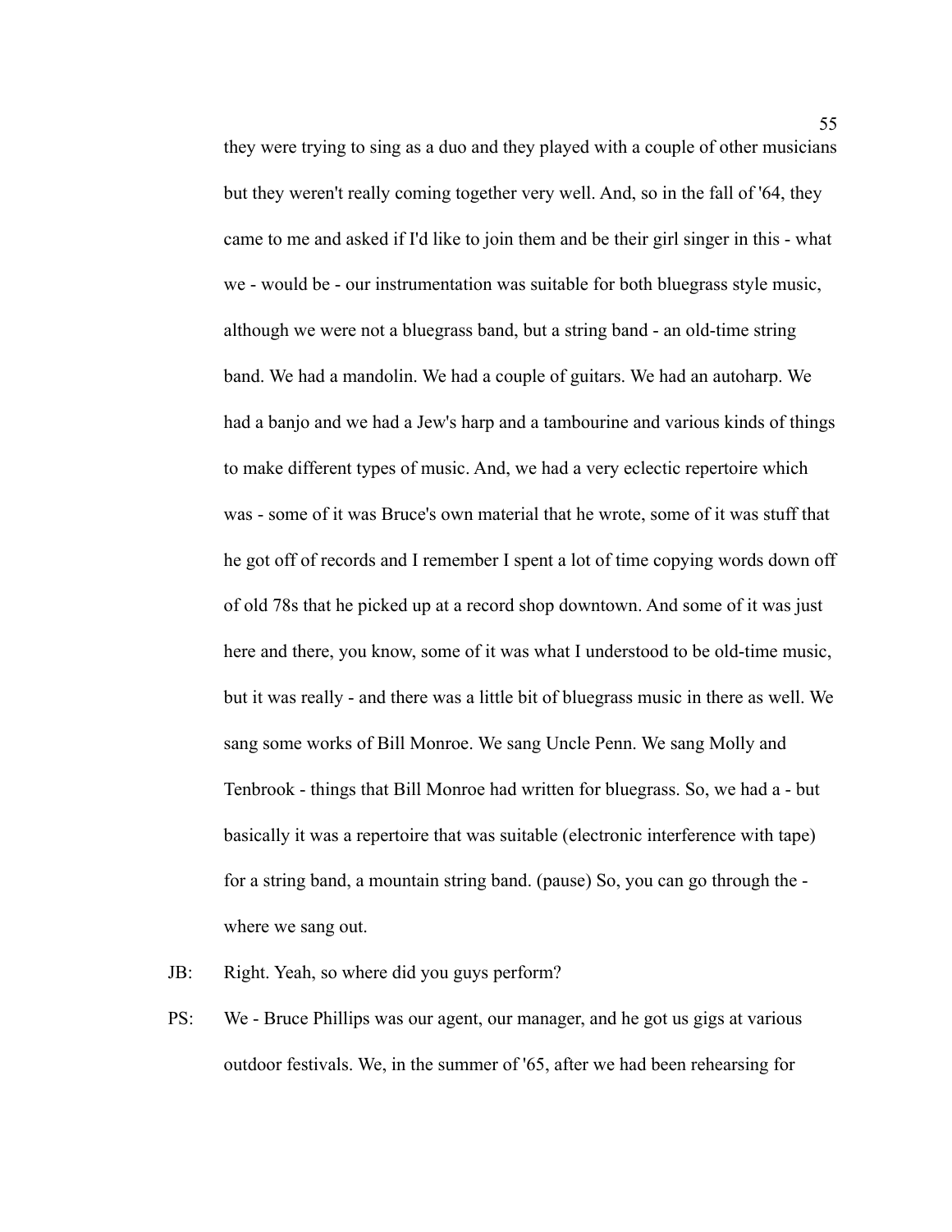they were trying to sing as a duo and they played with a couple of other musicians but they weren't really coming together very well. And, so in the fall of '64, they came to me and asked if I'd like to join them and be their girl singer in this - what we - would be - our instrumentation was suitable for both bluegrass style music, although we were not a bluegrass band, but a string band - an old-time string band. We had a mandolin. We had a couple of guitars. We had an autoharp. We had a banjo and we had a Jew's harp and a tambourine and various kinds of things to make different types of music. And, we had a very eclectic repertoire which was - some of it was Bruce's own material that he wrote, some of it was stuff that he got off of records and I remember I spent a lot of time copying words down off of old 78s that he picked up at a record shop downtown. And some of it was just here and there, you know, some of it was what I understood to be old-time music, but it was really - and there was a little bit of bluegrass music in there as well. We sang some works of Bill Monroe. We sang Uncle Penn. We sang Molly and Tenbrook - things that Bill Monroe had written for bluegrass. So, we had a - but basically it was a repertoire that was suitable (electronic interference with tape) for a string band, a mountain string band. (pause) So, you can go through the - where we sang out.

JB: Right. Yeah, so where did you guys perform?

PS: We - Bruce Phillips was our agent, our manager, and he got us gigs at various outdoor festivals. We, in the summer of '65, after we had been rehearsing for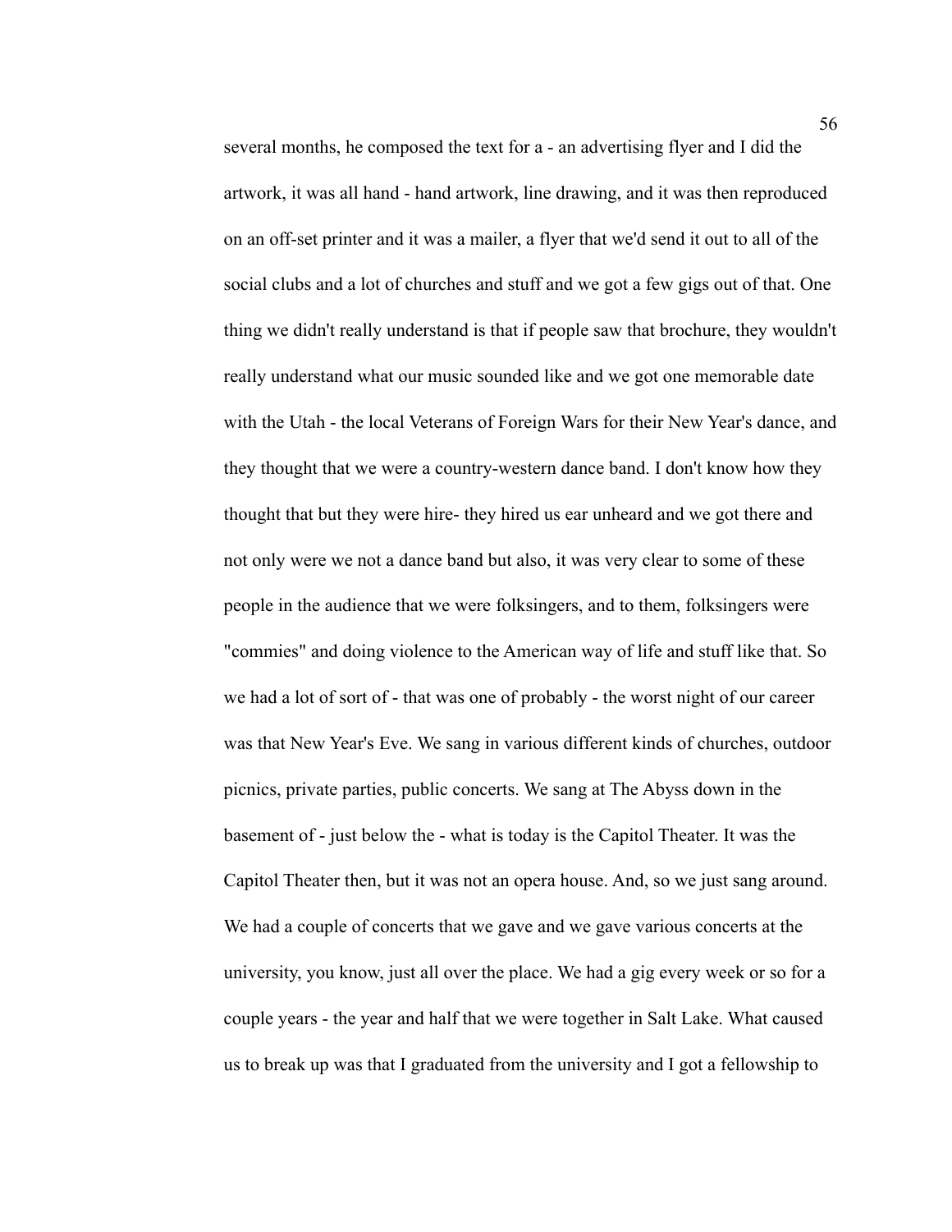several months, he composed the text for a - an advertising flyer and I did the artwork, it was all hand - hand artwork, line drawing, and it was then reproduced on an off-set printer and it was a mailer, a flyer that we'd send it out to all of the social clubs and a lot of churches and stuff and we got a few gigs out of that. One thing we didn't really understand is that if people saw that brochure, they wouldn't really understand what our music sounded like and we got one memorable date with the Utah - the local Veterans of Foreign Wars for their New Year's dance, and they thought that we were a country-western dance band. I don't know how they thought that but they were hire- they hired us ear unheard and we got there and not only were we not a dance band but also, it was very clear to some of these people in the audience that we were folksingers, and to them, folksingers were "commies" and doing violence to the American way of life and stuff like that. So we had a lot of sort of - that was one of probably - the worst night of our career was that New Year's Eve. We sang in various different kinds of churches, outdoor picnics, private parties, public concerts. We sang at The Abyss down in the basement of - just below the - what is today is the Capitol Theater. It was the Capitol Theater then, but it was not an opera house. And, so we just sang around. We had a couple of concerts that we gave and we gave various concerts at the university, you know, just all over the place. We had a gig every week or so for a couple years - the year and half that we were together in Salt Lake. What caused us to break up was that I graduated from the university and I got a fellowship to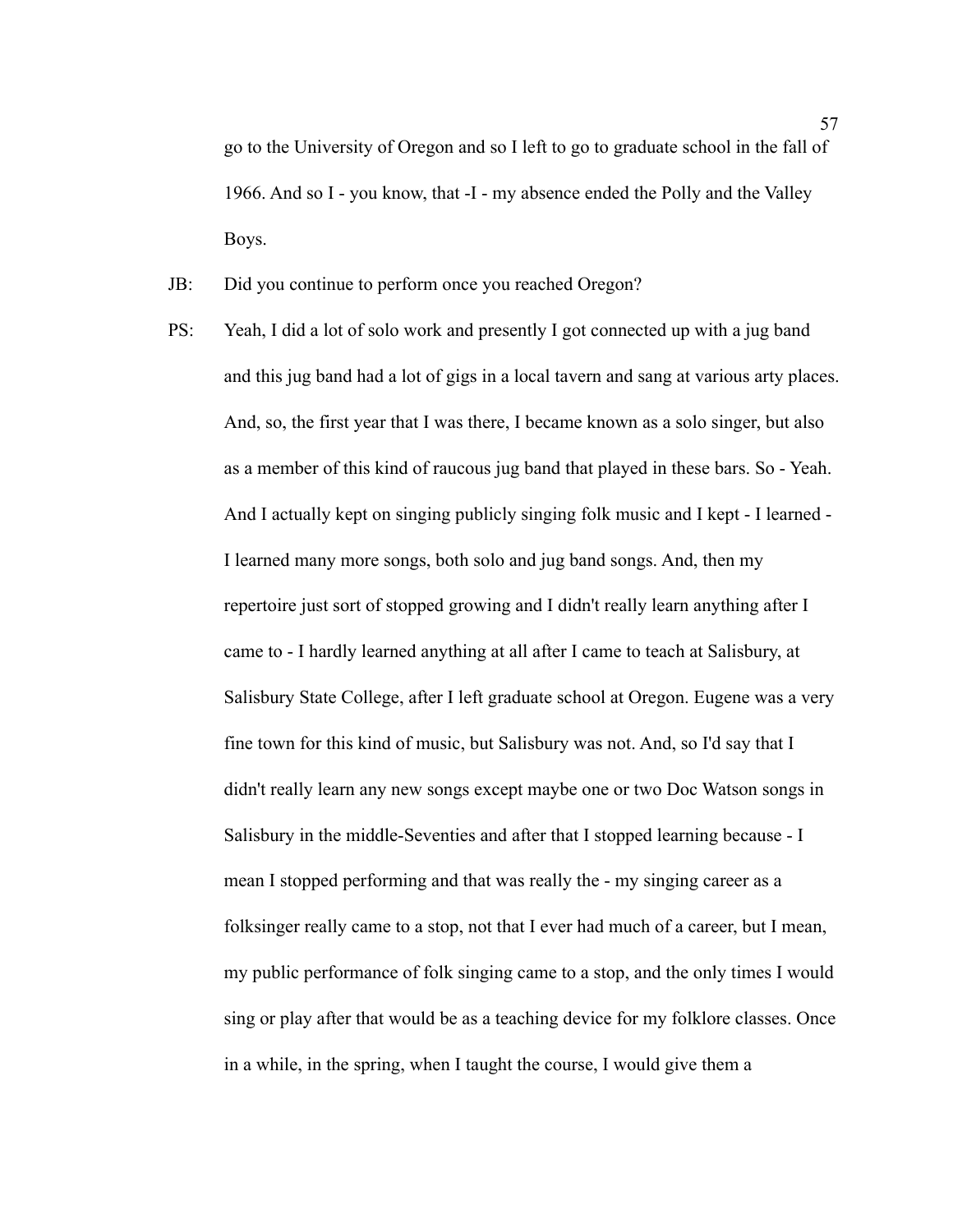go to the University of Oregon and so I left to go to graduate school in the fall of 1966. And so I - you know, that -I - my absence ended the Polly and the Valley Boys.

JB: Did you continue to perform once you reached Oregon?

PS: Yeah, I did a lot of solo work and presently I got connected up with a jug band and this jug band had a lot of gigs in a local tavern and sang at various arty places. And, so, the first year that I was there, I became known as a solo singer, but also as a member of this kind of raucous jug band that played in these bars. So - Yeah. And I actually kept on singing publicly singing folk music and I kept - I learned - I learned many more songs, both solo and jug band songs. And, then my repertoire just sort of stopped growing and I didn't really learn anything after I came to - I hardly learned anything at all after I came to teach at Salisbury, at Salisbury State College, after I left graduate school at Oregon. Eugene was a very fine town for this kind of music, but Salisbury was not. And, so I'd say that I didn't really learn any new songs except maybe one or two Doc Watson songs in Salisbury in the middle-Seventies and after that I stopped learning because - I mean I stopped performing and that was really the - my singing career as a folksinger really came to a stop, not that I ever had much of a career, but I mean, my public performance of folk singing came to a stop, and the only times I would sing or play after that would be as a teaching device for my folklore classes. Once in a while, in the spring, when I taught the course, I would give them a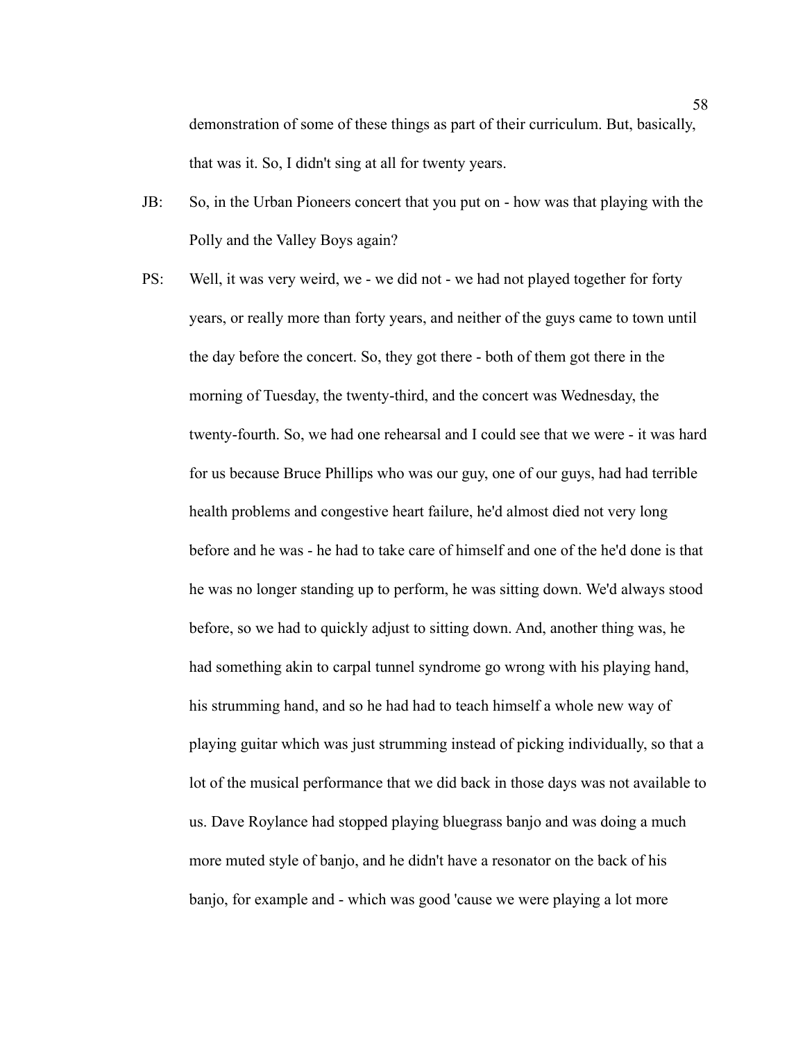demonstration of some of these things as part of their curriculum. But, basically, that was it. So, I didn't sing at all for twenty years.

JB: So, in the Urban Pioneers concert that you put on - how was that playing with the Polly and the Valley Boys again?

PS: Well, it was very weird, we - we did not - we had not played together for forty years, or really more than forty years, and neither of the guys came to town until the day before the concert. So, they got there - both of them got there in the morning of Tuesday, the twenty-third, and the concert was Wednesday, the twenty-fourth. So, we had one rehearsal and I could see that we were - it was hard for us because Bruce Phillips who was our guy, one of our guys, had had terrible health problems and congestive heart failure, he'd almost died not very long before and he was - he had to take care of himself and one of the he'd done is that he was no longer standing up to perform, he was sitting down. We'd always stood before, so we had to quickly adjust to sitting down. And, another thing was, he had something akin to carpal tunnel syndrome go wrong with his playing hand, his strumming hand, and so he had had to teach himself a whole new way of playing guitar which was just strumming instead of picking individually, so that a lot of the musical performance that we did back in those days was not available to us. Dave Roylance had stopped playing bluegrass banjo and was doing a much more muted style of banjo, and he didn't have a resonator on the back of his banjo, for example and - which was good 'cause we were playing a lot more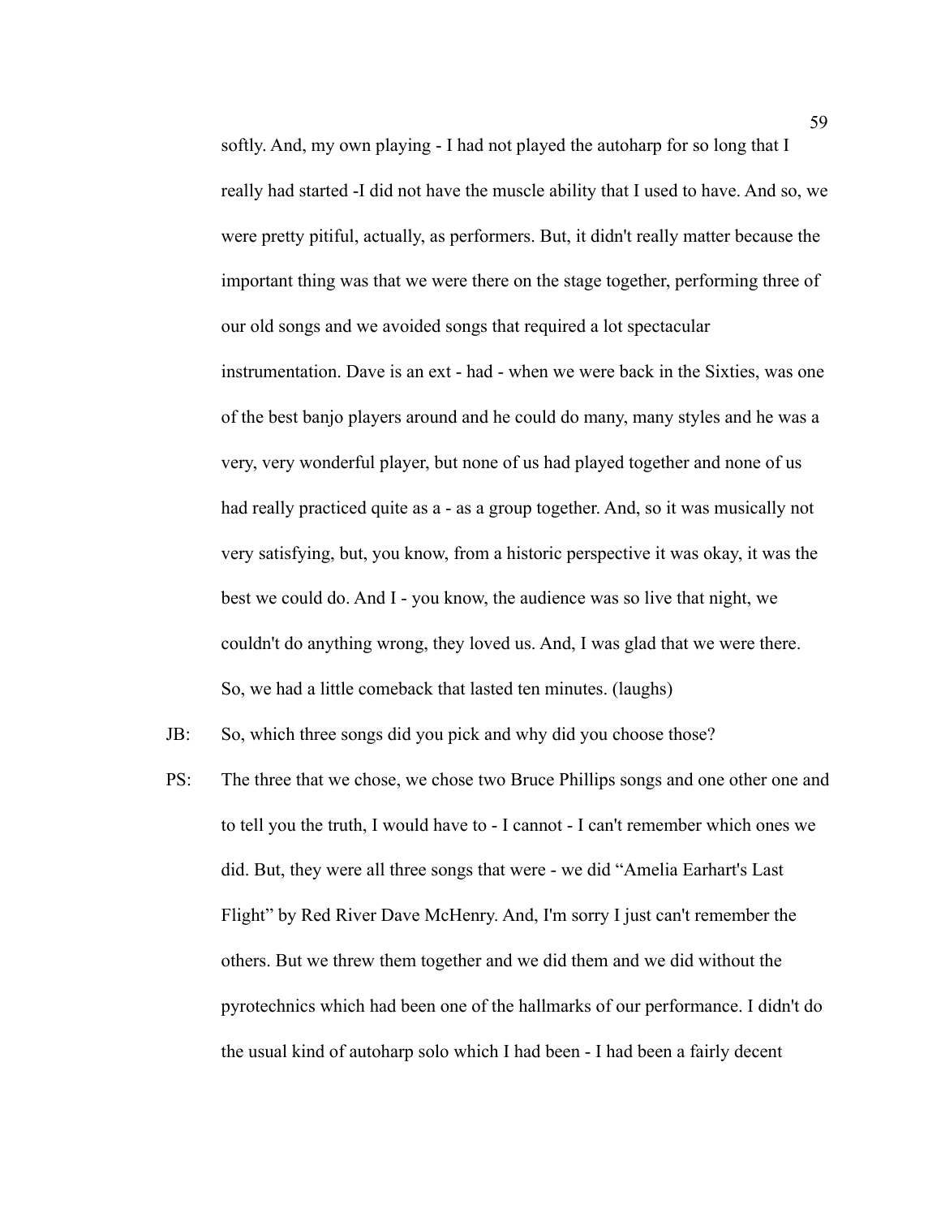softly. And, my own playing - I had not played the autoharp for so long that I really had started -I did not have the muscle ability that I used to have. And so, we were pretty pitiful, actually, as performers. But, it didn't really matter because the important thing was that we were there on the stage together, performing three of our old songs and we avoided songs that required a lot spectacular instrumentation. Dave is an ext - had - when we were back in the Sixties, was one of the best banjo players around and he could do many, many styles and he was a very, very wonderful player, but none of us had played together and none of us had really practiced quite as a - as a group together. And, so it was musically not very satisfying, but, you know, from a historic perspective it was okay, it was the best we could do. And I - you know, the audience was so live that night, we couldn't do anything wrong, they loved us. And, I was glad that we were there. So, we had a little comeback that lasted ten minutes. (laughs)

JB: So, which three songs did you pick and why did you choose those?

PS: The three that we chose, we chose two Bruce Phillips songs and one other one and to tell you the truth, I would have to - I cannot - I can't remember which ones we did. But, they were all three songs that were - we did "Amelia Earhart's Last Flight" by Red River Dave McHenry. And, I'm sorry I just can't remember the others. But we threw them together and we did them and we did without the pyrotechnics which had been one of the hallmarks of our performance. I didn't do the usual kind of autoharp solo which I had been - I had been a fairly decent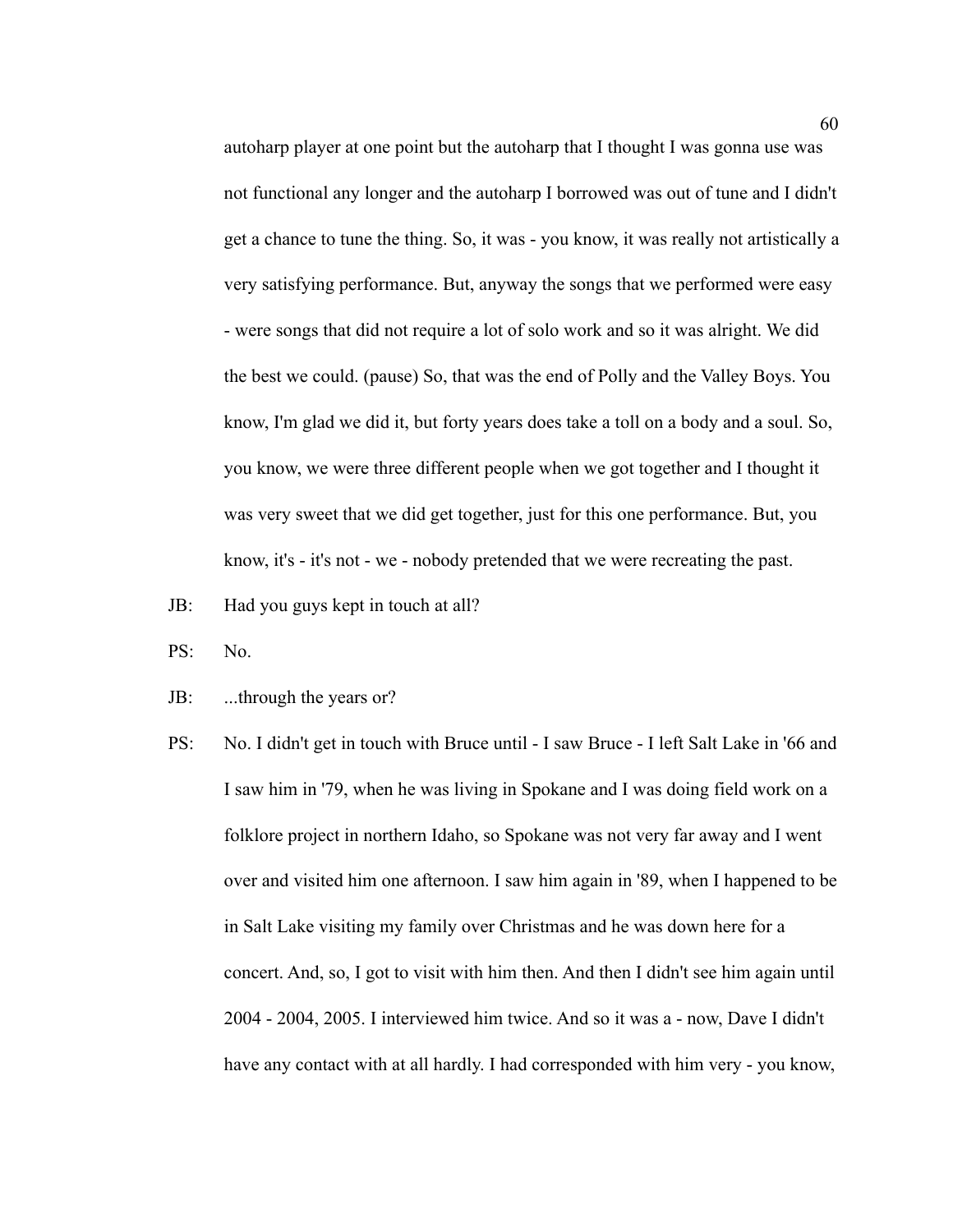autoharp player at one point but the autoharp that I thought I was gonna use was not functional any longer and the autoharp I borrowed was out of tune and I didn't get a chance to tune the thing. So, it was - you know, it was really not artistically a very satisfying performance. But, anyway the songs that we performed were easy - were songs that did not require a lot of solo work and so it was alright. We did the best we could. (pause) So, that was the end of Polly and the Valley Boys. You know, I'm glad we did it, but forty years does take a toll on a body and a soul. So, you know, we were three different people when we got together and I thought it was very sweet that we did get together, just for this one performance. But, you know, it's - it's not - we - nobody pretended that we were recreating the past.

JB: Had you guys kept in touch at all?

PS: No.

JB: ...through the years or?

PS: No. I didn't get in touch with Bruce until - I saw Bruce - I left Salt Lake in '66 and I saw him in '79, when he was living in Spokane and I was doing field work on a folklore project in northern Idaho, so Spokane was not very far away and I went over and visited him one afternoon. I saw him again in '89, when I happened to be in Salt Lake visiting my family over Christmas and he was down here for a concert. And, so, I got to visit with him then. And then I didn't see him again until 2004 - 2004, 2005. I interviewed him twice. And so it was a - now, Dave I didn't have any contact with at all hardly. I had corresponded with him very - you know,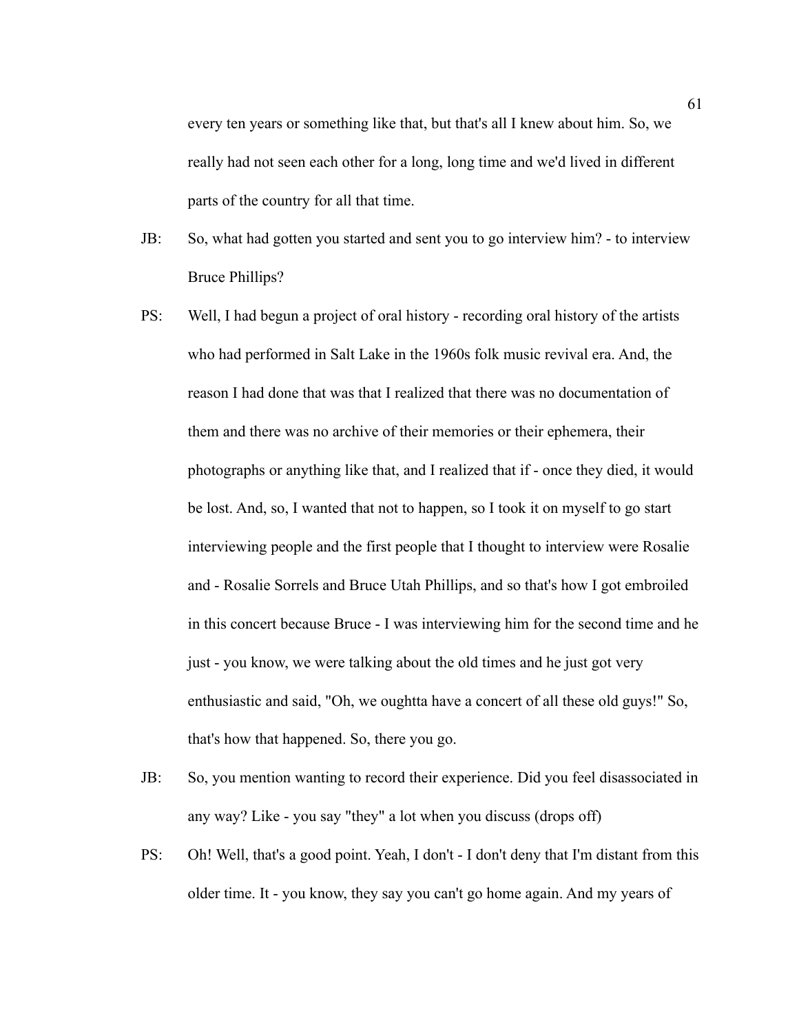every ten years or something like that, but that's all I knew about him. So, we really had not seen each other for a long, long time and we'd lived in different parts of the country for all that time.

JB: So, what had gotten you started and sent you to go interview him? - to interview Bruce Phillips?

PS: Well, I had begun a project of oral history - recording oral history of the artists who had performed in Salt Lake in the 1960s folk music revival era. And, the reason I had done that was that I realized that there was no documentation of them and there was no archive of their memories or their ephemera, their photographs or anything like that, and I realized that if - once they died, it would be lost. And, so, I wanted that not to happen, so I took it on myself to go start interviewing people and the first people that I thought to interview were Rosalie and - Rosalie Sorrels and Bruce Utah Phillips, and so that's how I got embroiled in this concert because Bruce - I was interviewing him for the second time and he just - you know, we were talking about the old times and he just got very enthusiastic and said, "Oh, we oughtta have a concert of all these old guys!" So, that's how that happened. So, there you go.

JB: So, you mention wanting to record their experience. Did you feel disassociated in any way? Like - you say "they" a lot when you discuss (drops off)

PS: Oh! Well, that's a good point. Yeah, I don't - I don't deny that I'm distant from this older time. It - you know, they say you can't go home again. And my years of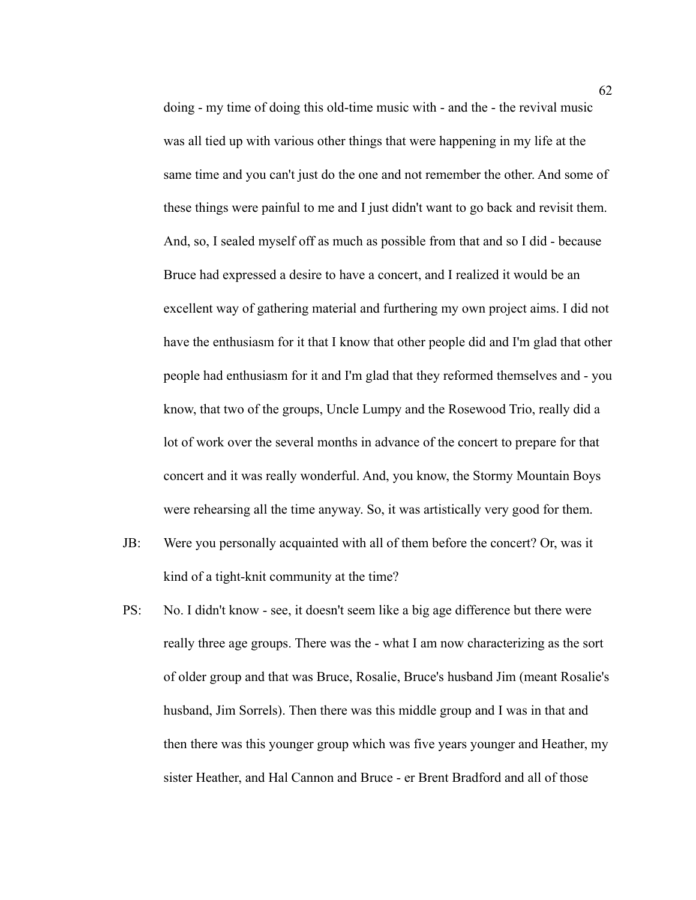doing - my time of doing this old-time music with - and the - the revival music was all tied up with various other things that were happening in my life at the same time and you can't just do the one and not remember the other. And some of these things were painful to me and I just didn't want to go back and revisit them. And, so, I sealed myself off as much as possible from that and so I did - because Bruce had expressed a desire to have a concert, and I realized it would be an excellent way of gathering material and furthering my own project aims. I did not have the enthusiasm for it that I know that other people did and I'm glad that other people had enthusiasm for it and I'm glad that they reformed themselves and - you know, that two of the groups, Uncle Lumpy and the Rosewood Trio, really did a lot of work over the several months in advance of the concert to prepare for that concert and it was really wonderful. And, you know, the Stormy Mountain Boys were rehearsing all the time anyway. So, it was artistically very good for them.

JB: Were you personally acquainted with all of them before the concert? Or, was it kind of a tight-knit community at the time?

PS: No. I didn't know - see, it doesn't seem like a big age difference but there were really three age groups. There was the - what I am now characterizing as the sort of older group and that was Bruce, Rosalie, Bruce's husband Jim (meant Rosalie's husband, Jim Sorrels). Then there was this middle group and I was in that and then there was this younger group which was five years younger and Heather, my sister Heather, and Hal Cannon and Bruce - er Brent Bradford and all of those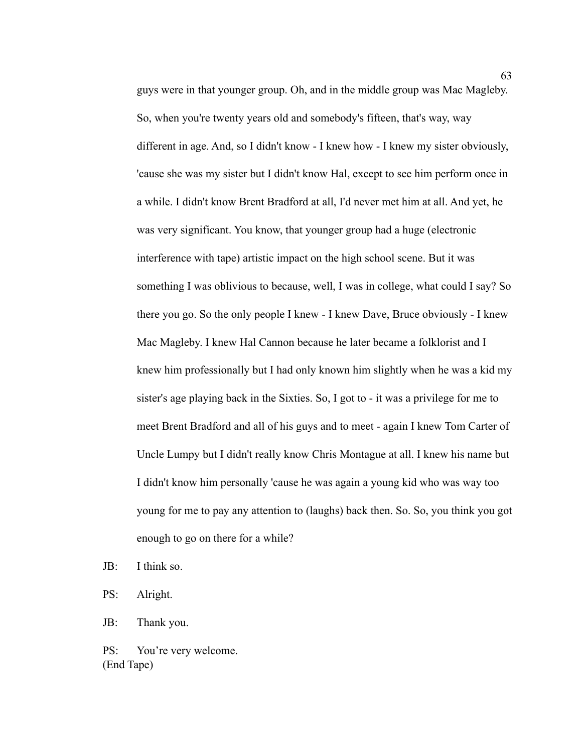guys were in that younger group. Oh, and in the middle group was Mac Magleby. So, when you're twenty years old and somebody's fifteen, that's way, way different in age. And, so I didn't know - I knew how - I knew my sister obviously, 'cause she was my sister but I didn't know Hal, except to see him perform once in a while. I didn't know Brent Bradford at all, I'd never met him at all. And yet, he was very significant. You know, that younger group had a huge (electronic interference with tape) artistic impact on the high school scene. But it was something I was oblivious to because, well, I was in college, what could I say? So there you go. So the only people I knew - I knew Dave, Bruce obviously - I knew Mac Magleby. I knew Hal Cannon because he later became a folklorist and I knew him professionally but I had only known him slightly when he was a kid my sister's age playing back in the Sixties. So, I got to - it was a privilege for me to meet Brent Bradford and all of his guys and to meet - again I knew Tom Carter of Uncle Lumpy but I didn't really know Chris Montague at all. I knew his name but I didn't know him personally 'cause he was again a young kid who was way too young for me to pay any attention to (laughs) back then. So. So, you think you got enough to go on there for a while?

JB: I think so.

PS: Alright.

JB: Thank you.

PS: You're very welcome.

(End Tape)